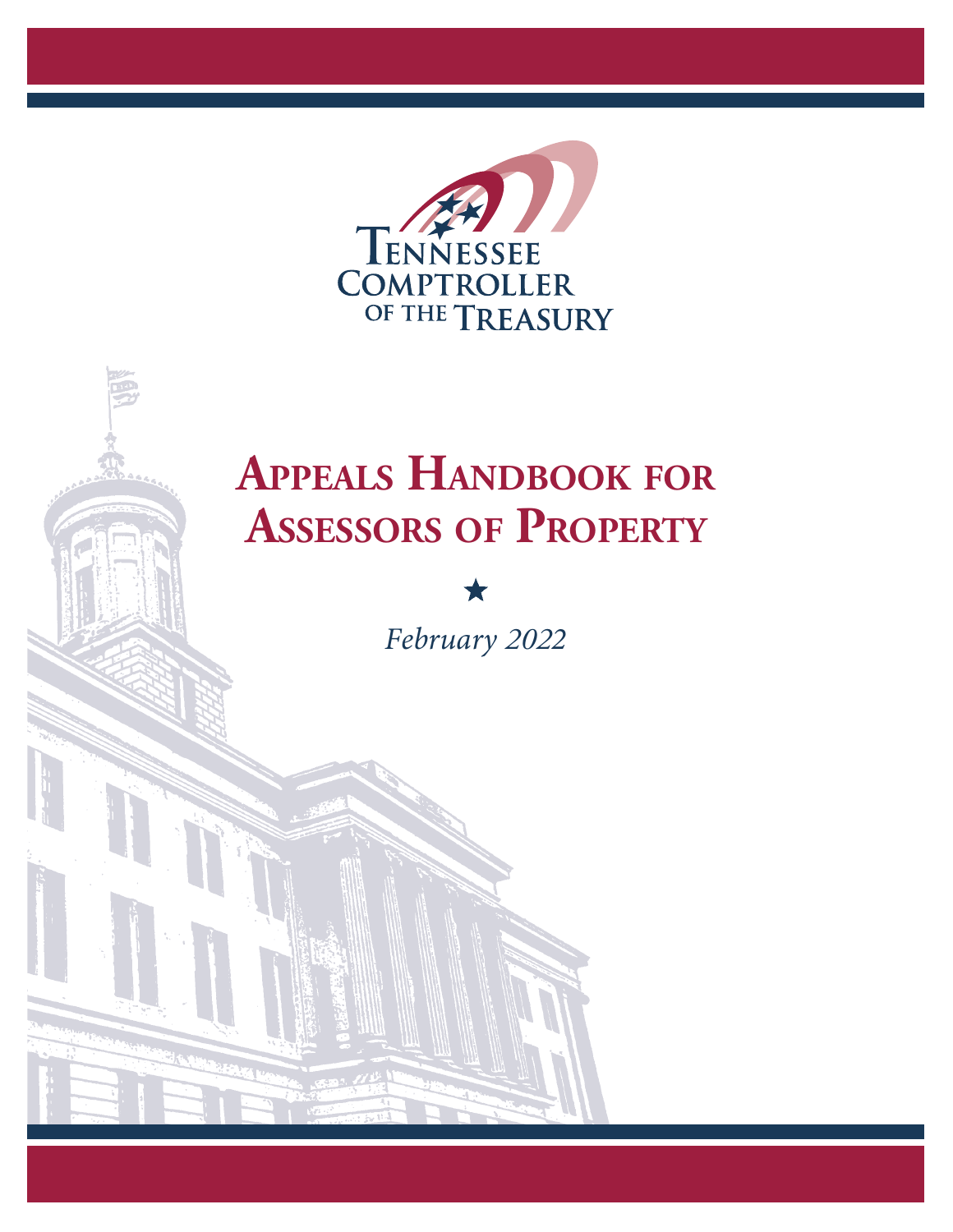Tennessee Comptroller of the Treasury

# Appeals Handbook for Assessors of Property

★

*February 2022*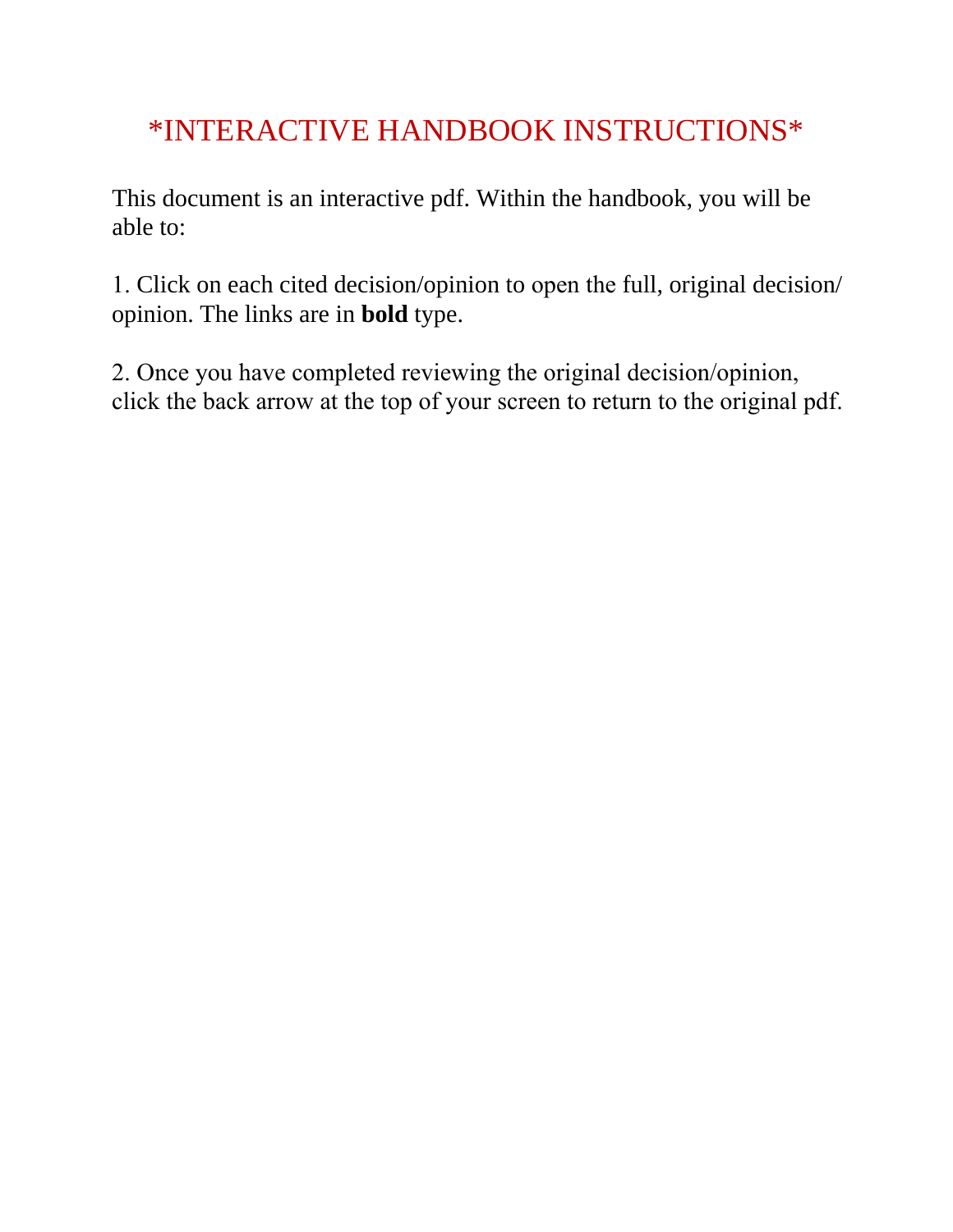# *INTERACTIVE HANDBOOK INSTRUCTIONS*

This document is an interactive pdf. Within the handbook, you will be able to:

1. Click on each cited decision/opinion to open the full, original decision/opinion. The links are in **bold** type.

2. Once you have completed reviewing the original decision/opinion, click the back arrow at the top of your screen to return to the original pdf.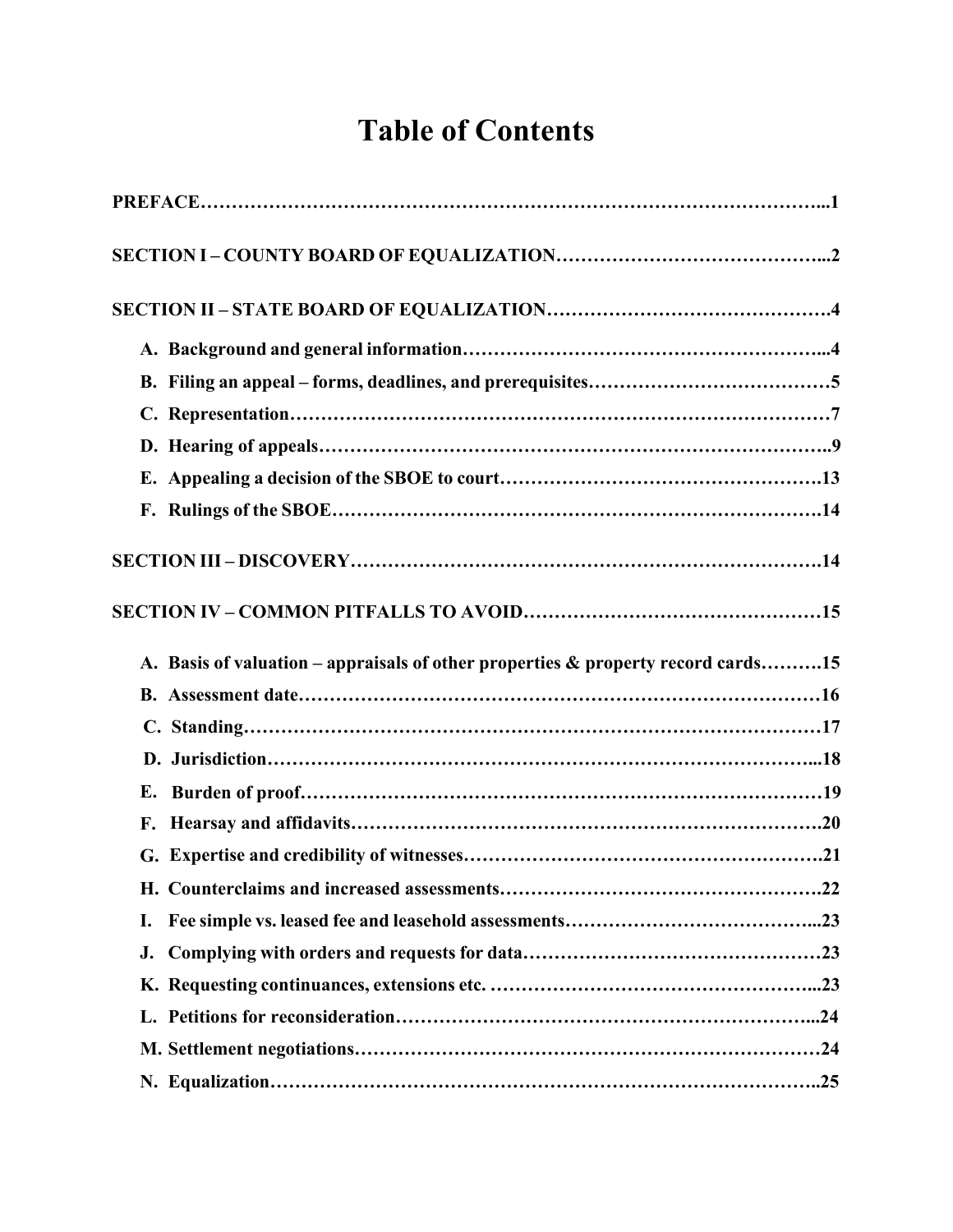# Table of Contents

**PREFACE……………………………………………………………………………………...1**

**SECTION I – COUNTY BOARD OF EQUALIZATION…………………………………...2**

**SECTION II – STATE BOARD OF EQUALIZATION…………………………………….4**

- **A. Background and general information…………………………………………………...4**
- **B. Filing an appeal – forms, deadlines, and prerequisites………………………………5**
- **C. Representation…………………………………………………………………………7**
- **D. Hearing of appeals……………………………………………………………………..9**
- **E. Appealing a decision of the SBOE to court…………………………………………….13**
- **F. Rulings of the SBOE…………………………………………………………………….14**

**SECTION III – DISCOVERY…………………………………………………………………14**

**SECTION IV – COMMON PITFALLS TO AVOID…………………………………………15**

- **A. Basis of valuation – appraisals of other properties & property record cards……….15**
- **B. Assessment date…………………………………………………………………………16**
- **C. Standing…………………………………………………………………………………17**
- **D. Jurisdiction……………………………………………………………………………...18**
- **E. Burden of proof…………………………………………………………………………19**
- **F. Hearsay and affidavits………………………………………………………………….20**
- **G. Expertise and credibility of witnesses………………………………………………….21**
- **H. Counterclaims and increased assessments…………………………………………….22**
- **I. Fee simple vs. leased fee and leasehold assessments………………………………...23**
- **J. Complying with orders and requests for data…………………………………………23**
- **K. Requesting continuances, extensions etc. ……………………………………………...23**
- **L. Petitions for reconsideration…………………………………………………………...24**
- **M. Settlement negotiations…………………………………………………………………24**
- **N. Equalization……………………………………………………………………………..25**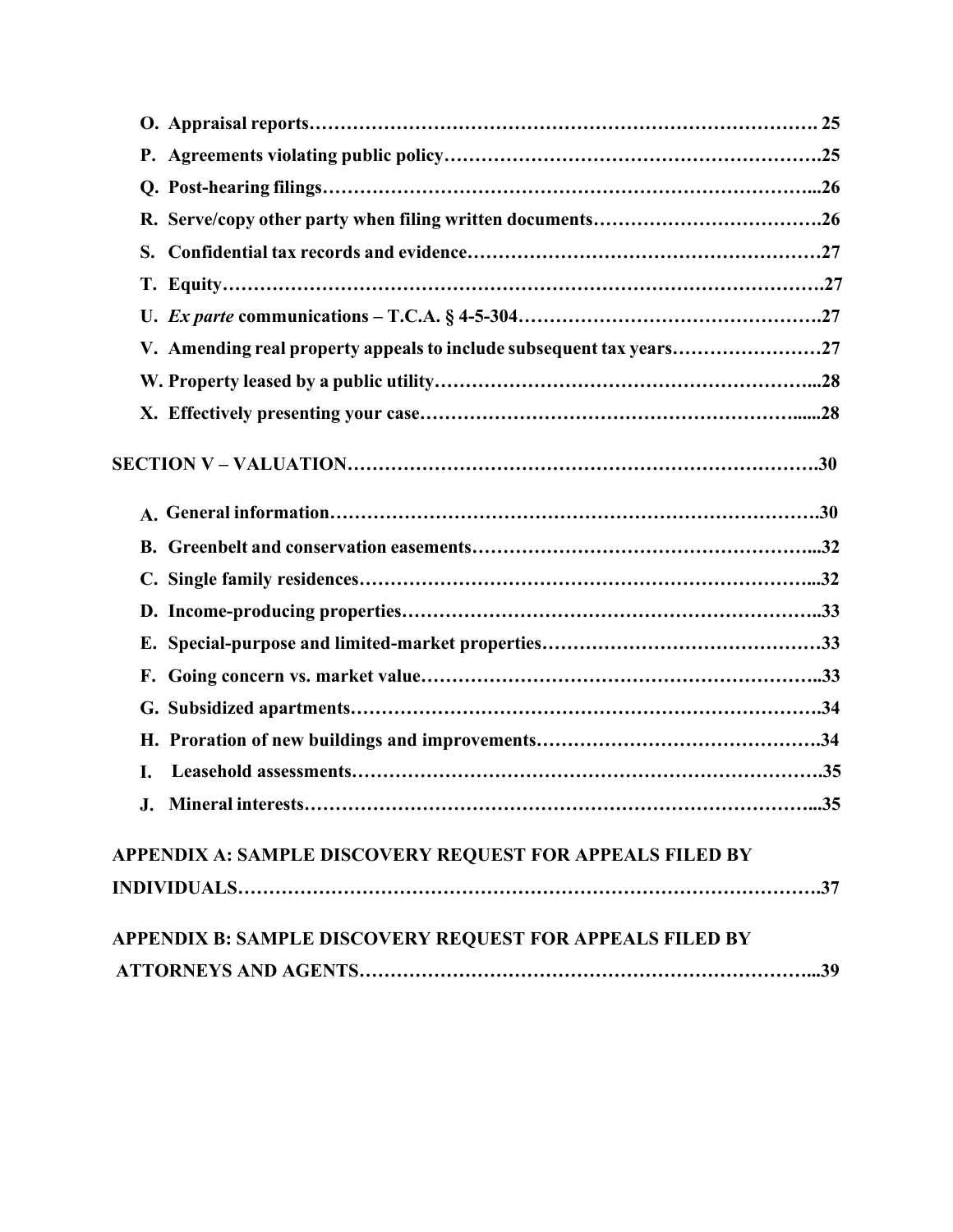**O. Appraisal reports………………………………………………………………………. 25**

**P. Agreements violating public policy…………………………………………………25**

**Q. Post-hearing filings……………………………………………………………………...26**

**R. Serve/copy other party when filing written documents………………………………26**

**S. Confidential tax records and evidence…………………………………………………27**

**T. Equity……………………………………………………………………………………27**

**U. *Ex parte* communications – T.C.A. § 4-5-304…………………………………………27**

**V. Amending real property appeals to include subsequent tax years……………………27**

**W. Property leased by a public utility……………………………………………………...28**

**X. Effectively presenting your case…………………………………………………….....28**

**SECTION V – VALUATION……………………………………………………………….30**

**A. General information…………………………………………………………………….30**

**B. Greenbelt and conservation easements………………………………………………...32**

**C. Single family residences………………………………………………………………...32**

**D. Income-producing properties…………………………………………………………..33**

**E. Special-purpose and limited-market properties………………………………………33**

**F. Going concern vs. market value………………………………………………………..33**

**G. Subsidized apartments…………………………………………………………………34**

**H. Proration of new buildings and improvements……………………………………….34**

**I. Leasehold assessments…………………………………………………………………35**

**J. Mineral interests………………………………………………………………………...35**

**APPENDIX A: SAMPLE DISCOVERY REQUEST FOR APPEALS FILED BY INDIVIDUALS……………………………………………………………………………….37**

**APPENDIX B: SAMPLE DISCOVERY REQUEST FOR APPEALS FILED BY ATTORNEYS AND AGENTS…………………………………………………………...39**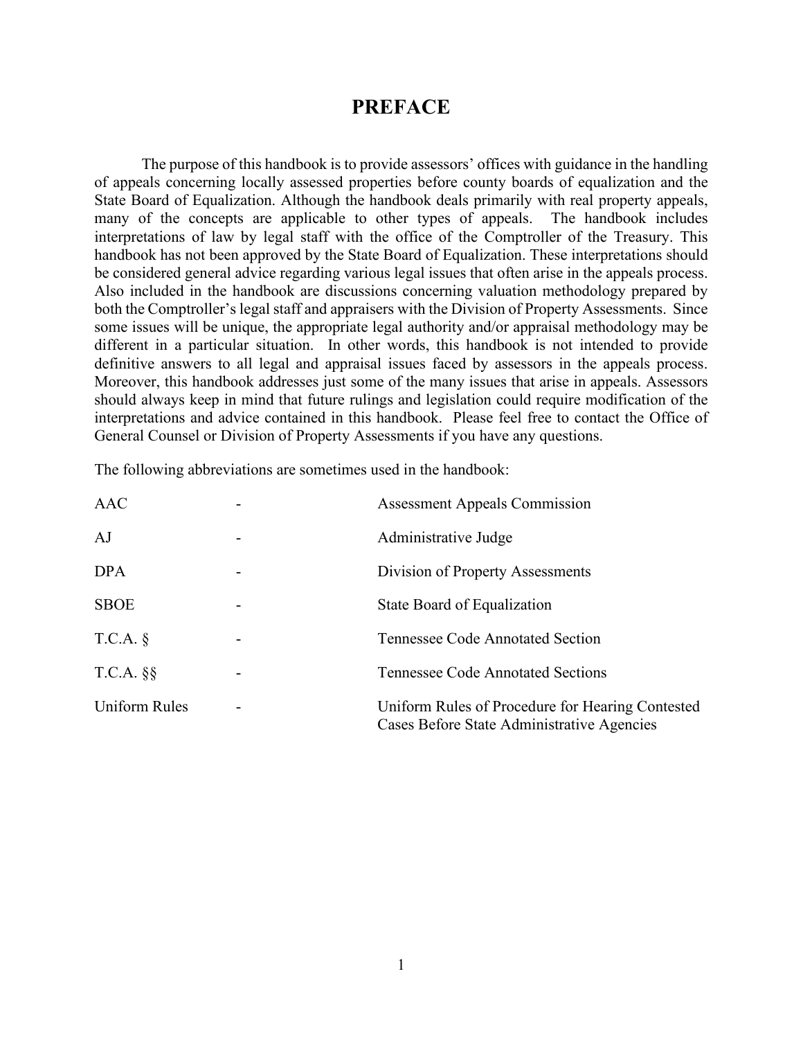# PREFACE

The purpose of this handbook is to provide assessors' offices with guidance in the handling of appeals concerning locally assessed properties before county boards of equalization and the State Board of Equalization. Although the handbook deals primarily with real property appeals, many of the concepts are applicable to other types of appeals. The handbook includes interpretations of law by legal staff with the office of the Comptroller of the Treasury. This handbook has not been approved by the State Board of Equalization. These interpretations should be considered general advice regarding various legal issues that often arise in the appeals process. Also included in the handbook are discussions concerning valuation methodology prepared by both the Comptroller's legal staff and appraisers with the Division of Property Assessments. Since some issues will be unique, the appropriate legal authority and/or appraisal methodology may be different in a particular situation. In other words, this handbook is not intended to provide definitive answers to all legal and appraisal issues faced by assessors in the appeals process. Moreover, this handbook addresses just some of the many issues that arise in appeals. Assessors should always keep in mind that future rulings and legislation could require modification of the interpretations and advice contained in this handbook. Please feel free to contact the Office of General Counsel or Division of Property Assessments if you have any questions.

The following abbreviations are sometimes used in the handbook:

| | | |
|---|---|---|
| AAC | - | Assessment Appeals Commission |
| AJ | - | Administrative Judge |
| DPA | - | Division of Property Assessments |
| SBOE | - | State Board of Equalization |
| T.C.A. § | - | Tennessee Code Annotated Section |
| T.C.A. §§ | - | Tennessee Code Annotated Sections |
| Uniform Rules | - | Uniform Rules of Procedure for Hearing Contested Cases Before State Administrative Agencies |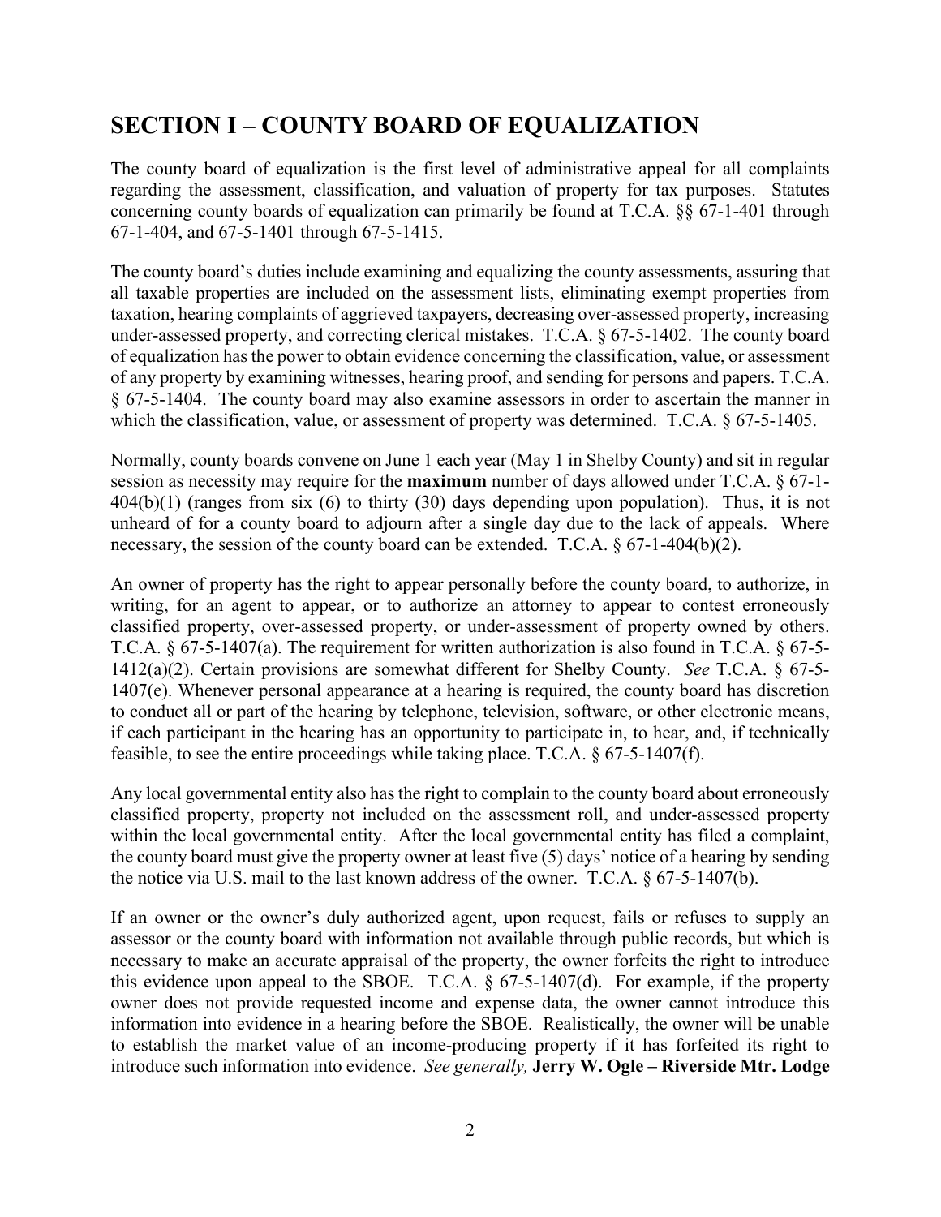## SECTION I – COUNTY BOARD OF EQUALIZATION

The county board of equalization is the first level of administrative appeal for all complaints regarding the assessment, classification, and valuation of property for tax purposes. Statutes concerning county boards of equalization can primarily be found at T.C.A. §§ 67-1-401 through 67-1-404, and 67-5-1401 through 67-5-1415.

The county board's duties include examining and equalizing the county assessments, assuring that all taxable properties are included on the assessment lists, eliminating exempt properties from taxation, hearing complaints of aggrieved taxpayers, decreasing over-assessed property, increasing under-assessed property, and correcting clerical mistakes. T.C.A. § 67-5-1402. The county board of equalization has the power to obtain evidence concerning the classification, value, or assessment of any property by examining witnesses, hearing proof, and sending for persons and papers. T.C.A. § 67-5-1404. The county board may also examine assessors in order to ascertain the manner in which the classification, value, or assessment of property was determined. T.C.A. § 67-5-1405.

Normally, county boards convene on June 1 each year (May 1 in Shelby County) and sit in regular session as necessity may require for the **maximum** number of days allowed under T.C.A. § 67-1-404(b)(1) (ranges from six (6) to thirty (30) days depending upon population). Thus, it is not unheard of for a county board to adjourn after a single day due to the lack of appeals. Where necessary, the session of the county board can be extended. T.C.A. § 67-1-404(b)(2).

An owner of property has the right to appear personally before the county board, to authorize, in writing, for an agent to appear, or to authorize an attorney to appear to contest erroneously classified property, over-assessed property, or under-assessment of property owned by others. T.C.A. § 67-5-1407(a). The requirement for written authorization is also found in T.C.A. § 67-5-1412(a)(2). Certain provisions are somewhat different for Shelby County. *See* T.C.A. § 67-5-1407(e). Whenever personal appearance at a hearing is required, the county board has discretion to conduct all or part of the hearing by telephone, television, software, or other electronic means, if each participant in the hearing has an opportunity to participate in, to hear, and, if technically feasible, to see the entire proceedings while taking place. T.C.A. § 67-5-1407(f).

Any local governmental entity also has the right to complain to the county board about erroneously classified property, property not included on the assessment roll, and under-assessed property within the local governmental entity. After the local governmental entity has filed a complaint, the county board must give the property owner at least five (5) days' notice of a hearing by sending the notice via U.S. mail to the last known address of the owner. T.C.A. § 67-5-1407(b).

If an owner or the owner's duly authorized agent, upon request, fails or refuses to supply an assessor or the county board with information not available through public records, but which is necessary to make an accurate appraisal of the property, the owner forfeits the right to introduce this evidence upon appeal to the SBOE. T.C.A. § 67-5-1407(d). For example, if the property owner does not provide requested income and expense data, the owner cannot introduce this information into evidence in a hearing before the SBOE. Realistically, the owner will be unable to establish the market value of an income-producing property if it has forfeited its right to introduce such information into evidence. *See generally,* **Jerry W. Ogle – Riverside Mtr. Lodge**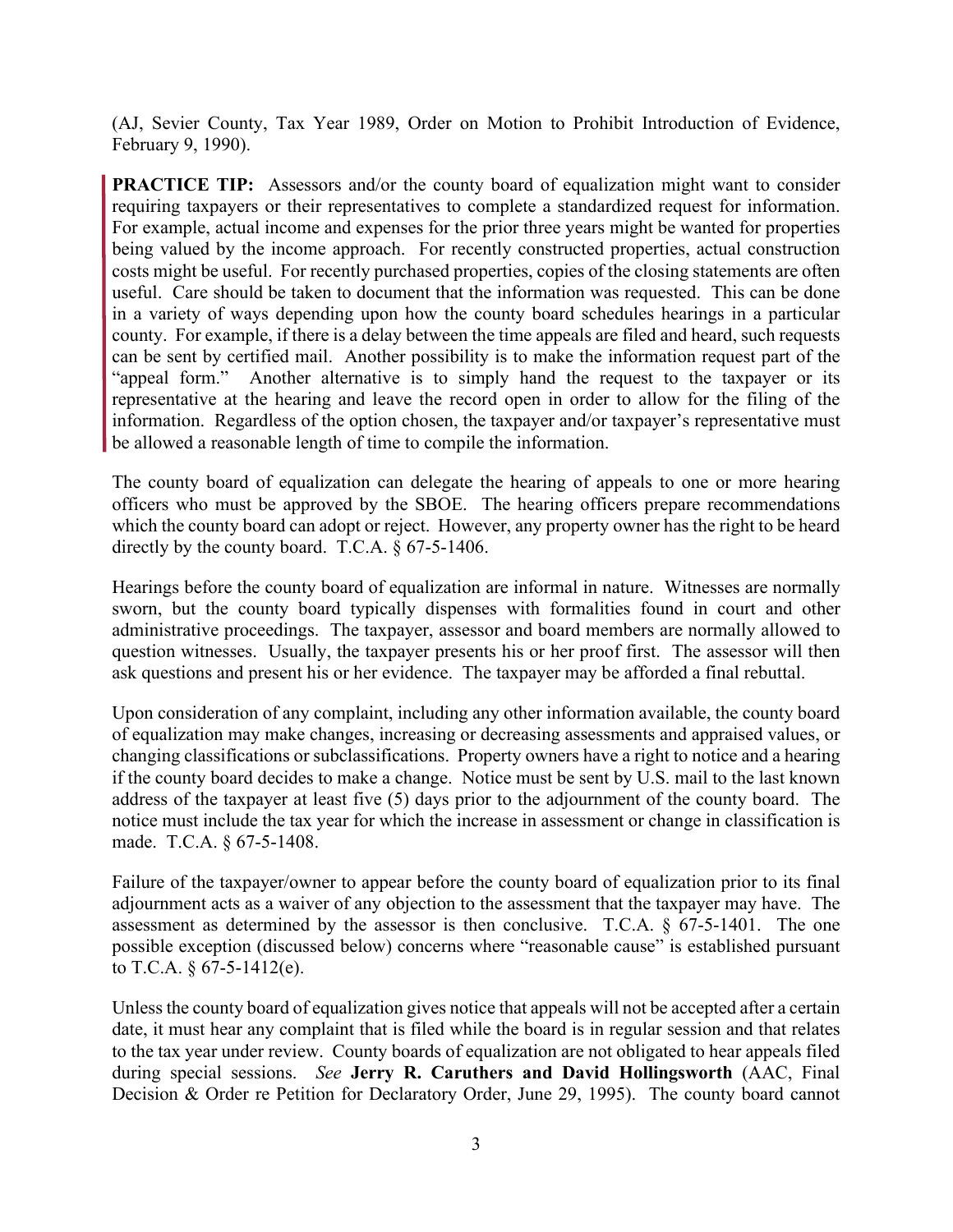(AJ, Sevier County, Tax Year 1989, Order on Motion to Prohibit Introduction of Evidence, February 9, 1990).

**PRACTICE TIP:** Assessors and/or the county board of equalization might want to consider requiring taxpayers or their representatives to complete a standardized request for information. For example, actual income and expenses for the prior three years might be wanted for properties being valued by the income approach. For recently constructed properties, actual construction costs might be useful. For recently purchased properties, copies of the closing statements are often useful. Care should be taken to document that the information was requested. This can be done in a variety of ways depending upon how the county board schedules hearings in a particular county. For example, if there is a delay between the time appeals are filed and heard, such requests can be sent by certified mail. Another possibility is to make the information request part of the "appeal form." Another alternative is to simply hand the request to the taxpayer or its representative at the hearing and leave the record open in order to allow for the filing of the information. Regardless of the option chosen, the taxpayer and/or taxpayer's representative must be allowed a reasonable length of time to compile the information.

The county board of equalization can delegate the hearing of appeals to one or more hearing officers who must be approved by the SBOE. The hearing officers prepare recommendations which the county board can adopt or reject. However, any property owner has the right to be heard directly by the county board. T.C.A. § 67-5-1406.

Hearings before the county board of equalization are informal in nature. Witnesses are normally sworn, but the county board typically dispenses with formalities found in court and other administrative proceedings. The taxpayer, assessor and board members are normally allowed to question witnesses. Usually, the taxpayer presents his or her proof first. The assessor will then ask questions and present his or her evidence. The taxpayer may be afforded a final rebuttal.

Upon consideration of any complaint, including any other information available, the county board of equalization may make changes, increasing or decreasing assessments and appraised values, or changing classifications or subclassifications. Property owners have a right to notice and a hearing if the county board decides to make a change. Notice must be sent by U.S. mail to the last known address of the taxpayer at least five (5) days prior to the adjournment of the county board. The notice must include the tax year for which the increase in assessment or change in classification is made. T.C.A. § 67-5-1408.

Failure of the taxpayer/owner to appear before the county board of equalization prior to its final adjournment acts as a waiver of any objection to the assessment that the taxpayer may have. The assessment as determined by the assessor is then conclusive. T.C.A. § 67-5-1401. The one possible exception (discussed below) concerns where "reasonable cause" is established pursuant to T.C.A. § 67-5-1412(e).

Unless the county board of equalization gives notice that appeals will not be accepted after a certain date, it must hear any complaint that is filed while the board is in regular session and that relates to the tax year under review. County boards of equalization are not obligated to hear appeals filed during special sessions. *See* **Jerry R. Caruthers and David Hollingsworth** (AAC, Final Decision & Order re Petition for Declaratory Order, June 29, 1995). The county board cannot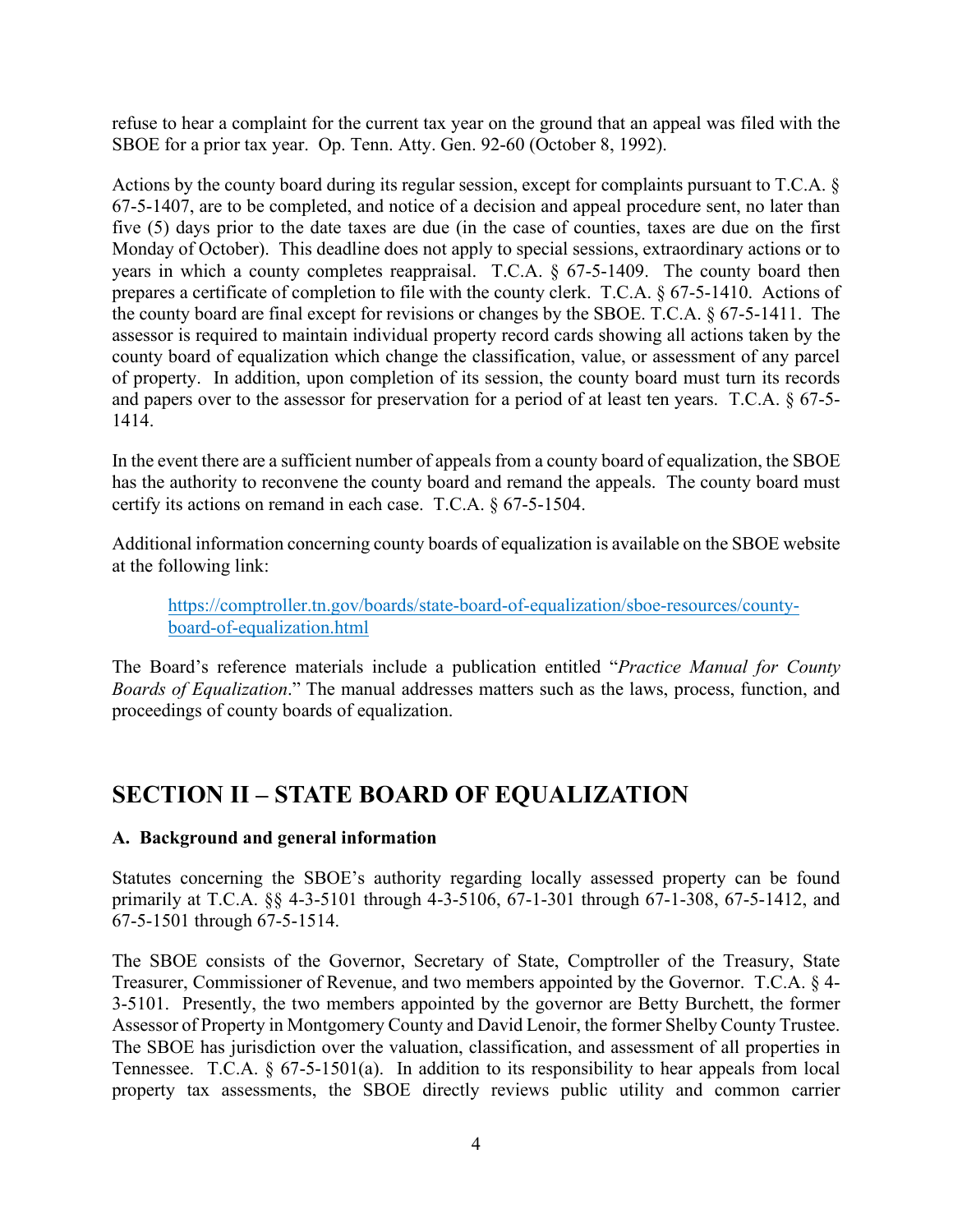refuse to hear a complaint for the current tax year on the ground that an appeal was filed with the SBOE for a prior tax year. Op. Tenn. Atty. Gen. 92-60 (October 8, 1992).

Actions by the county board during its regular session, except for complaints pursuant to T.C.A. § 67-5-1407, are to be completed, and notice of a decision and appeal procedure sent, no later than five (5) days prior to the date taxes are due (in the case of counties, taxes are due on the first Monday of October). This deadline does not apply to special sessions, extraordinary actions or to years in which a county completes reappraisal. T.C.A. § 67-5-1409. The county board then prepares a certificate of completion to file with the county clerk. T.C.A. § 67-5-1410. Actions of the county board are final except for revisions or changes by the SBOE. T.C.A. § 67-5-1411. The assessor is required to maintain individual property record cards showing all actions taken by the county board of equalization which change the classification, value, or assessment of any parcel of property. In addition, upon completion of its session, the county board must turn its records and papers over to the assessor for preservation for a period of at least ten years. T.C.A. § 67-5-1414.

In the event there are a sufficient number of appeals from a county board of equalization, the SBOE has the authority to reconvene the county board and remand the appeals. The county board must certify its actions on remand in each case. T.C.A. § 67-5-1504.

Additional information concerning county boards of equalization is available on the SBOE website at the following link:

> https://comptroller.tn.gov/boards/state-board-of-equalization/sboe-resources/county-board-of-equalization.html

The Board's reference materials include a publication entitled "*Practice Manual for County Boards of Equalization*." The manual addresses matters such as the laws, process, function, and proceedings of county boards of equalization.

## SECTION II – STATE BOARD OF EQUALIZATION

### A. Background and general information

Statutes concerning the SBOE's authority regarding locally assessed property can be found primarily at T.C.A. §§ 4-3-5101 through 4-3-5106, 67-1-301 through 67-1-308, 67-5-1412, and 67-5-1501 through 67-5-1514.

The SBOE consists of the Governor, Secretary of State, Comptroller of the Treasury, State Treasurer, Commissioner of Revenue, and two members appointed by the Governor. T.C.A. § 4-3-5101. Presently, the two members appointed by the governor are Betty Burchett, the former Assessor of Property in Montgomery County and David Lenoir, the former Shelby County Trustee. The SBOE has jurisdiction over the valuation, classification, and assessment of all properties in Tennessee. T.C.A. § 67-5-1501(a). In addition to its responsibility to hear appeals from local property tax assessments, the SBOE directly reviews public utility and common carrier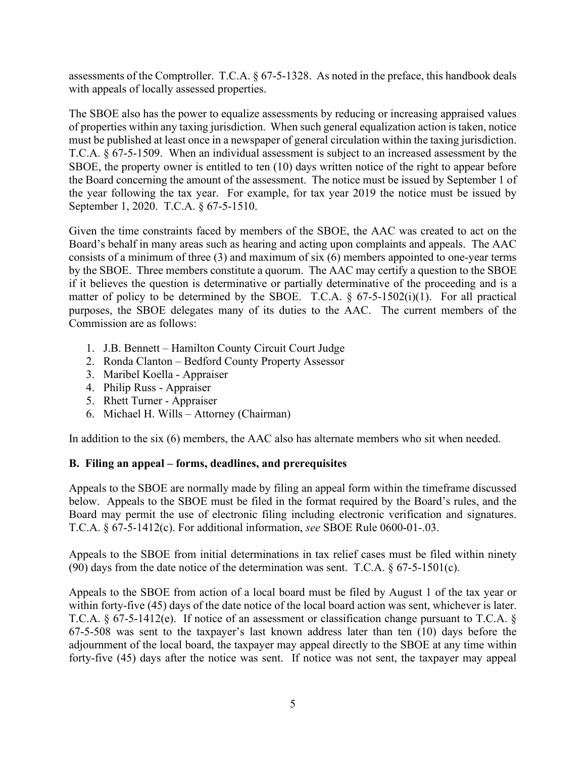assessments of the Comptroller. T.C.A. § 67-5-1328. As noted in the preface, this handbook deals with appeals of locally assessed properties.

The SBOE also has the power to equalize assessments by reducing or increasing appraised values of properties within any taxing jurisdiction. When such general equalization action is taken, notice must be published at least once in a newspaper of general circulation within the taxing jurisdiction. T.C.A. § 67-5-1509. When an individual assessment is subject to an increased assessment by the SBOE, the property owner is entitled to ten (10) days written notice of the right to appear before the Board concerning the amount of the assessment. The notice must be issued by September 1 of the year following the tax year. For example, for tax year 2019 the notice must be issued by September 1, 2020. T.C.A. § 67-5-1510.

Given the time constraints faced by members of the SBOE, the AAC was created to act on the Board's behalf in many areas such as hearing and acting upon complaints and appeals. The AAC consists of a minimum of three (3) and maximum of six (6) members appointed to one-year terms by the SBOE. Three members constitute a quorum. The AAC may certify a question to the SBOE if it believes the question is determinative or partially determinative of the proceeding and is a matter of policy to be determined by the SBOE. T.C.A. § 67-5-1502(i)(1). For all practical purposes, the SBOE delegates many of its duties to the AAC. The current members of the Commission are as follows:

1. J.B. Bennett – Hamilton County Circuit Court Judge
2. Ronda Clanton – Bedford County Property Assessor
3. Maribel Koella - Appraiser
4. Philip Russ - Appraiser
5. Rhett Turner - Appraiser
6. Michael H. Wills – Attorney (Chairman)

In addition to the six (6) members, the AAC also has alternate members who sit when needed.

**B. Filing an appeal – forms, deadlines, and prerequisites**

Appeals to the SBOE are normally made by filing an appeal form within the timeframe discussed below. Appeals to the SBOE must be filed in the format required by the Board's rules, and the Board may permit the use of electronic filing including electronic verification and signatures. T.C.A. § 67-5-1412(c). For additional information, *see* SBOE Rule 0600-01-.03.

Appeals to the SBOE from initial determinations in tax relief cases must be filed within ninety (90) days from the date notice of the determination was sent. T.C.A. § 67-5-1501(c).

Appeals to the SBOE from action of a local board must be filed by August 1 of the tax year or within forty-five (45) days of the date notice of the local board action was sent, whichever is later. T.C.A. § 67-5-1412(e). If notice of an assessment or classification change pursuant to T.C.A. § 67-5-508 was sent to the taxpayer's last known address later than ten (10) days before the adjournment of the local board, the taxpayer may appeal directly to the SBOE at any time within forty-five (45) days after the notice was sent. If notice was not sent, the taxpayer may appeal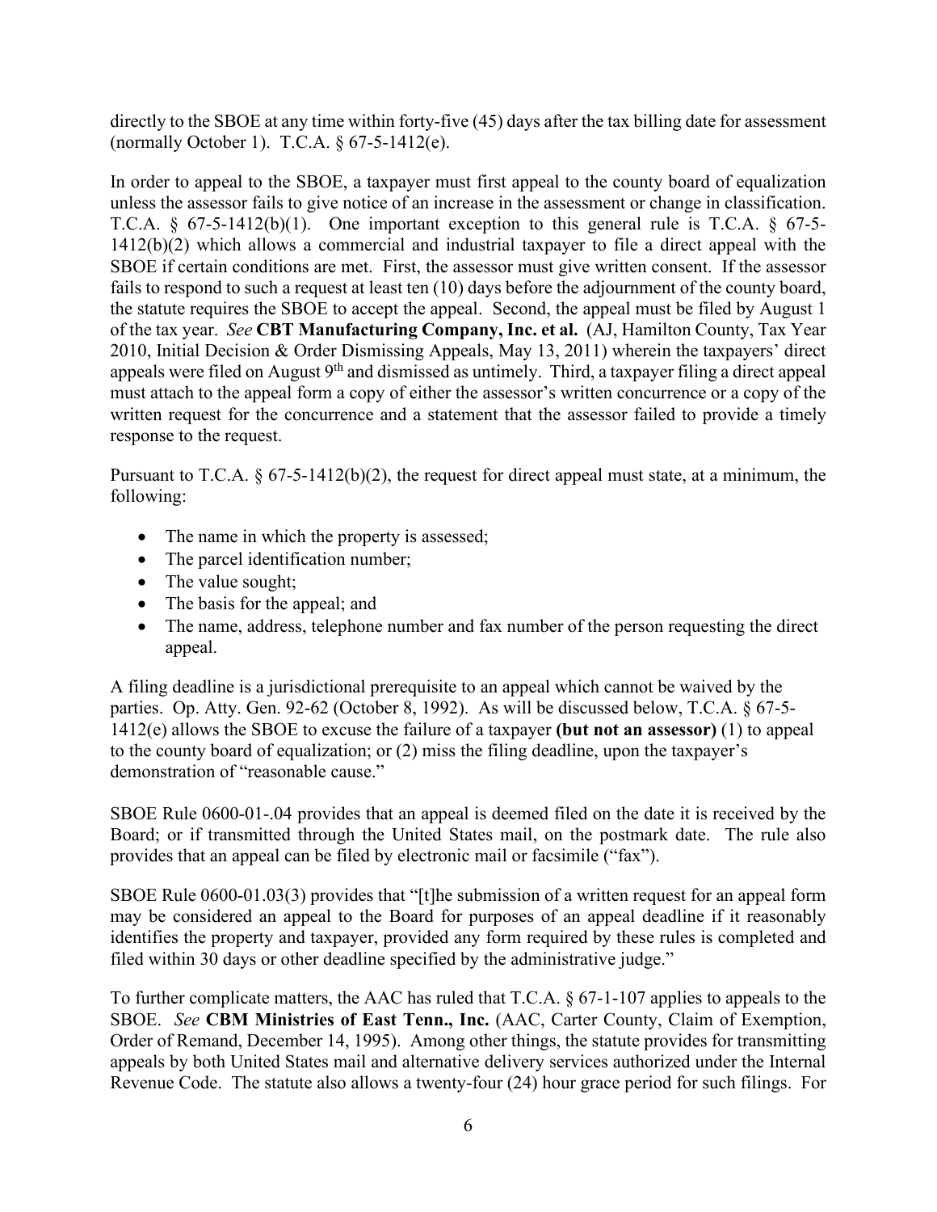directly to the SBOE at any time within forty-five (45) days after the tax billing date for assessment (normally October 1). T.C.A. § 67-5-1412(e).

In order to appeal to the SBOE, a taxpayer must first appeal to the county board of equalization unless the assessor fails to give notice of an increase in the assessment or change in classification. T.C.A. § 67-5-1412(b)(1). One important exception to this general rule is T.C.A. § 67-5-1412(b)(2) which allows a commercial and industrial taxpayer to file a direct appeal with the SBOE if certain conditions are met. First, the assessor must give written consent. If the assessor fails to respond to such a request at least ten (10) days before the adjournment of the county board, the statute requires the SBOE to accept the appeal. Second, the appeal must be filed by August 1 of the tax year. *See* **CBT Manufacturing Company, Inc. et al.** (AJ, Hamilton County, Tax Year 2010, Initial Decision & Order Dismissing Appeals, May 13, 2011) wherein the taxpayers' direct appeals were filed on August 9th and dismissed as untimely. Third, a taxpayer filing a direct appeal must attach to the appeal form a copy of either the assessor's written concurrence or a copy of the written request for the concurrence and a statement that the assessor failed to provide a timely response to the request.

Pursuant to T.C.A. § 67-5-1412(b)(2), the request for direct appeal must state, at a minimum, the following:

- The name in which the property is assessed;
- The parcel identification number;
- The value sought;
- The basis for the appeal; and
- The name, address, telephone number and fax number of the person requesting the direct appeal.

A filing deadline is a jurisdictional prerequisite to an appeal which cannot be waived by the parties. Op. Atty. Gen. 92-62 (October 8, 1992). As will be discussed below, T.C.A. § 67-5-1412(e) allows the SBOE to excuse the failure of a taxpayer **(but not an assessor)** (1) to appeal to the county board of equalization; or (2) miss the filing deadline, upon the taxpayer's demonstration of "reasonable cause."

SBOE Rule 0600-01-.04 provides that an appeal is deemed filed on the date it is received by the Board; or if transmitted through the United States mail, on the postmark date. The rule also provides that an appeal can be filed by electronic mail or facsimile ("fax").

SBOE Rule 0600-01.03(3) provides that "[t]he submission of a written request for an appeal form may be considered an appeal to the Board for purposes of an appeal deadline if it reasonably identifies the property and taxpayer, provided any form required by these rules is completed and filed within 30 days or other deadline specified by the administrative judge."

To further complicate matters, the AAC has ruled that T.C.A. § 67-1-107 applies to appeals to the SBOE. *See* **CBM Ministries of East Tenn., Inc.** (AAC, Carter County, Claim of Exemption, Order of Remand, December 14, 1995). Among other things, the statute provides for transmitting appeals by both United States mail and alternative delivery services authorized under the Internal Revenue Code. The statute also allows a twenty-four (24) hour grace period for such filings. For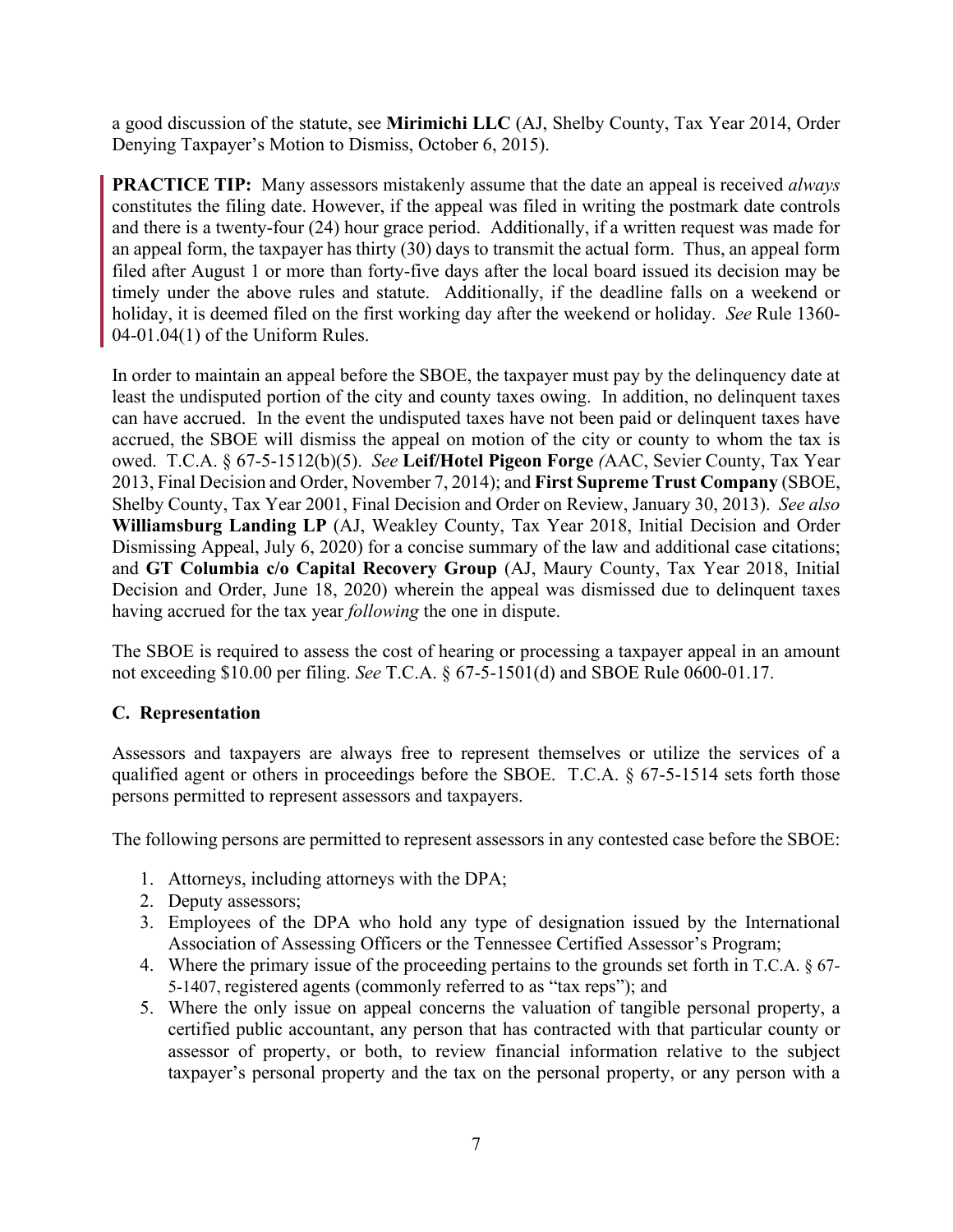a good discussion of the statute, see **Mirimichi LLC** (AJ, Shelby County, Tax Year 2014, Order Denying Taxpayer's Motion to Dismiss, October 6, 2015).

**PRACTICE TIP:** Many assessors mistakenly assume that the date an appeal is received *always* constitutes the filing date. However, if the appeal was filed in writing the postmark date controls and there is a twenty-four (24) hour grace period. Additionally, if a written request was made for an appeal form, the taxpayer has thirty (30) days to transmit the actual form. Thus, an appeal form filed after August 1 or more than forty-five days after the local board issued its decision may be timely under the above rules and statute. Additionally, if the deadline falls on a weekend or holiday, it is deemed filed on the first working day after the weekend or holiday. *See* Rule 1360-04-01.04(1) of the Uniform Rules.

In order to maintain an appeal before the SBOE, the taxpayer must pay by the delinquency date at least the undisputed portion of the city and county taxes owing. In addition, no delinquent taxes can have accrued. In the event the undisputed taxes have not been paid or delinquent taxes have accrued, the SBOE will dismiss the appeal on motion of the city or county to whom the tax is owed. T.C.A. § 67-5-1512(b)(5). *See* **Leif/Hotel Pigeon Forge** *(*AAC, Sevier County, Tax Year 2013, Final Decision and Order, November 7, 2014); and **First Supreme Trust Company** (SBOE, Shelby County, Tax Year 2001, Final Decision and Order on Review, January 30, 2013). *See also* **Williamsburg Landing LP** (AJ, Weakley County, Tax Year 2018, Initial Decision and Order Dismissing Appeal, July 6, 2020) for a concise summary of the law and additional case citations; and **GT Columbia c/o Capital Recovery Group** (AJ, Maury County, Tax Year 2018, Initial Decision and Order, June 18, 2020) wherein the appeal was dismissed due to delinquent taxes having accrued for the tax year *following* the one in dispute.

The SBOE is required to assess the cost of hearing or processing a taxpayer appeal in an amount not exceeding $10.00 per filing. *See* T.C.A. § 67-5-1501(d) and SBOE Rule 0600-01.17.

### C. Representation

Assessors and taxpayers are always free to represent themselves or utilize the services of a qualified agent or others in proceedings before the SBOE. T.C.A. § 67-5-1514 sets forth those persons permitted to represent assessors and taxpayers.

The following persons are permitted to represent assessors in any contested case before the SBOE:

1. Attorneys, including attorneys with the DPA;
2. Deputy assessors;
3. Employees of the DPA who hold any type of designation issued by the International Association of Assessing Officers or the Tennessee Certified Assessor's Program;
4. Where the primary issue of the proceeding pertains to the grounds set forth in T.C.A. § 67-5-1407, registered agents (commonly referred to as "tax reps"); and
5. Where the only issue on appeal concerns the valuation of tangible personal property, a certified public accountant, any person that has contracted with that particular county or assessor of property, or both, to review financial information relative to the subject taxpayer's personal property and the tax on the personal property, or any person with a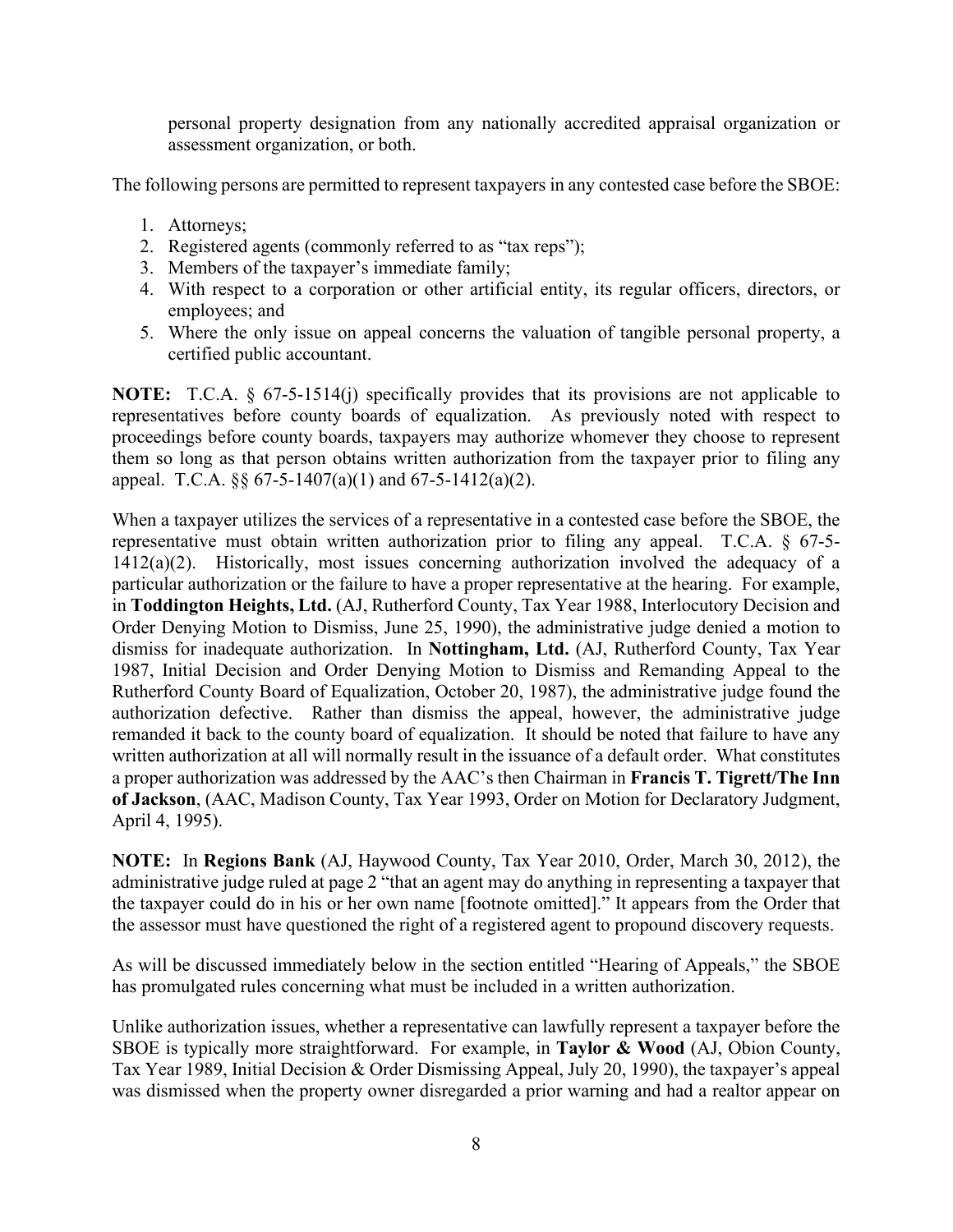personal property designation from any nationally accredited appraisal organization or assessment organization, or both.

The following persons are permitted to represent taxpayers in any contested case before the SBOE:

1. Attorneys;
2. Registered agents (commonly referred to as "tax reps");
3. Members of the taxpayer's immediate family;
4. With respect to a corporation or other artificial entity, its regular officers, directors, or employees; and
5. Where the only issue on appeal concerns the valuation of tangible personal property, a certified public accountant.

**NOTE:** T.C.A. § 67-5-1514(j) specifically provides that its provisions are not applicable to representatives before county boards of equalization. As previously noted with respect to proceedings before county boards, taxpayers may authorize whomever they choose to represent them so long as that person obtains written authorization from the taxpayer prior to filing any appeal. T.C.A. §§ 67-5-1407(a)(1) and 67-5-1412(a)(2).

When a taxpayer utilizes the services of a representative in a contested case before the SBOE, the representative must obtain written authorization prior to filing any appeal. T.C.A. § 67-5-1412(a)(2). Historically, most issues concerning authorization involved the adequacy of a particular authorization or the failure to have a proper representative at the hearing. For example, in **Toddington Heights, Ltd.** (AJ, Rutherford County, Tax Year 1988, Interlocutory Decision and Order Denying Motion to Dismiss, June 25, 1990), the administrative judge denied a motion to dismiss for inadequate authorization. In **Nottingham, Ltd.** (AJ, Rutherford County, Tax Year 1987, Initial Decision and Order Denying Motion to Dismiss and Remanding Appeal to the Rutherford County Board of Equalization, October 20, 1987), the administrative judge found the authorization defective. Rather than dismiss the appeal, however, the administrative judge remanded it back to the county board of equalization. It should be noted that failure to have any written authorization at all will normally result in the issuance of a default order. What constitutes a proper authorization was addressed by the AAC's then Chairman in **Francis T. Tigrett/The Inn of Jackson**, (AAC, Madison County, Tax Year 1993, Order on Motion for Declaratory Judgment, April 4, 1995).

**NOTE:** In **Regions Bank** (AJ, Haywood County, Tax Year 2010, Order, March 30, 2012), the administrative judge ruled at page 2 "that an agent may do anything in representing a taxpayer that the taxpayer could do in his or her own name [footnote omitted]." It appears from the Order that the assessor must have questioned the right of a registered agent to propound discovery requests.

As will be discussed immediately below in the section entitled "Hearing of Appeals," the SBOE has promulgated rules concerning what must be included in a written authorization.

Unlike authorization issues, whether a representative can lawfully represent a taxpayer before the SBOE is typically more straightforward. For example, in **Taylor & Wood** (AJ, Obion County, Tax Year 1989, Initial Decision & Order Dismissing Appeal, July 20, 1990), the taxpayer's appeal was dismissed when the property owner disregarded a prior warning and had a realtor appear on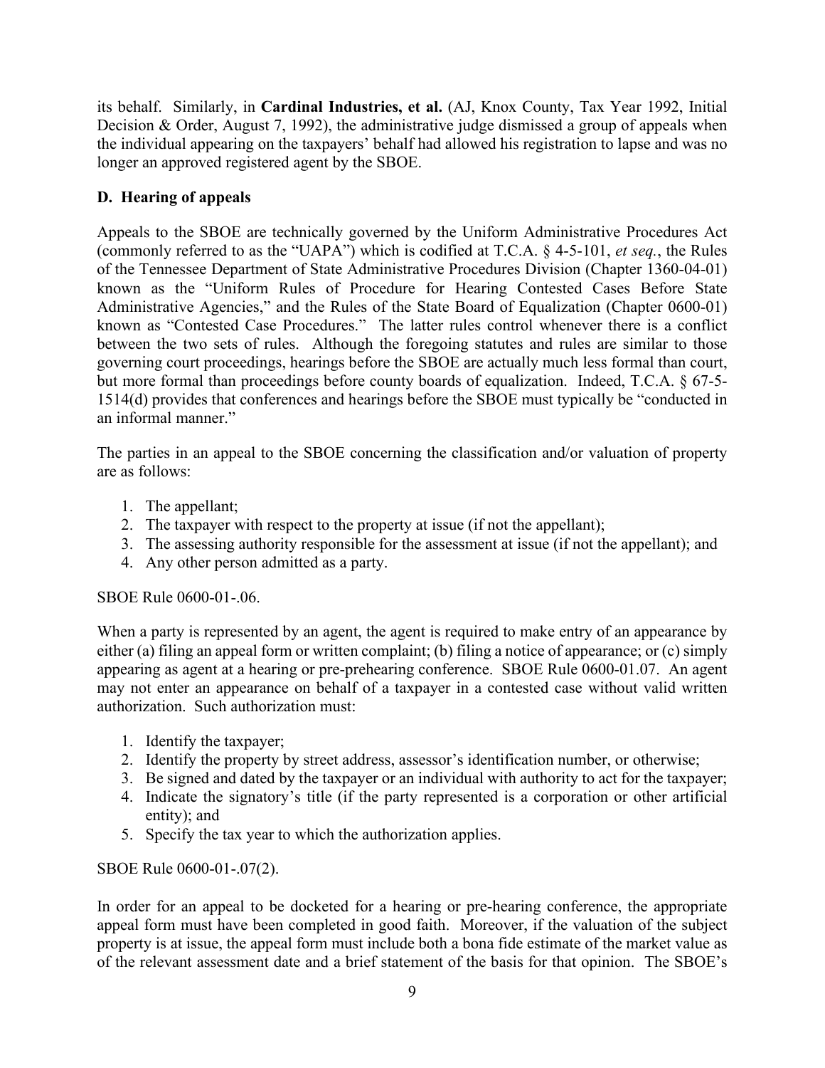its behalf. Similarly, in **Cardinal Industries, et al.** (AJ, Knox County, Tax Year 1992, Initial Decision & Order, August 7, 1992), the administrative judge dismissed a group of appeals when the individual appearing on the taxpayers' behalf had allowed his registration to lapse and was no longer an approved registered agent by the SBOE.

### D. Hearing of appeals

Appeals to the SBOE are technically governed by the Uniform Administrative Procedures Act (commonly referred to as the "UAPA") which is codified at T.C.A. § 4-5-101, *et seq.*, the Rules of the Tennessee Department of State Administrative Procedures Division (Chapter 1360-04-01) known as the "Uniform Rules of Procedure for Hearing Contested Cases Before State Administrative Agencies," and the Rules of the State Board of Equalization (Chapter 0600-01) known as "Contested Case Procedures." The latter rules control whenever there is a conflict between the two sets of rules. Although the foregoing statutes and rules are similar to those governing court proceedings, hearings before the SBOE are actually much less formal than court, but more formal than proceedings before county boards of equalization. Indeed, T.C.A. § 67-5-1514(d) provides that conferences and hearings before the SBOE must typically be "conducted in an informal manner."

The parties in an appeal to the SBOE concerning the classification and/or valuation of property are as follows:

1. The appellant;
2. The taxpayer with respect to the property at issue (if not the appellant);
3. The assessing authority responsible for the assessment at issue (if not the appellant); and
4. Any other person admitted as a party.

SBOE Rule 0600-01-.06.

When a party is represented by an agent, the agent is required to make entry of an appearance by either (a) filing an appeal form or written complaint; (b) filing a notice of appearance; or (c) simply appearing as agent at a hearing or pre-prehearing conference. SBOE Rule 0600-01.07. An agent may not enter an appearance on behalf of a taxpayer in a contested case without valid written authorization. Such authorization must:

1. Identify the taxpayer;
2. Identify the property by street address, assessor's identification number, or otherwise;
3. Be signed and dated by the taxpayer or an individual with authority to act for the taxpayer;
4. Indicate the signatory's title (if the party represented is a corporation or other artificial entity); and
5. Specify the tax year to which the authorization applies.

SBOE Rule 0600-01-.07(2).

In order for an appeal to be docketed for a hearing or pre-hearing conference, the appropriate appeal form must have been completed in good faith. Moreover, if the valuation of the subject property is at issue, the appeal form must include both a bona fide estimate of the market value as of the relevant assessment date and a brief statement of the basis for that opinion. The SBOE's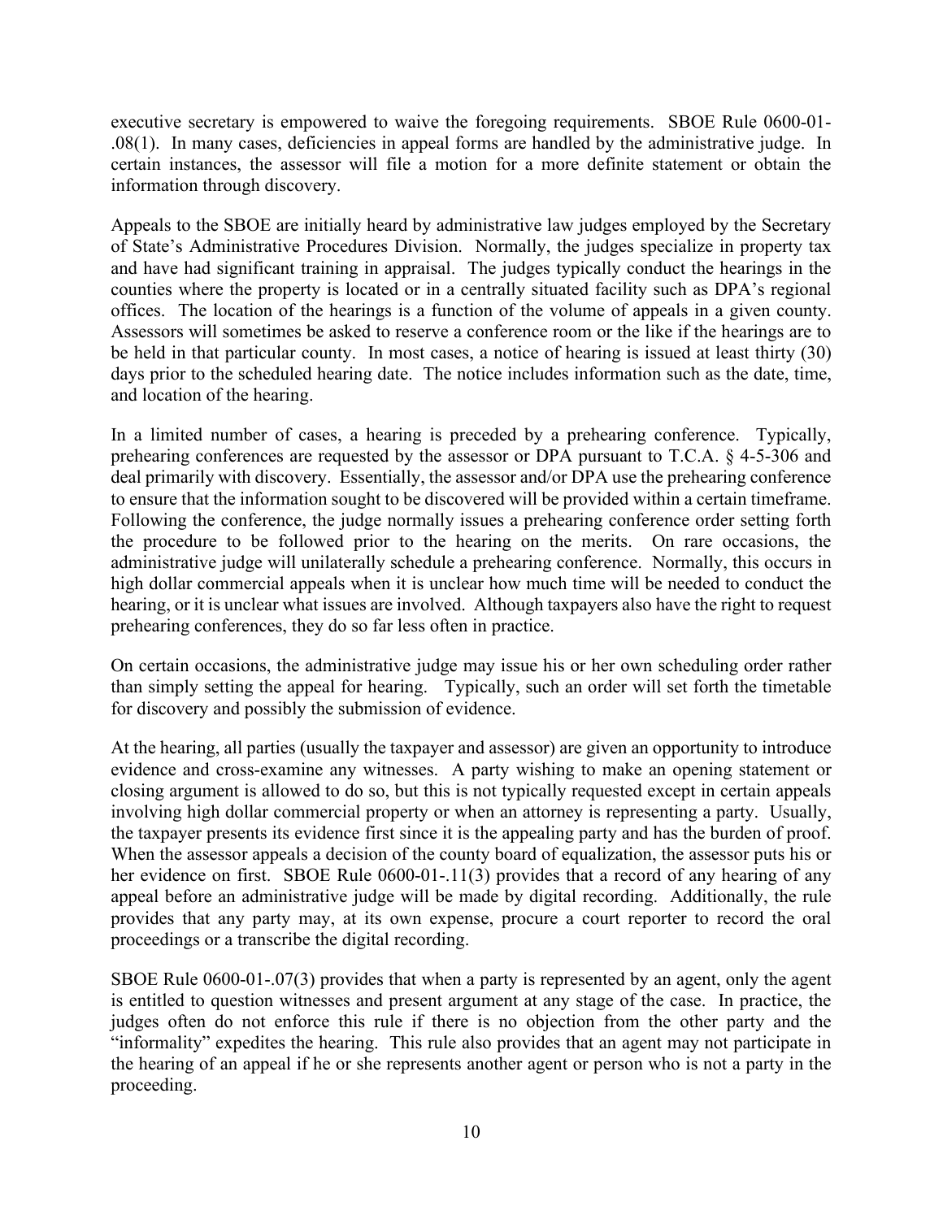executive secretary is empowered to waive the foregoing requirements. SBOE Rule 0600-01-.08(1). In many cases, deficiencies in appeal forms are handled by the administrative judge. In certain instances, the assessor will file a motion for a more definite statement or obtain the information through discovery.

Appeals to the SBOE are initially heard by administrative law judges employed by the Secretary of State's Administrative Procedures Division. Normally, the judges specialize in property tax and have had significant training in appraisal. The judges typically conduct the hearings in the counties where the property is located or in a centrally situated facility such as DPA's regional offices. The location of the hearings is a function of the volume of appeals in a given county. Assessors will sometimes be asked to reserve a conference room or the like if the hearings are to be held in that particular county. In most cases, a notice of hearing is issued at least thirty (30) days prior to the scheduled hearing date. The notice includes information such as the date, time, and location of the hearing.

In a limited number of cases, a hearing is preceded by a prehearing conference. Typically, prehearing conferences are requested by the assessor or DPA pursuant to T.C.A. § 4-5-306 and deal primarily with discovery. Essentially, the assessor and/or DPA use the prehearing conference to ensure that the information sought to be discovered will be provided within a certain timeframe. Following the conference, the judge normally issues a prehearing conference order setting forth the procedure to be followed prior to the hearing on the merits. On rare occasions, the administrative judge will unilaterally schedule a prehearing conference. Normally, this occurs in high dollar commercial appeals when it is unclear how much time will be needed to conduct the hearing, or it is unclear what issues are involved. Although taxpayers also have the right to request prehearing conferences, they do so far less often in practice.

On certain occasions, the administrative judge may issue his or her own scheduling order rather than simply setting the appeal for hearing. Typically, such an order will set forth the timetable for discovery and possibly the submission of evidence.

At the hearing, all parties (usually the taxpayer and assessor) are given an opportunity to introduce evidence and cross-examine any witnesses. A party wishing to make an opening statement or closing argument is allowed to do so, but this is not typically requested except in certain appeals involving high dollar commercial property or when an attorney is representing a party. Usually, the taxpayer presents its evidence first since it is the appealing party and has the burden of proof. When the assessor appeals a decision of the county board of equalization, the assessor puts his or her evidence on first. SBOE Rule 0600-01-.11(3) provides that a record of any hearing of any appeal before an administrative judge will be made by digital recording. Additionally, the rule provides that any party may, at its own expense, procure a court reporter to record the oral proceedings or a transcribe the digital recording.

SBOE Rule 0600-01-.07(3) provides that when a party is represented by an agent, only the agent is entitled to question witnesses and present argument at any stage of the case. In practice, the judges often do not enforce this rule if there is no objection from the other party and the "informality" expedites the hearing. This rule also provides that an agent may not participate in the hearing of an appeal if he or she represents another agent or person who is not a party in the proceeding.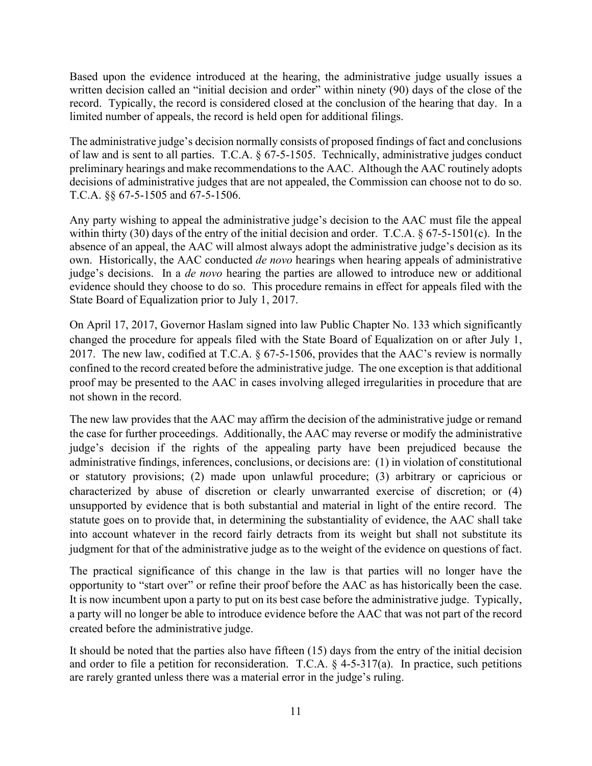Based upon the evidence introduced at the hearing, the administrative judge usually issues a written decision called an "initial decision and order" within ninety (90) days of the close of the record. Typically, the record is considered closed at the conclusion of the hearing that day. In a limited number of appeals, the record is held open for additional filings.

The administrative judge's decision normally consists of proposed findings of fact and conclusions of law and is sent to all parties. T.C.A. § 67-5-1505. Technically, administrative judges conduct preliminary hearings and make recommendations to the AAC. Although the AAC routinely adopts decisions of administrative judges that are not appealed, the Commission can choose not to do so. T.C.A. §§ 67-5-1505 and 67-5-1506.

Any party wishing to appeal the administrative judge's decision to the AAC must file the appeal within thirty (30) days of the entry of the initial decision and order. T.C.A. § 67-5-1501(c). In the absence of an appeal, the AAC will almost always adopt the administrative judge's decision as its own. Historically, the AAC conducted *de novo* hearings when hearing appeals of administrative judge's decisions. In a *de novo* hearing the parties are allowed to introduce new or additional evidence should they choose to do so. This procedure remains in effect for appeals filed with the State Board of Equalization prior to July 1, 2017.

On April 17, 2017, Governor Haslam signed into law Public Chapter No. 133 which significantly changed the procedure for appeals filed with the State Board of Equalization on or after July 1, 2017. The new law, codified at T.C.A. § 67-5-1506, provides that the AAC's review is normally confined to the record created before the administrative judge. The one exception is that additional proof may be presented to the AAC in cases involving alleged irregularities in procedure that are not shown in the record.

The new law provides that the AAC may affirm the decision of the administrative judge or remand the case for further proceedings. Additionally, the AAC may reverse or modify the administrative judge's decision if the rights of the appealing party have been prejudiced because the administrative findings, inferences, conclusions, or decisions are: (1) in violation of constitutional or statutory provisions; (2) made upon unlawful procedure; (3) arbitrary or capricious or characterized by abuse of discretion or clearly unwarranted exercise of discretion; or (4) unsupported by evidence that is both substantial and material in light of the entire record. The statute goes on to provide that, in determining the substantiality of evidence, the AAC shall take into account whatever in the record fairly detracts from its weight but shall not substitute its judgment for that of the administrative judge as to the weight of the evidence on questions of fact.

The practical significance of this change in the law is that parties will no longer have the opportunity to "start over" or refine their proof before the AAC as has historically been the case. It is now incumbent upon a party to put on its best case before the administrative judge. Typically, a party will no longer be able to introduce evidence before the AAC that was not part of the record created before the administrative judge.

It should be noted that the parties also have fifteen (15) days from the entry of the initial decision and order to file a petition for reconsideration. T.C.A. § 4-5-317(a). In practice, such petitions are rarely granted unless there was a material error in the judge's ruling.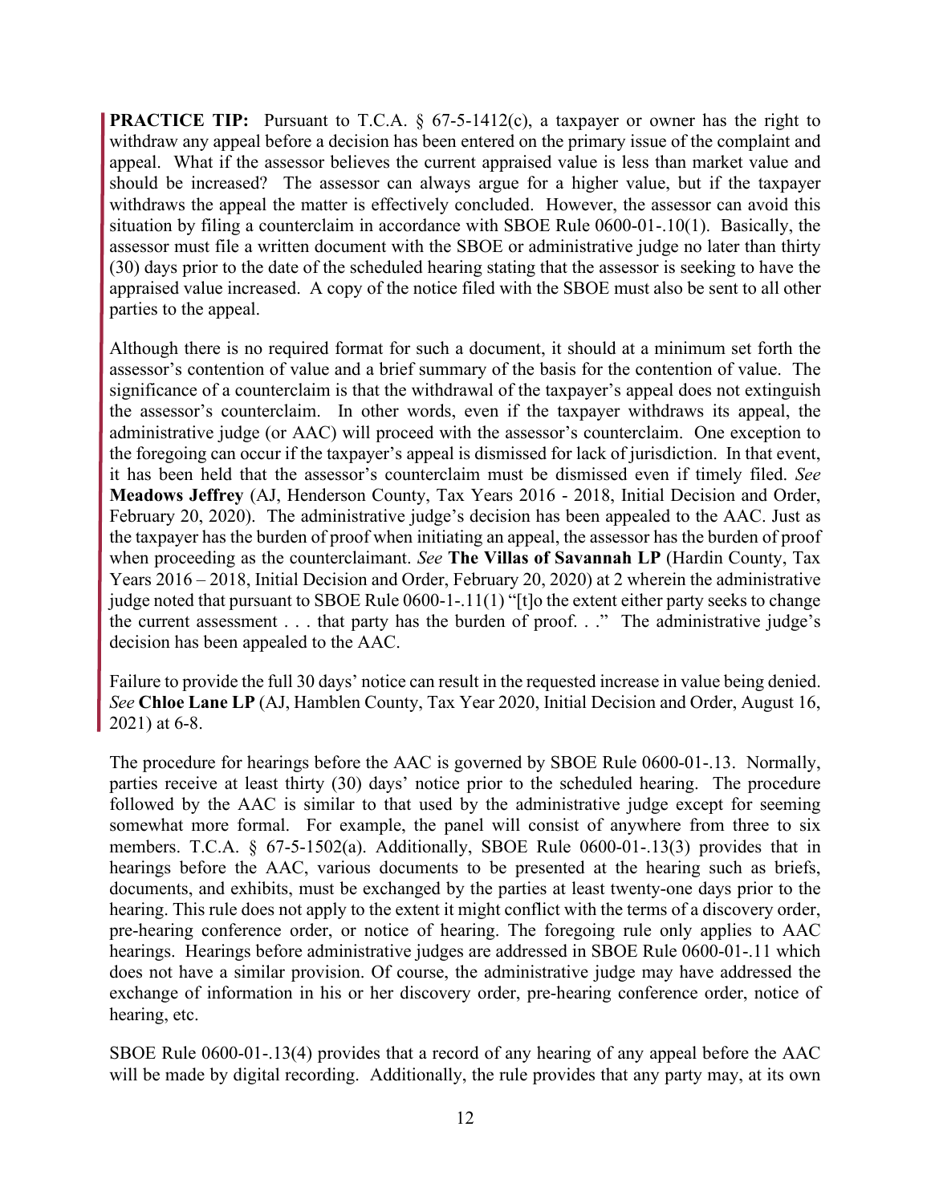**PRACTICE TIP:** Pursuant to T.C.A. § 67-5-1412(c), a taxpayer or owner has the right to withdraw any appeal before a decision has been entered on the primary issue of the complaint and appeal. What if the assessor believes the current appraised value is less than market value and should be increased? The assessor can always argue for a higher value, but if the taxpayer withdraws the appeal the matter is effectively concluded. However, the assessor can avoid this situation by filing a counterclaim in accordance with SBOE Rule 0600-01-.10(1). Basically, the assessor must file a written document with the SBOE or administrative judge no later than thirty (30) days prior to the date of the scheduled hearing stating that the assessor is seeking to have the appraised value increased. A copy of the notice filed with the SBOE must also be sent to all other parties to the appeal.

Although there is no required format for such a document, it should at a minimum set forth the assessor's contention of value and a brief summary of the basis for the contention of value. The significance of a counterclaim is that the withdrawal of the taxpayer's appeal does not extinguish the assessor's counterclaim. In other words, even if the taxpayer withdraws its appeal, the administrative judge (or AAC) will proceed with the assessor's counterclaim. One exception to the foregoing can occur if the taxpayer's appeal is dismissed for lack of jurisdiction. In that event, it has been held that the assessor's counterclaim must be dismissed even if timely filed. *See* **Meadows Jeffrey** (AJ, Henderson County, Tax Years 2016 - 2018, Initial Decision and Order, February 20, 2020). The administrative judge's decision has been appealed to the AAC. Just as the taxpayer has the burden of proof when initiating an appeal, the assessor has the burden of proof when proceeding as the counterclaimant. *See* **The Villas of Savannah LP** (Hardin County, Tax Years 2016 – 2018, Initial Decision and Order, February 20, 2020) at 2 wherein the administrative judge noted that pursuant to SBOE Rule 0600-1-.11(1) "[t]o the extent either party seeks to change the current assessment . . . that party has the burden of proof. . ." The administrative judge's decision has been appealed to the AAC.

Failure to provide the full 30 days' notice can result in the requested increase in value being denied. *See* **Chloe Lane LP** (AJ, Hamblen County, Tax Year 2020, Initial Decision and Order, August 16, 2021) at 6-8.

The procedure for hearings before the AAC is governed by SBOE Rule 0600-01-.13. Normally, parties receive at least thirty (30) days' notice prior to the scheduled hearing. The procedure followed by the AAC is similar to that used by the administrative judge except for seeming somewhat more formal. For example, the panel will consist of anywhere from three to six members. T.C.A. § 67-5-1502(a). Additionally, SBOE Rule 0600-01-.13(3) provides that in hearings before the AAC, various documents to be presented at the hearing such as briefs, documents, and exhibits, must be exchanged by the parties at least twenty-one days prior to the hearing. This rule does not apply to the extent it might conflict with the terms of a discovery order, pre-hearing conference order, or notice of hearing. The foregoing rule only applies to AAC hearings. Hearings before administrative judges are addressed in SBOE Rule 0600-01-.11 which does not have a similar provision. Of course, the administrative judge may have addressed the exchange of information in his or her discovery order, pre-hearing conference order, notice of hearing, etc.

SBOE Rule 0600-01-.13(4) provides that a record of any hearing of any appeal before the AAC will be made by digital recording. Additionally, the rule provides that any party may, at its own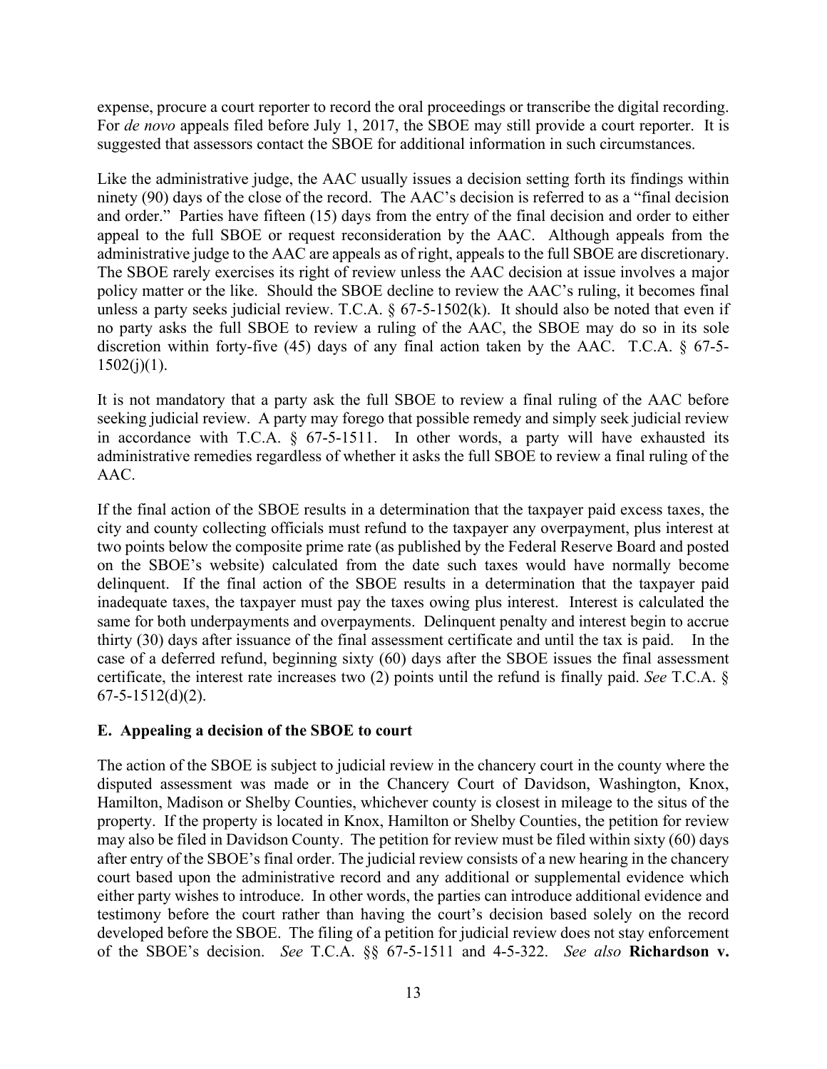expense, procure a court reporter to record the oral proceedings or transcribe the digital recording. For *de novo* appeals filed before July 1, 2017, the SBOE may still provide a court reporter. It is suggested that assessors contact the SBOE for additional information in such circumstances.

Like the administrative judge, the AAC usually issues a decision setting forth its findings within ninety (90) days of the close of the record. The AAC's decision is referred to as a "final decision and order." Parties have fifteen (15) days from the entry of the final decision and order to either appeal to the full SBOE or request reconsideration by the AAC. Although appeals from the administrative judge to the AAC are appeals as of right, appeals to the full SBOE are discretionary. The SBOE rarely exercises its right of review unless the AAC decision at issue involves a major policy matter or the like. Should the SBOE decline to review the AAC's ruling, it becomes final unless a party seeks judicial review. T.C.A. § 67-5-1502(k). It should also be noted that even if no party asks the full SBOE to review a ruling of the AAC, the SBOE may do so in its sole discretion within forty-five (45) days of any final action taken by the AAC. T.C.A. § 67-5-1502(j)(1).

It is not mandatory that a party ask the full SBOE to review a final ruling of the AAC before seeking judicial review. A party may forego that possible remedy and simply seek judicial review in accordance with T.C.A. § 67-5-1511. In other words, a party will have exhausted its administrative remedies regardless of whether it asks the full SBOE to review a final ruling of the AAC.

If the final action of the SBOE results in a determination that the taxpayer paid excess taxes, the city and county collecting officials must refund to the taxpayer any overpayment, plus interest at two points below the composite prime rate (as published by the Federal Reserve Board and posted on the SBOE's website) calculated from the date such taxes would have normally become delinquent. If the final action of the SBOE results in a determination that the taxpayer paid inadequate taxes, the taxpayer must pay the taxes owing plus interest. Interest is calculated the same for both underpayments and overpayments. Delinquent penalty and interest begin to accrue thirty (30) days after issuance of the final assessment certificate and until the tax is paid. In the case of a deferred refund, beginning sixty (60) days after the SBOE issues the final assessment certificate, the interest rate increases two (2) points until the refund is finally paid. *See* T.C.A. § 67-5-1512(d)(2).

### E. Appealing a decision of the SBOE to court

The action of the SBOE is subject to judicial review in the chancery court in the county where the disputed assessment was made or in the Chancery Court of Davidson, Washington, Knox, Hamilton, Madison or Shelby Counties, whichever county is closest in mileage to the situs of the property. If the property is located in Knox, Hamilton or Shelby Counties, the petition for review may also be filed in Davidson County. The petition for review must be filed within sixty (60) days after entry of the SBOE's final order. The judicial review consists of a new hearing in the chancery court based upon the administrative record and any additional or supplemental evidence which either party wishes to introduce. In other words, the parties can introduce additional evidence and testimony before the court rather than having the court's decision based solely on the record developed before the SBOE. The filing of a petition for judicial review does not stay enforcement of the SBOE's decision. *See* T.C.A. §§ 67-5-1511 and 4-5-322. *See also* **Richardson v.**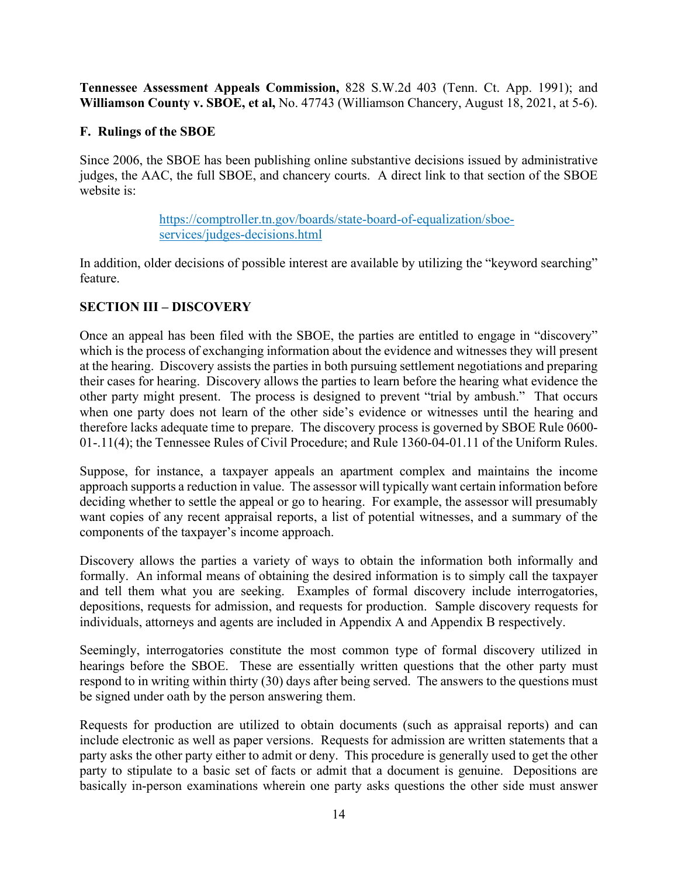**Tennessee Assessment Appeals Commission,** 828 S.W.2d 403 (Tenn. Ct. App. 1991); and **Williamson County v. SBOE, et al,** No. 47743 (Williamson Chancery, August 18, 2021, at 5-6).

### F. Rulings of the SBOE

Since 2006, the SBOE has been publishing online substantive decisions issued by administrative judges, the AAC, the full SBOE, and chancery courts. A direct link to that section of the SBOE website is:

> https://comptroller.tn.gov/boards/state-board-of-equalization/sboe-services/judges-decisions.html

In addition, older decisions of possible interest are available by utilizing the "keyword searching" feature.

## SECTION III – DISCOVERY

Once an appeal has been filed with the SBOE, the parties are entitled to engage in "discovery" which is the process of exchanging information about the evidence and witnesses they will present at the hearing. Discovery assists the parties in both pursuing settlement negotiations and preparing their cases for hearing. Discovery allows the parties to learn before the hearing what evidence the other party might present. The process is designed to prevent "trial by ambush." That occurs when one party does not learn of the other side's evidence or witnesses until the hearing and therefore lacks adequate time to prepare. The discovery process is governed by SBOE Rule 0600-01-.11(4); the Tennessee Rules of Civil Procedure; and Rule 1360-04-01.11 of the Uniform Rules.

Suppose, for instance, a taxpayer appeals an apartment complex and maintains the income approach supports a reduction in value. The assessor will typically want certain information before deciding whether to settle the appeal or go to hearing. For example, the assessor will presumably want copies of any recent appraisal reports, a list of potential witnesses, and a summary of the components of the taxpayer's income approach.

Discovery allows the parties a variety of ways to obtain the information both informally and formally. An informal means of obtaining the desired information is to simply call the taxpayer and tell them what you are seeking. Examples of formal discovery include interrogatories, depositions, requests for admission, and requests for production. Sample discovery requests for individuals, attorneys and agents are included in Appendix A and Appendix B respectively.

Seemingly, interrogatories constitute the most common type of formal discovery utilized in hearings before the SBOE. These are essentially written questions that the other party must respond to in writing within thirty (30) days after being served. The answers to the questions must be signed under oath by the person answering them.

Requests for production are utilized to obtain documents (such as appraisal reports) and can include electronic as well as paper versions. Requests for admission are written statements that a party asks the other party either to admit or deny. This procedure is generally used to get the other party to stipulate to a basic set of facts or admit that a document is genuine. Depositions are basically in-person examinations wherein one party asks questions the other side must answer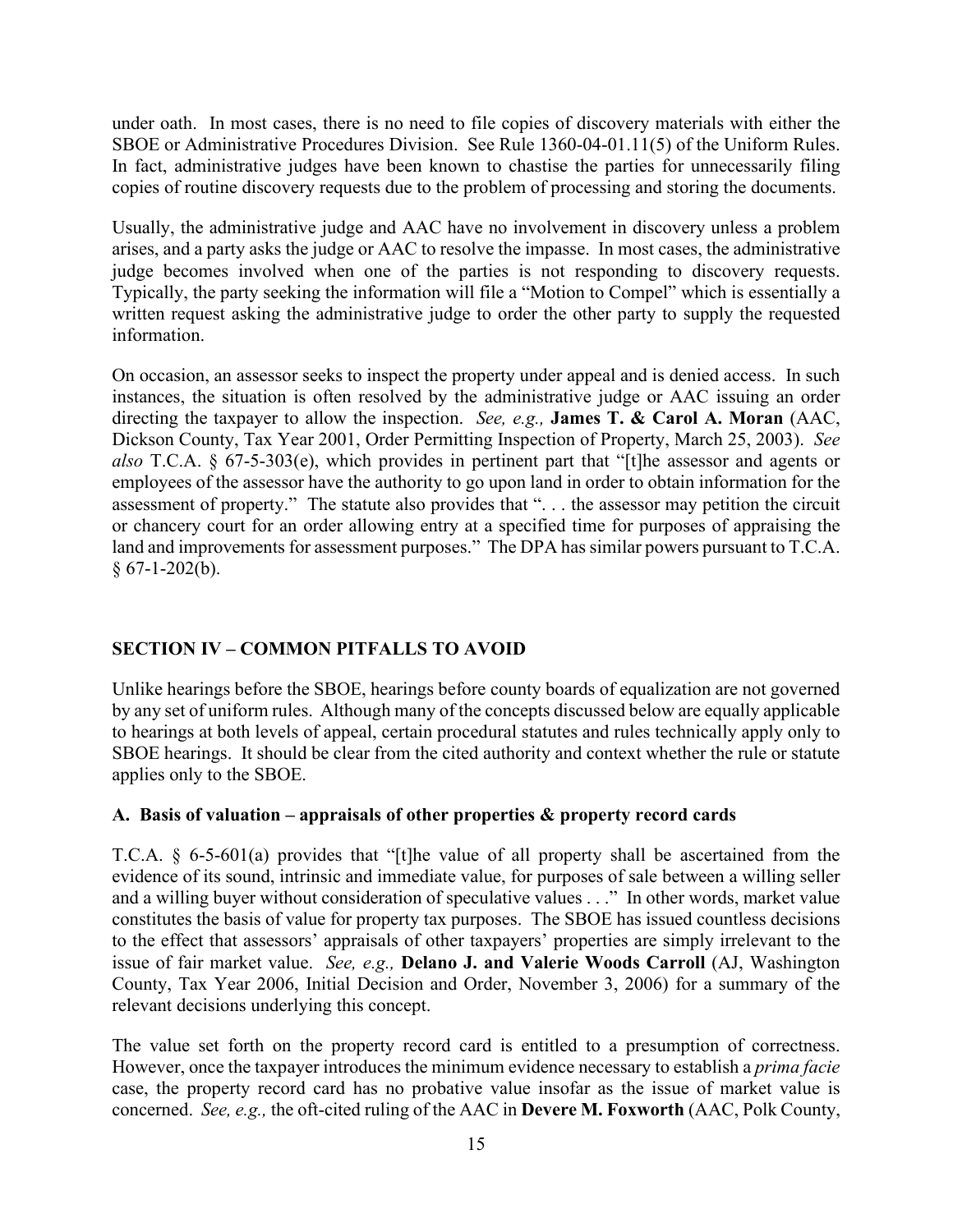under oath. In most cases, there is no need to file copies of discovery materials with either the SBOE or Administrative Procedures Division. See Rule 1360-04-01.11(5) of the Uniform Rules. In fact, administrative judges have been known to chastise the parties for unnecessarily filing copies of routine discovery requests due to the problem of processing and storing the documents.

Usually, the administrative judge and AAC have no involvement in discovery unless a problem arises, and a party asks the judge or AAC to resolve the impasse. In most cases, the administrative judge becomes involved when one of the parties is not responding to discovery requests. Typically, the party seeking the information will file a "Motion to Compel" which is essentially a written request asking the administrative judge to order the other party to supply the requested information.

On occasion, an assessor seeks to inspect the property under appeal and is denied access. In such instances, the situation is often resolved by the administrative judge or AAC issuing an order directing the taxpayer to allow the inspection. *See, e.g.,* **James T. & Carol A. Moran** (AAC, Dickson County, Tax Year 2001, Order Permitting Inspection of Property, March 25, 2003). *See also* T.C.A. § 67-5-303(e), which provides in pertinent part that "[t]he assessor and agents or employees of the assessor have the authority to go upon land in order to obtain information for the assessment of property." The statute also provides that ". . . the assessor may petition the circuit or chancery court for an order allowing entry at a specified time for purposes of appraising the land and improvements for assessment purposes." The DPA has similar powers pursuant to T.C.A. § 67-1-202(b).

## SECTION IV – COMMON PITFALLS TO AVOID

Unlike hearings before the SBOE, hearings before county boards of equalization are not governed by any set of uniform rules. Although many of the concepts discussed below are equally applicable to hearings at both levels of appeal, certain procedural statutes and rules technically apply only to SBOE hearings. It should be clear from the cited authority and context whether the rule or statute applies only to the SBOE.

### A. Basis of valuation – appraisals of other properties & property record cards

T.C.A. § 6-5-601(a) provides that "[t]he value of all property shall be ascertained from the evidence of its sound, intrinsic and immediate value, for purposes of sale between a willing seller and a willing buyer without consideration of speculative values . . ." In other words, market value constitutes the basis of value for property tax purposes. The SBOE has issued countless decisions to the effect that assessors' appraisals of other taxpayers' properties are simply irrelevant to the issue of fair market value. *See, e.g.,* **Delano J. and Valerie Woods Carroll** (AJ, Washington County, Tax Year 2006, Initial Decision and Order, November 3, 2006) for a summary of the relevant decisions underlying this concept.

The value set forth on the property record card is entitled to a presumption of correctness. However, once the taxpayer introduces the minimum evidence necessary to establish a *prima facie* case, the property record card has no probative value insofar as the issue of market value is concerned. *See, e.g.,* the oft-cited ruling of the AAC in **Devere M. Foxworth** (AAC, Polk County,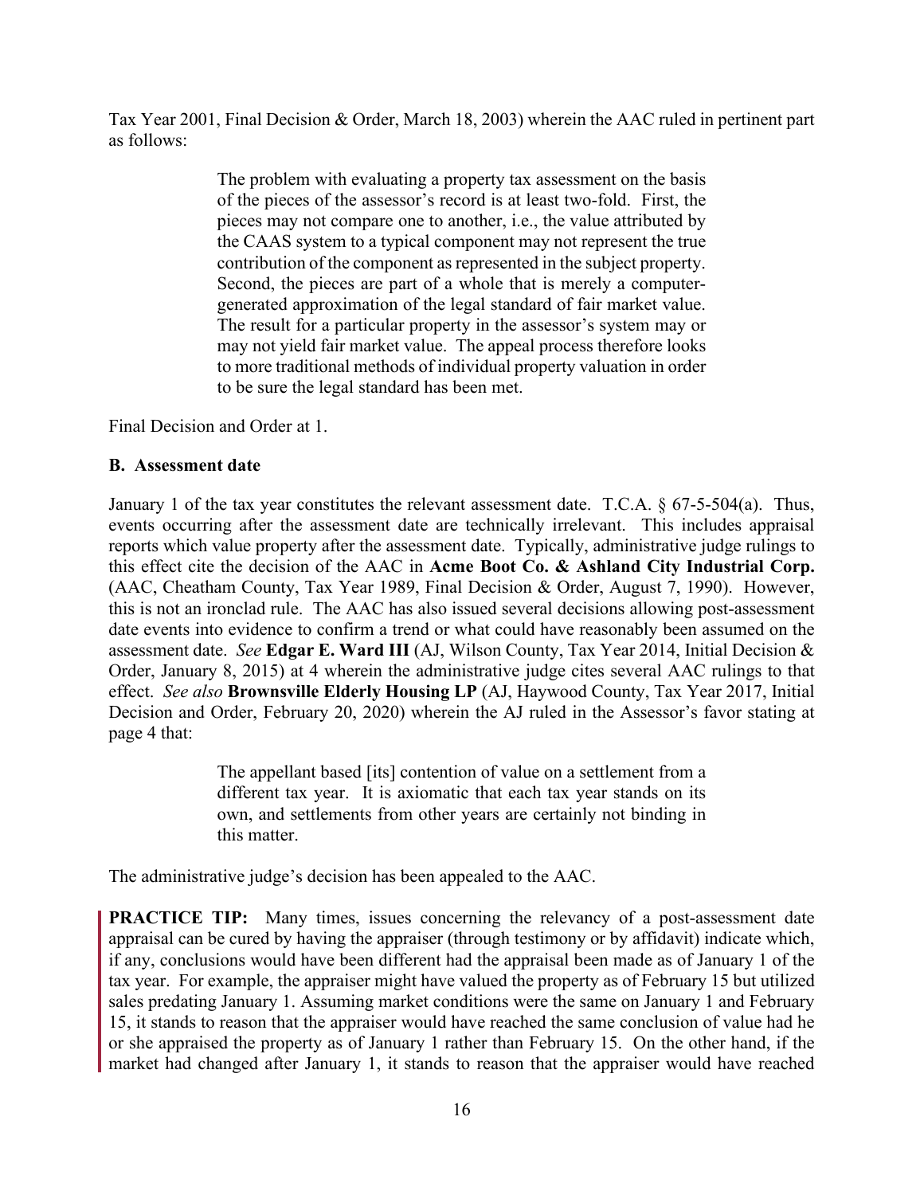Tax Year 2001, Final Decision & Order, March 18, 2003) wherein the AAC ruled in pertinent part as follows:

> The problem with evaluating a property tax assessment on the basis of the pieces of the assessor's record is at least two-fold. First, the pieces may not compare one to another, i.e., the value attributed by the CAAS system to a typical component may not represent the true contribution of the component as represented in the subject property. Second, the pieces are part of a whole that is merely a computer-generated approximation of the legal standard of fair market value. The result for a particular property in the assessor's system may or may not yield fair market value. The appeal process therefore looks to more traditional methods of individual property valuation in order to be sure the legal standard has been met.

Final Decision and Order at 1.

**B. Assessment date**

January 1 of the tax year constitutes the relevant assessment date. T.C.A. § 67-5-504(a). Thus, events occurring after the assessment date are technically irrelevant. This includes appraisal reports which value property after the assessment date. Typically, administrative judge rulings to this effect cite the decision of the AAC in **Acme Boot Co. & Ashland City Industrial Corp.** (AAC, Cheatham County, Tax Year 1989, Final Decision & Order, August 7, 1990). However, this is not an ironclad rule. The AAC has also issued several decisions allowing post-assessment date events into evidence to confirm a trend or what could have reasonably been assumed on the assessment date. *See* **Edgar E. Ward III** (AJ, Wilson County, Tax Year 2014, Initial Decision & Order, January 8, 2015) at 4 wherein the administrative judge cites several AAC rulings to that effect. *See also* **Brownsville Elderly Housing LP** (AJ, Haywood County, Tax Year 2017, Initial Decision and Order, February 20, 2020) wherein the AJ ruled in the Assessor's favor stating at page 4 that:

> The appellant based [its] contention of value on a settlement from a different tax year. It is axiomatic that each tax year stands on its own, and settlements from other years are certainly not binding in this matter.

The administrative judge's decision has been appealed to the AAC.

**PRACTICE TIP:** Many times, issues concerning the relevancy of a post-assessment date appraisal can be cured by having the appraiser (through testimony or by affidavit) indicate which, if any, conclusions would have been different had the appraisal been made as of January 1 of the tax year. For example, the appraiser might have valued the property as of February 15 but utilized sales predating January 1. Assuming market conditions were the same on January 1 and February 15, it stands to reason that the appraiser would have reached the same conclusion of value had he or she appraised the property as of January 1 rather than February 15. On the other hand, if the market had changed after January 1, it stands to reason that the appraiser would have reached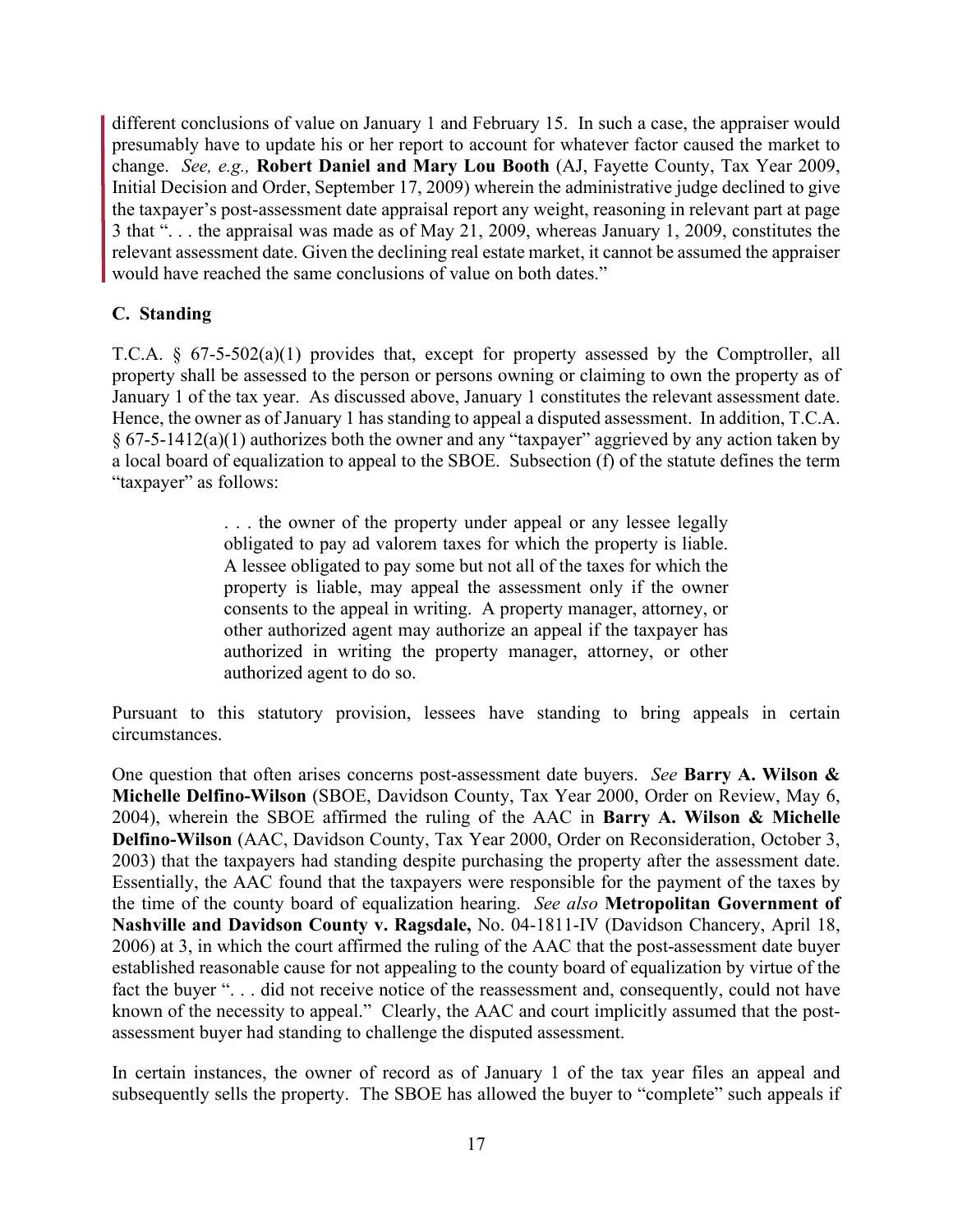different conclusions of value on January 1 and February 15. In such a case, the appraiser would presumably have to update his or her report to account for whatever factor caused the market to change. *See, e.g.,* **Robert Daniel and Mary Lou Booth** (AJ, Fayette County, Tax Year 2009, Initial Decision and Order, September 17, 2009) wherein the administrative judge declined to give the taxpayer's post-assessment date appraisal report any weight, reasoning in relevant part at page 3 that ". . . the appraisal was made as of May 21, 2009, whereas January 1, 2009, constitutes the relevant assessment date. Given the declining real estate market, it cannot be assumed the appraiser would have reached the same conclusions of value on both dates."

### C. Standing

T.C.A. § 67-5-502(a)(1) provides that, except for property assessed by the Comptroller, all property shall be assessed to the person or persons owning or claiming to own the property as of January 1 of the tax year. As discussed above, January 1 constitutes the relevant assessment date. Hence, the owner as of January 1 has standing to appeal a disputed assessment. In addition, T.C.A. § 67-5-1412(a)(1) authorizes both the owner and any "taxpayer" aggrieved by any action taken by a local board of equalization to appeal to the SBOE. Subsection (f) of the statute defines the term "taxpayer" as follows:

> . . . the owner of the property under appeal or any lessee legally obligated to pay ad valorem taxes for which the property is liable. A lessee obligated to pay some but not all of the taxes for which the property is liable, may appeal the assessment only if the owner consents to the appeal in writing. A property manager, attorney, or other authorized agent may authorize an appeal if the taxpayer has authorized in writing the property manager, attorney, or other authorized agent to do so.

Pursuant to this statutory provision, lessees have standing to bring appeals in certain circumstances.

One question that often arises concerns post-assessment date buyers. *See* **Barry A. Wilson & Michelle Delfino-Wilson** (SBOE, Davidson County, Tax Year 2000, Order on Review, May 6, 2004), wherein the SBOE affirmed the ruling of the AAC in **Barry A. Wilson & Michelle Delfino-Wilson** (AAC, Davidson County, Tax Year 2000, Order on Reconsideration, October 3, 2003) that the taxpayers had standing despite purchasing the property after the assessment date. Essentially, the AAC found that the taxpayers were responsible for the payment of the taxes by the time of the county board of equalization hearing. *See also* **Metropolitan Government of Nashville and Davidson County v. Ragsdale,** No. 04-1811-IV (Davidson Chancery, April 18, 2006) at 3, in which the court affirmed the ruling of the AAC that the post-assessment date buyer established reasonable cause for not appealing to the county board of equalization by virtue of the fact the buyer ". . . did not receive notice of the reassessment and, consequently, could not have known of the necessity to appeal." Clearly, the AAC and court implicitly assumed that the post-assessment buyer had standing to challenge the disputed assessment.

In certain instances, the owner of record as of January 1 of the tax year files an appeal and subsequently sells the property. The SBOE has allowed the buyer to "complete" such appeals if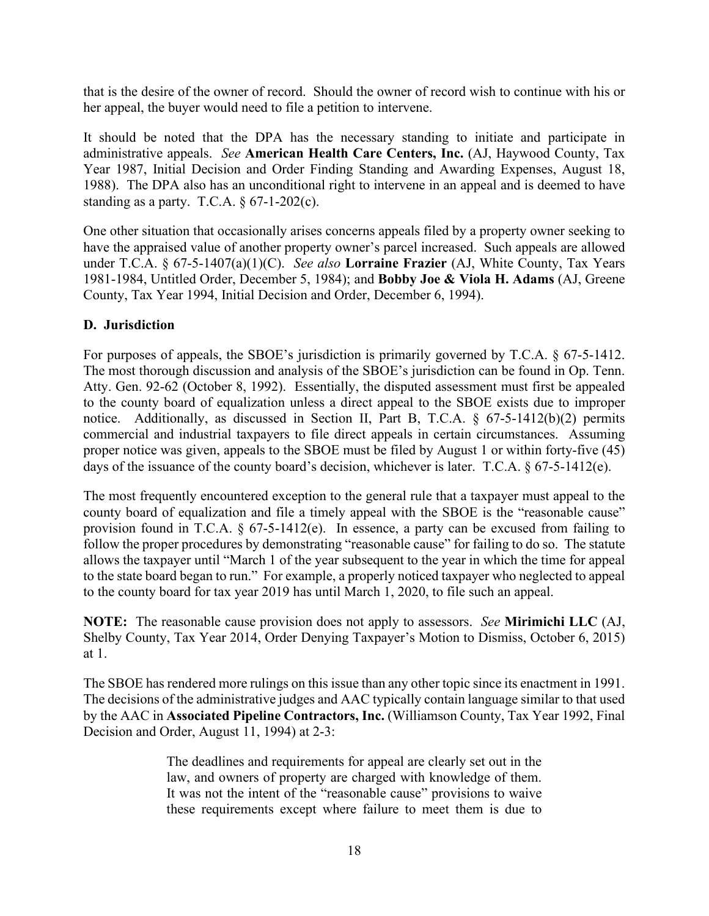that is the desire of the owner of record. Should the owner of record wish to continue with his or her appeal, the buyer would need to file a petition to intervene.

It should be noted that the DPA has the necessary standing to initiate and participate in administrative appeals. *See* **American Health Care Centers, Inc.** (AJ, Haywood County, Tax Year 1987, Initial Decision and Order Finding Standing and Awarding Expenses, August 18, 1988). The DPA also has an unconditional right to intervene in an appeal and is deemed to have standing as a party. T.C.A. § 67-1-202(c).

One other situation that occasionally arises concerns appeals filed by a property owner seeking to have the appraised value of another property owner's parcel increased. Such appeals are allowed under T.C.A. § 67-5-1407(a)(1)(C). *See also* **Lorraine Frazier** (AJ, White County, Tax Years 1981-1984, Untitled Order, December 5, 1984); and **Bobby Joe & Viola H. Adams** (AJ, Greene County, Tax Year 1994, Initial Decision and Order, December 6, 1994).

**D. Jurisdiction**

For purposes of appeals, the SBOE's jurisdiction is primarily governed by T.C.A. § 67-5-1412. The most thorough discussion and analysis of the SBOE's jurisdiction can be found in Op. Tenn. Atty. Gen. 92-62 (October 8, 1992). Essentially, the disputed assessment must first be appealed to the county board of equalization unless a direct appeal to the SBOE exists due to improper notice. Additionally, as discussed in Section II, Part B, T.C.A. § 67-5-1412(b)(2) permits commercial and industrial taxpayers to file direct appeals in certain circumstances. Assuming proper notice was given, appeals to the SBOE must be filed by August 1 or within forty-five (45) days of the issuance of the county board's decision, whichever is later. T.C.A. § 67-5-1412(e).

The most frequently encountered exception to the general rule that a taxpayer must appeal to the county board of equalization and file a timely appeal with the SBOE is the "reasonable cause" provision found in T.C.A. § 67-5-1412(e). In essence, a party can be excused from failing to follow the proper procedures by demonstrating "reasonable cause" for failing to do so. The statute allows the taxpayer until "March 1 of the year subsequent to the year in which the time for appeal to the state board began to run." For example, a properly noticed taxpayer who neglected to appeal to the county board for tax year 2019 has until March 1, 2020, to file such an appeal.

**NOTE:** The reasonable cause provision does not apply to assessors. *See* **Mirimichi LLC** (AJ, Shelby County, Tax Year 2014, Order Denying Taxpayer's Motion to Dismiss, October 6, 2015) at 1.

The SBOE has rendered more rulings on this issue than any other topic since its enactment in 1991. The decisions of the administrative judges and AAC typically contain language similar to that used by the AAC in **Associated Pipeline Contractors, Inc.** (Williamson County, Tax Year 1992, Final Decision and Order, August 11, 1994) at 2-3:

> The deadlines and requirements for appeal are clearly set out in the law, and owners of property are charged with knowledge of them. It was not the intent of the "reasonable cause" provisions to waive these requirements except where failure to meet them is due to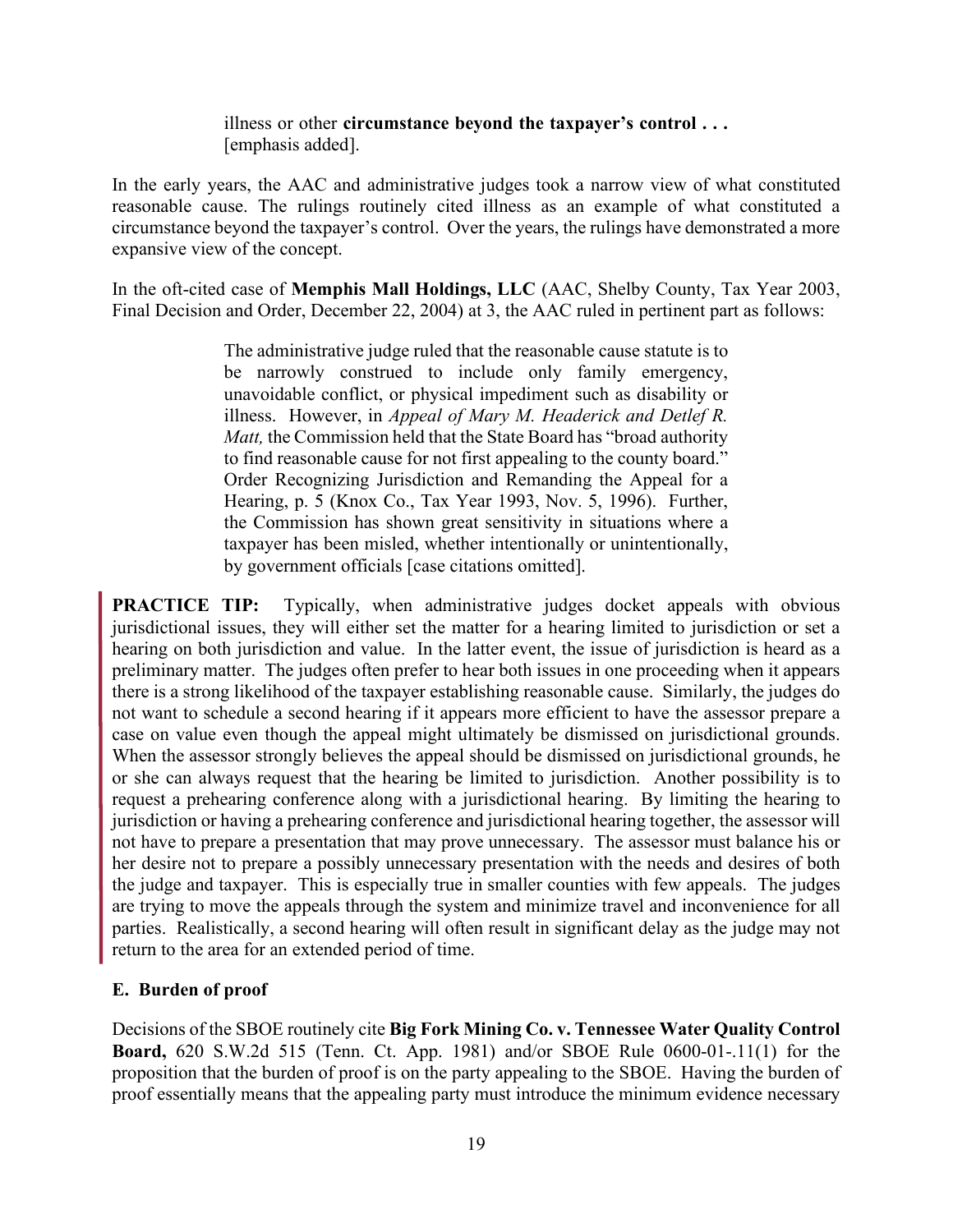> illness or other **circumstance beyond the taxpayer's control . . .** [emphasis added].

In the early years, the AAC and administrative judges took a narrow view of what constituted reasonable cause. The rulings routinely cited illness as an example of what constituted a circumstance beyond the taxpayer's control. Over the years, the rulings have demonstrated a more expansive view of the concept.

In the oft-cited case of **Memphis Mall Holdings, LLC** (AAC, Shelby County, Tax Year 2003, Final Decision and Order, December 22, 2004) at 3, the AAC ruled in pertinent part as follows:

> The administrative judge ruled that the reasonable cause statute is to be narrowly construed to include only family emergency, unavoidable conflict, or physical impediment such as disability or illness. However, in *Appeal of Mary M. Headerick and Detlef R. Matt,* the Commission held that the State Board has "broad authority to find reasonable cause for not first appealing to the county board." Order Recognizing Jurisdiction and Remanding the Appeal for a Hearing, p. 5 (Knox Co., Tax Year 1993, Nov. 5, 1996). Further, the Commission has shown great sensitivity in situations where a taxpayer has been misled, whether intentionally or unintentionally, by government officials [case citations omitted].

**PRACTICE TIP:** Typically, when administrative judges docket appeals with obvious jurisdictional issues, they will either set the matter for a hearing limited to jurisdiction or set a hearing on both jurisdiction and value. In the latter event, the issue of jurisdiction is heard as a preliminary matter. The judges often prefer to hear both issues in one proceeding when it appears there is a strong likelihood of the taxpayer establishing reasonable cause. Similarly, the judges do not want to schedule a second hearing if it appears more efficient to have the assessor prepare a case on value even though the appeal might ultimately be dismissed on jurisdictional grounds. When the assessor strongly believes the appeal should be dismissed on jurisdictional grounds, he or she can always request that the hearing be limited to jurisdiction. Another possibility is to request a prehearing conference along with a jurisdictional hearing. By limiting the hearing to jurisdiction or having a prehearing conference and jurisdictional hearing together, the assessor will not have to prepare a presentation that may prove unnecessary. The assessor must balance his or her desire not to prepare a possibly unnecessary presentation with the needs and desires of both the judge and taxpayer. This is especially true in smaller counties with few appeals. The judges are trying to move the appeals through the system and minimize travel and inconvenience for all parties. Realistically, a second hearing will often result in significant delay as the judge may not return to the area for an extended period of time.

### E. Burden of proof

Decisions of the SBOE routinely cite **Big Fork Mining Co. v. Tennessee Water Quality Control Board,** 620 S.W.2d 515 (Tenn. Ct. App. 1981) and/or SBOE Rule 0600-01-.11(1) for the proposition that the burden of proof is on the party appealing to the SBOE. Having the burden of proof essentially means that the appealing party must introduce the minimum evidence necessary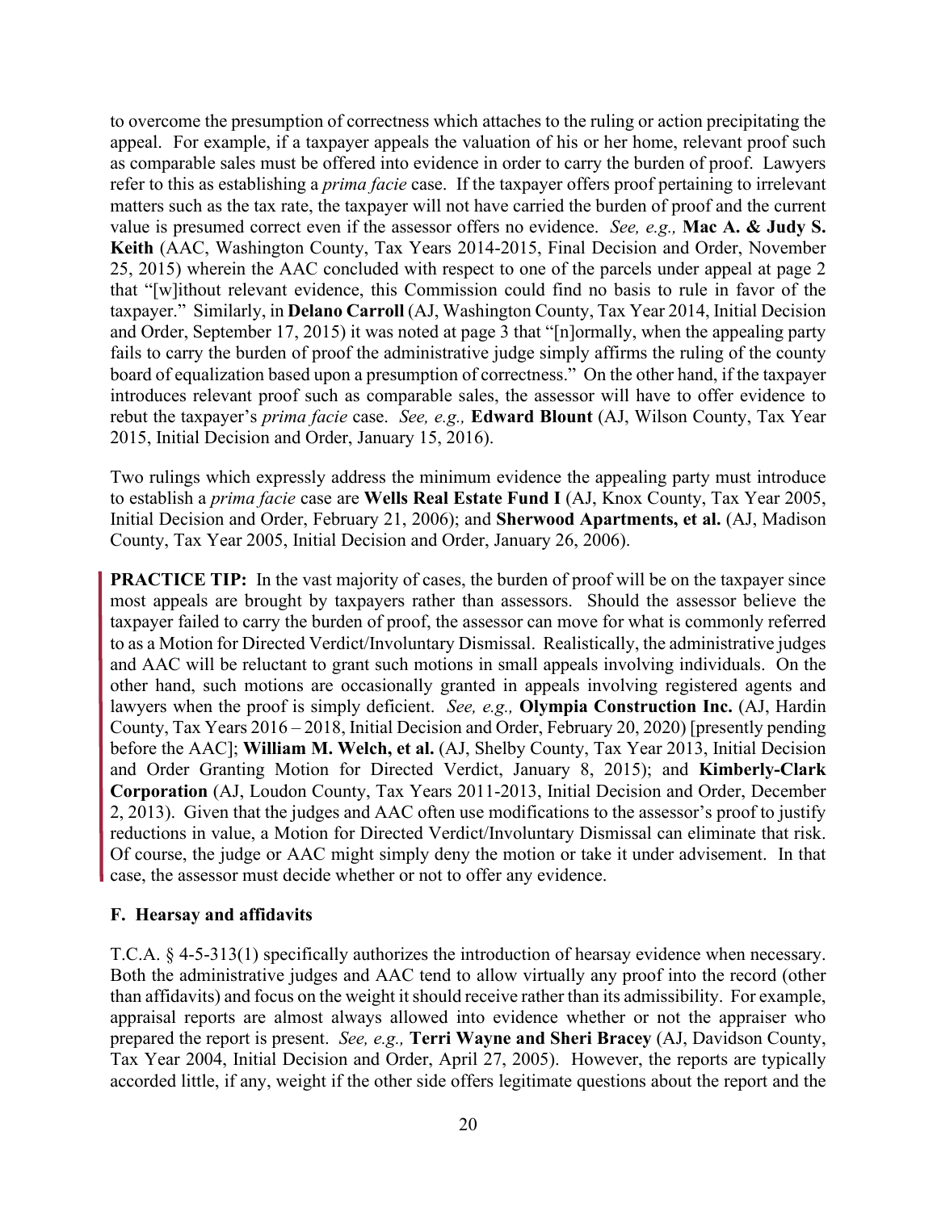to overcome the presumption of correctness which attaches to the ruling or action precipitating the appeal. For example, if a taxpayer appeals the valuation of his or her home, relevant proof such as comparable sales must be offered into evidence in order to carry the burden of proof. Lawyers refer to this as establishing a *prima facie* case. If the taxpayer offers proof pertaining to irrelevant matters such as the tax rate, the taxpayer will not have carried the burden of proof and the current value is presumed correct even if the assessor offers no evidence. *See, e.g.,* **Mac A. & Judy S. Keith** (AAC, Washington County, Tax Years 2014-2015, Final Decision and Order, November 25, 2015) wherein the AAC concluded with respect to one of the parcels under appeal at page 2 that "[w]ithout relevant evidence, this Commission could find no basis to rule in favor of the taxpayer." Similarly, in **Delano Carroll** (AJ, Washington County, Tax Year 2014, Initial Decision and Order, September 17, 2015) it was noted at page 3 that "[n]ormally, when the appealing party fails to carry the burden of proof the administrative judge simply affirms the ruling of the county board of equalization based upon a presumption of correctness." On the other hand, if the taxpayer introduces relevant proof such as comparable sales, the assessor will have to offer evidence to rebut the taxpayer's *prima facie* case. *See, e.g.,* **Edward Blount** (AJ, Wilson County, Tax Year 2015, Initial Decision and Order, January 15, 2016).

Two rulings which expressly address the minimum evidence the appealing party must introduce to establish a *prima facie* case are **Wells Real Estate Fund I** (AJ, Knox County, Tax Year 2005, Initial Decision and Order, February 21, 2006); and **Sherwood Apartments, et al.** (AJ, Madison County, Tax Year 2005, Initial Decision and Order, January 26, 2006).

**PRACTICE TIP:** In the vast majority of cases, the burden of proof will be on the taxpayer since most appeals are brought by taxpayers rather than assessors. Should the assessor believe the taxpayer failed to carry the burden of proof, the assessor can move for what is commonly referred to as a Motion for Directed Verdict/Involuntary Dismissal. Realistically, the administrative judges and AAC will be reluctant to grant such motions in small appeals involving individuals. On the other hand, such motions are occasionally granted in appeals involving registered agents and lawyers when the proof is simply deficient. *See, e.g.,* **Olympia Construction Inc.** (AJ, Hardin County, Tax Years 2016 – 2018, Initial Decision and Order, February 20, 2020) [presently pending before the AAC]; **William M. Welch, et al.** (AJ, Shelby County, Tax Year 2013, Initial Decision and Order Granting Motion for Directed Verdict, January 8, 2015); and **Kimberly-Clark Corporation** (AJ, Loudon County, Tax Years 2011-2013, Initial Decision and Order, December 2, 2013). Given that the judges and AAC often use modifications to the assessor's proof to justify reductions in value, a Motion for Directed Verdict/Involuntary Dismissal can eliminate that risk. Of course, the judge or AAC might simply deny the motion or take it under advisement. In that case, the assessor must decide whether or not to offer any evidence.

### F. Hearsay and affidavits

T.C.A. § 4-5-313(1) specifically authorizes the introduction of hearsay evidence when necessary. Both the administrative judges and AAC tend to allow virtually any proof into the record (other than affidavits) and focus on the weight it should receive rather than its admissibility. For example, appraisal reports are almost always allowed into evidence whether or not the appraiser who prepared the report is present. *See, e.g.,* **Terri Wayne and Sheri Bracey** (AJ, Davidson County, Tax Year 2004, Initial Decision and Order, April 27, 2005). However, the reports are typically accorded little, if any, weight if the other side offers legitimate questions about the report and the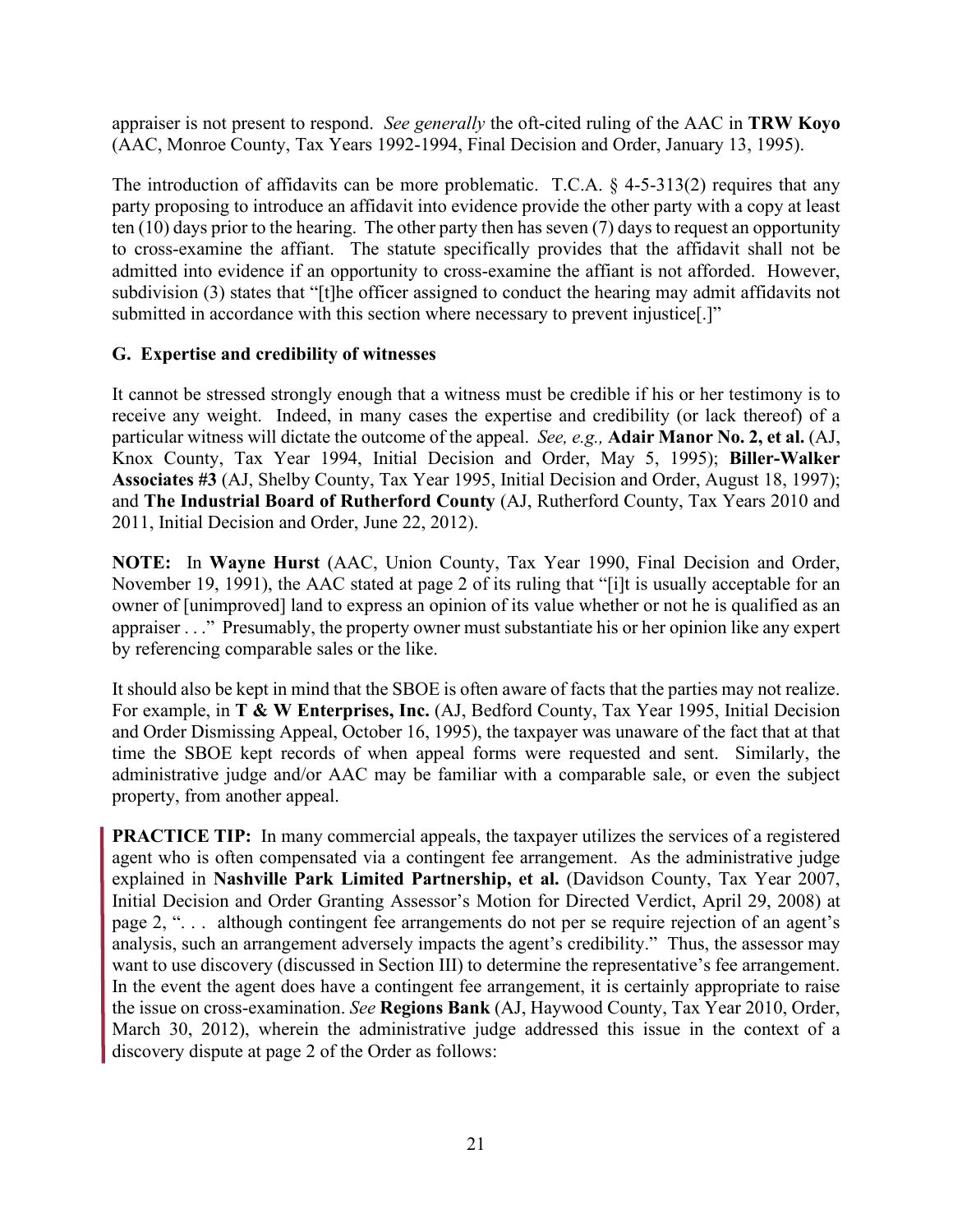appraiser is not present to respond. *See generally* the oft-cited ruling of the AAC in **TRW Koyo** (AAC, Monroe County, Tax Years 1992-1994, Final Decision and Order, January 13, 1995).

The introduction of affidavits can be more problematic. T.C.A. § 4-5-313(2) requires that any party proposing to introduce an affidavit into evidence provide the other party with a copy at least ten (10) days prior to the hearing. The other party then has seven (7) days to request an opportunity to cross-examine the affiant. The statute specifically provides that the affidavit shall not be admitted into evidence if an opportunity to cross-examine the affiant is not afforded. However, subdivision (3) states that "[t]he officer assigned to conduct the hearing may admit affidavits not submitted in accordance with this section where necessary to prevent injustice[.]"

### G. Expertise and credibility of witnesses

It cannot be stressed strongly enough that a witness must be credible if his or her testimony is to receive any weight. Indeed, in many cases the expertise and credibility (or lack thereof) of a particular witness will dictate the outcome of the appeal. *See, e.g.,* **Adair Manor No. 2, et al.** (AJ, Knox County, Tax Year 1994, Initial Decision and Order, May 5, 1995); **Biller-Walker Associates #3** (AJ, Shelby County, Tax Year 1995, Initial Decision and Order, August 18, 1997); and **The Industrial Board of Rutherford County** (AJ, Rutherford County, Tax Years 2010 and 2011, Initial Decision and Order, June 22, 2012).

**NOTE:** In **Wayne Hurst** (AAC, Union County, Tax Year 1990, Final Decision and Order, November 19, 1991), the AAC stated at page 2 of its ruling that "[i]t is usually acceptable for an owner of [unimproved] land to express an opinion of its value whether or not he is qualified as an appraiser . . ." Presumably, the property owner must substantiate his or her opinion like any expert by referencing comparable sales or the like.

It should also be kept in mind that the SBOE is often aware of facts that the parties may not realize. For example, in **T & W Enterprises, Inc.** (AJ, Bedford County, Tax Year 1995, Initial Decision and Order Dismissing Appeal, October 16, 1995), the taxpayer was unaware of the fact that at that time the SBOE kept records of when appeal forms were requested and sent. Similarly, the administrative judge and/or AAC may be familiar with a comparable sale, or even the subject property, from another appeal.

**PRACTICE TIP:** In many commercial appeals, the taxpayer utilizes the services of a registered agent who is often compensated via a contingent fee arrangement. As the administrative judge explained in **Nashville Park Limited Partnership, et al.** (Davidson County, Tax Year 2007, Initial Decision and Order Granting Assessor's Motion for Directed Verdict, April 29, 2008) at page 2, ". . . although contingent fee arrangements do not per se require rejection of an agent's analysis, such an arrangement adversely impacts the agent's credibility." Thus, the assessor may want to use discovery (discussed in Section III) to determine the representative's fee arrangement. In the event the agent does have a contingent fee arrangement, it is certainly appropriate to raise the issue on cross-examination. *See* **Regions Bank** (AJ, Haywood County, Tax Year 2010, Order, March 30, 2012), wherein the administrative judge addressed this issue in the context of a discovery dispute at page 2 of the Order as follows: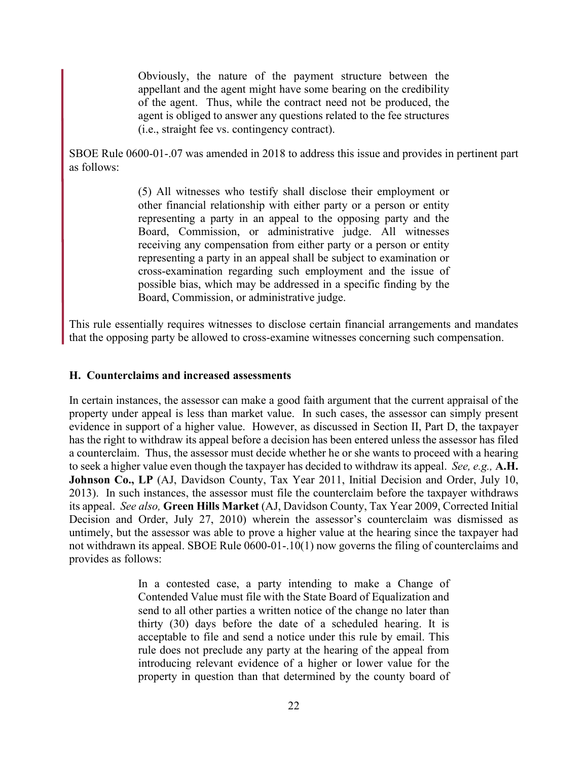> Obviously, the nature of the payment structure between the appellant and the agent might have some bearing on the credibility of the agent. Thus, while the contract need not be produced, the agent is obliged to answer any questions related to the fee structures (i.e., straight fee vs. contingency contract).

SBOE Rule 0600-01-.07 was amended in 2018 to address this issue and provides in pertinent part as follows:

> (5) All witnesses who testify shall disclose their employment or other financial relationship with either party or a person or entity representing a party in an appeal to the opposing party and the Board, Commission, or administrative judge. All witnesses receiving any compensation from either party or a person or entity representing a party in an appeal shall be subject to examination or cross-examination regarding such employment and the issue of possible bias, which may be addressed in a specific finding by the Board, Commission, or administrative judge.

This rule essentially requires witnesses to disclose certain financial arrangements and mandates that the opposing party be allowed to cross-examine witnesses concerning such compensation.

### H. Counterclaims and increased assessments

In certain instances, the assessor can make a good faith argument that the current appraisal of the property under appeal is less than market value. In such cases, the assessor can simply present evidence in support of a higher value. However, as discussed in Section II, Part D, the taxpayer has the right to withdraw its appeal before a decision has been entered unless the assessor has filed a counterclaim. Thus, the assessor must decide whether he or she wants to proceed with a hearing to seek a higher value even though the taxpayer has decided to withdraw its appeal. *See, e.g.,* **A.H. Johnson Co., LP** (AJ, Davidson County, Tax Year 2011, Initial Decision and Order, July 10, 2013). In such instances, the assessor must file the counterclaim before the taxpayer withdraws its appeal. *See also,* **Green Hills Market** (AJ, Davidson County, Tax Year 2009, Corrected Initial Decision and Order, July 27, 2010) wherein the assessor's counterclaim was dismissed as untimely, but the assessor was able to prove a higher value at the hearing since the taxpayer had not withdrawn its appeal. SBOE Rule 0600-01-.10(1) now governs the filing of counterclaims and provides as follows:

> In a contested case, a party intending to make a Change of Contended Value must file with the State Board of Equalization and send to all other parties a written notice of the change no later than thirty (30) days before the date of a scheduled hearing. It is acceptable to file and send a notice under this rule by email. This rule does not preclude any party at the hearing of the appeal from introducing relevant evidence of a higher or lower value for the property in question than that determined by the county board of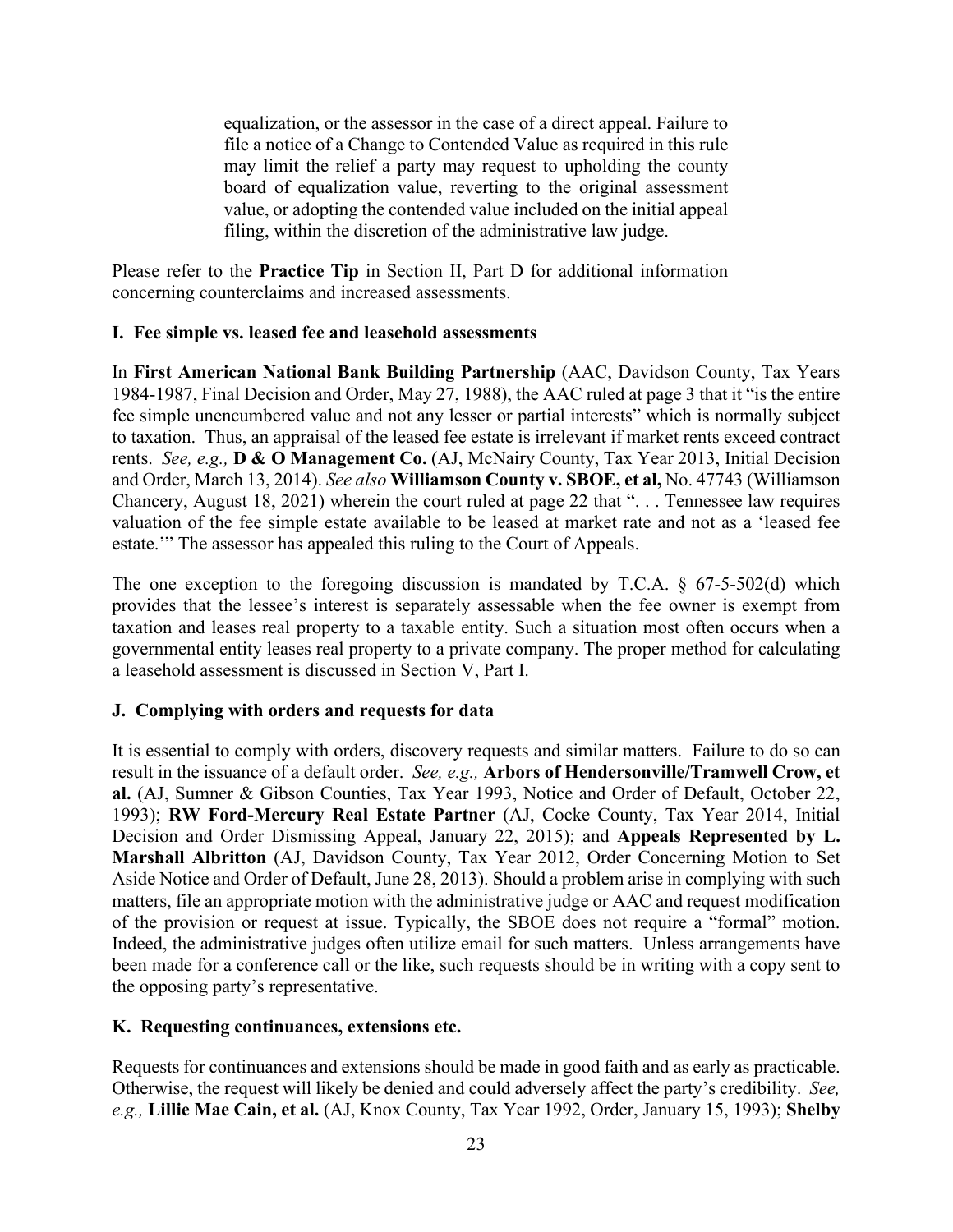> equalization, or the assessor in the case of a direct appeal. Failure to file a notice of a Change to Contended Value as required in this rule may limit the relief a party may request to upholding the county board of equalization value, reverting to the original assessment value, or adopting the contended value included on the initial appeal filing, within the discretion of the administrative law judge.

Please refer to the **Practice Tip** in Section II, Part D for additional information concerning counterclaims and increased assessments.

### I. Fee simple vs. leased fee and leasehold assessments

In **First American National Bank Building Partnership** (AAC, Davidson County, Tax Years 1984-1987, Final Decision and Order, May 27, 1988), the AAC ruled at page 3 that it "is the entire fee simple unencumbered value and not any lesser or partial interests" which is normally subject to taxation. Thus, an appraisal of the leased fee estate is irrelevant if market rents exceed contract rents. *See, e.g.,* **D & O Management Co.** (AJ, McNairy County, Tax Year 2013, Initial Decision and Order, March 13, 2014). *See also* **Williamson County v. SBOE, et al,** No. 47743 (Williamson Chancery, August 18, 2021) wherein the court ruled at page 22 that ". . . Tennessee law requires valuation of the fee simple estate available to be leased at market rate and not as a 'leased fee estate.'" The assessor has appealed this ruling to the Court of Appeals.

The one exception to the foregoing discussion is mandated by T.C.A. § 67-5-502(d) which provides that the lessee's interest is separately assessable when the fee owner is exempt from taxation and leases real property to a taxable entity. Such a situation most often occurs when a governmental entity leases real property to a private company. The proper method for calculating a leasehold assessment is discussed in Section V, Part I.

### J. Complying with orders and requests for data

It is essential to comply with orders, discovery requests and similar matters. Failure to do so can result in the issuance of a default order. *See, e.g.,* **Arbors of Hendersonville/Tramwell Crow, et al.** (AJ, Sumner & Gibson Counties, Tax Year 1993, Notice and Order of Default, October 22, 1993); **RW Ford-Mercury Real Estate Partner** (AJ, Cocke County, Tax Year 2014, Initial Decision and Order Dismissing Appeal, January 22, 2015); and **Appeals Represented by L. Marshall Albritton** (AJ, Davidson County, Tax Year 2012, Order Concerning Motion to Set Aside Notice and Order of Default, June 28, 2013). Should a problem arise in complying with such matters, file an appropriate motion with the administrative judge or AAC and request modification of the provision or request at issue. Typically, the SBOE does not require a "formal" motion. Indeed, the administrative judges often utilize email for such matters. Unless arrangements have been made for a conference call or the like, such requests should be in writing with a copy sent to the opposing party's representative.

### K. Requesting continuances, extensions etc.

Requests for continuances and extensions should be made in good faith and as early as practicable. Otherwise, the request will likely be denied and could adversely affect the party's credibility. *See, e.g.,* **Lillie Mae Cain, et al.** (AJ, Knox County, Tax Year 1992, Order, January 15, 1993); **Shelby**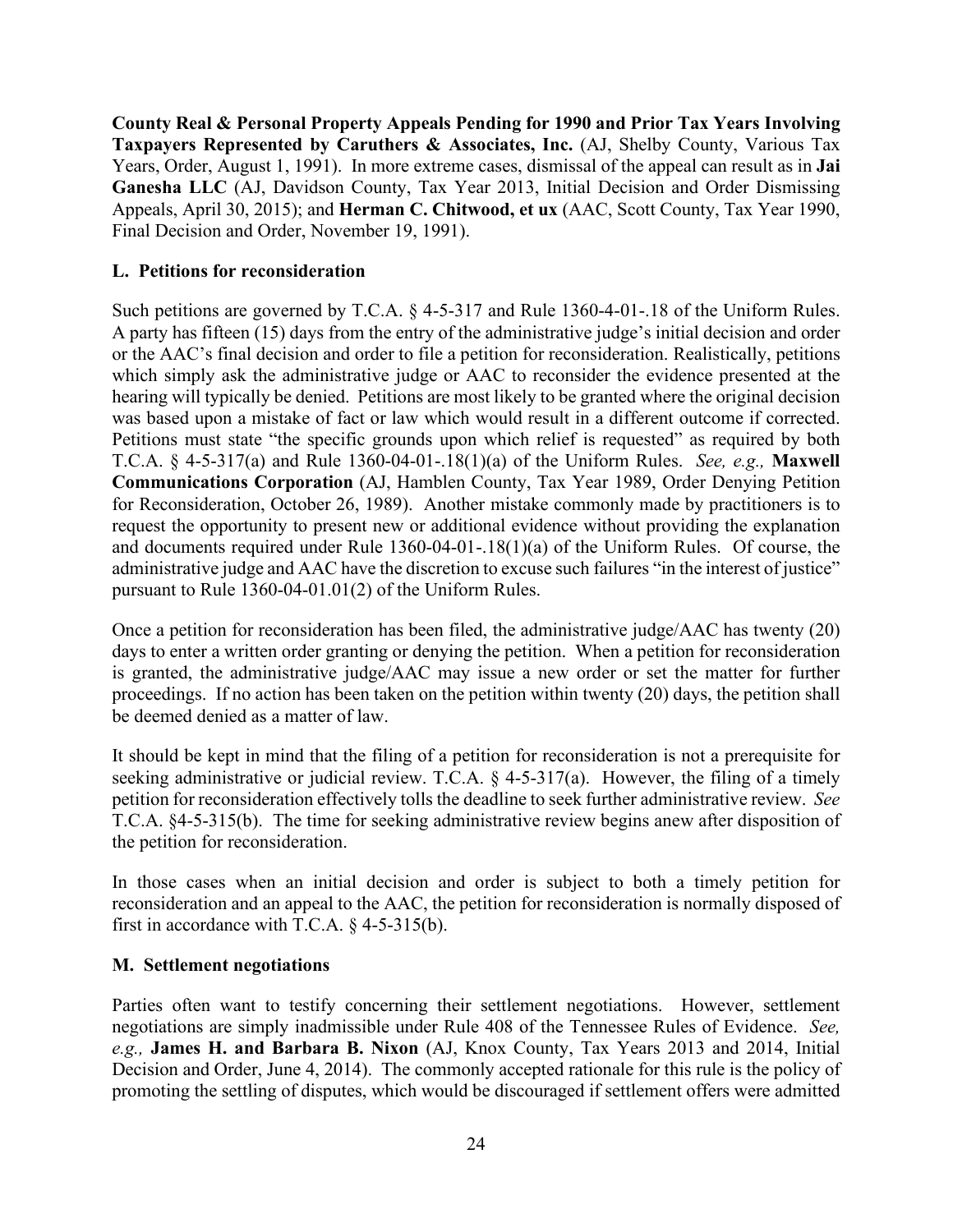**County Real & Personal Property Appeals Pending for 1990 and Prior Tax Years Involving Taxpayers Represented by Caruthers & Associates, Inc.** (AJ, Shelby County, Various Tax Years, Order, August 1, 1991). In more extreme cases, dismissal of the appeal can result as in **Jai Ganesha LLC** (AJ, Davidson County, Tax Year 2013, Initial Decision and Order Dismissing Appeals, April 30, 2015); and **Herman C. Chitwood, et ux** (AAC, Scott County, Tax Year 1990, Final Decision and Order, November 19, 1991).

### L. Petitions for reconsideration

Such petitions are governed by T.C.A. § 4-5-317 and Rule 1360-4-01-.18 of the Uniform Rules. A party has fifteen (15) days from the entry of the administrative judge's initial decision and order or the AAC's final decision and order to file a petition for reconsideration. Realistically, petitions which simply ask the administrative judge or AAC to reconsider the evidence presented at the hearing will typically be denied. Petitions are most likely to be granted where the original decision was based upon a mistake of fact or law which would result in a different outcome if corrected. Petitions must state "the specific grounds upon which relief is requested" as required by both T.C.A. § 4-5-317(a) and Rule 1360-04-01-.18(1)(a) of the Uniform Rules. *See, e.g.,* **Maxwell Communications Corporation** (AJ, Hamblen County, Tax Year 1989, Order Denying Petition for Reconsideration, October 26, 1989). Another mistake commonly made by practitioners is to request the opportunity to present new or additional evidence without providing the explanation and documents required under Rule 1360-04-01-.18(1)(a) of the Uniform Rules. Of course, the administrative judge and AAC have the discretion to excuse such failures "in the interest of justice" pursuant to Rule 1360-04-01.01(2) of the Uniform Rules.

Once a petition for reconsideration has been filed, the administrative judge/AAC has twenty (20) days to enter a written order granting or denying the petition. When a petition for reconsideration is granted, the administrative judge/AAC may issue a new order or set the matter for further proceedings. If no action has been taken on the petition within twenty (20) days, the petition shall be deemed denied as a matter of law.

It should be kept in mind that the filing of a petition for reconsideration is not a prerequisite for seeking administrative or judicial review. T.C.A. § 4-5-317(a). However, the filing of a timely petition for reconsideration effectively tolls the deadline to seek further administrative review. *See* T.C.A. §4-5-315(b). The time for seeking administrative review begins anew after disposition of the petition for reconsideration.

In those cases when an initial decision and order is subject to both a timely petition for reconsideration and an appeal to the AAC, the petition for reconsideration is normally disposed of first in accordance with T.C.A. § 4-5-315(b).

### M. Settlement negotiations

Parties often want to testify concerning their settlement negotiations. However, settlement negotiations are simply inadmissible under Rule 408 of the Tennessee Rules of Evidence. *See, e.g.,* **James H. and Barbara B. Nixon** (AJ, Knox County, Tax Years 2013 and 2014, Initial Decision and Order, June 4, 2014). The commonly accepted rationale for this rule is the policy of promoting the settling of disputes, which would be discouraged if settlement offers were admitted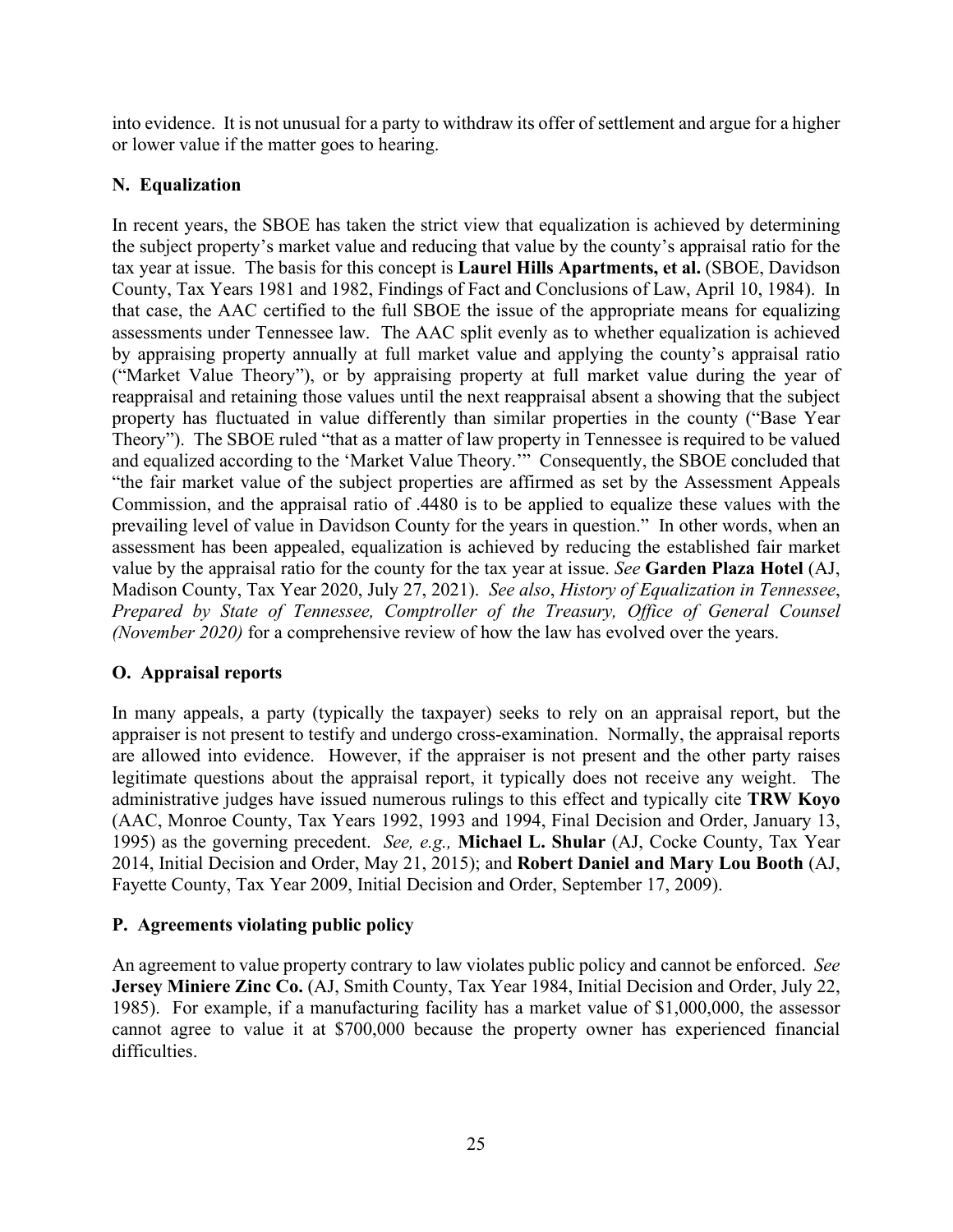into evidence. It is not unusual for a party to withdraw its offer of settlement and argue for a higher or lower value if the matter goes to hearing.

### N. Equalization

In recent years, the SBOE has taken the strict view that equalization is achieved by determining the subject property's market value and reducing that value by the county's appraisal ratio for the tax year at issue. The basis for this concept is **Laurel Hills Apartments, et al.** (SBOE, Davidson County, Tax Years 1981 and 1982, Findings of Fact and Conclusions of Law, April 10, 1984). In that case, the AAC certified to the full SBOE the issue of the appropriate means for equalizing assessments under Tennessee law. The AAC split evenly as to whether equalization is achieved by appraising property annually at full market value and applying the county's appraisal ratio ("Market Value Theory"), or by appraising property at full market value during the year of reappraisal and retaining those values until the next reappraisal absent a showing that the subject property has fluctuated in value differently than similar properties in the county ("Base Year Theory"). The SBOE ruled "that as a matter of law property in Tennessee is required to be valued and equalized according to the 'Market Value Theory.'" Consequently, the SBOE concluded that "the fair market value of the subject properties are affirmed as set by the Assessment Appeals Commission, and the appraisal ratio of .4480 is to be applied to equalize these values with the prevailing level of value in Davidson County for the years in question." In other words, when an assessment has been appealed, equalization is achieved by reducing the established fair market value by the appraisal ratio for the county for the tax year at issue. *See* **Garden Plaza Hotel** (AJ, Madison County, Tax Year 2020, July 27, 2021). *See also*, *History of Equalization in Tennessee*, *Prepared by State of Tennessee, Comptroller of the Treasury, Office of General Counsel (November 2020)* for a comprehensive review of how the law has evolved over the years.

### O. Appraisal reports

In many appeals, a party (typically the taxpayer) seeks to rely on an appraisal report, but the appraiser is not present to testify and undergo cross-examination. Normally, the appraisal reports are allowed into evidence. However, if the appraiser is not present and the other party raises legitimate questions about the appraisal report, it typically does not receive any weight. The administrative judges have issued numerous rulings to this effect and typically cite **TRW Koyo** (AAC, Monroe County, Tax Years 1992, 1993 and 1994, Final Decision and Order, January 13, 1995) as the governing precedent. *See, e.g.,* **Michael L. Shular** (AJ, Cocke County, Tax Year 2014, Initial Decision and Order, May 21, 2015); and **Robert Daniel and Mary Lou Booth** (AJ, Fayette County, Tax Year 2009, Initial Decision and Order, September 17, 2009).

### P. Agreements violating public policy

An agreement to value property contrary to law violates public policy and cannot be enforced. *See* **Jersey Miniere Zinc Co.** (AJ, Smith County, Tax Year 1984, Initial Decision and Order, July 22, 1985). For example, if a manufacturing facility has a market value of $1,000,000, the assessor cannot agree to value it at $700,000 because the property owner has experienced financial difficulties.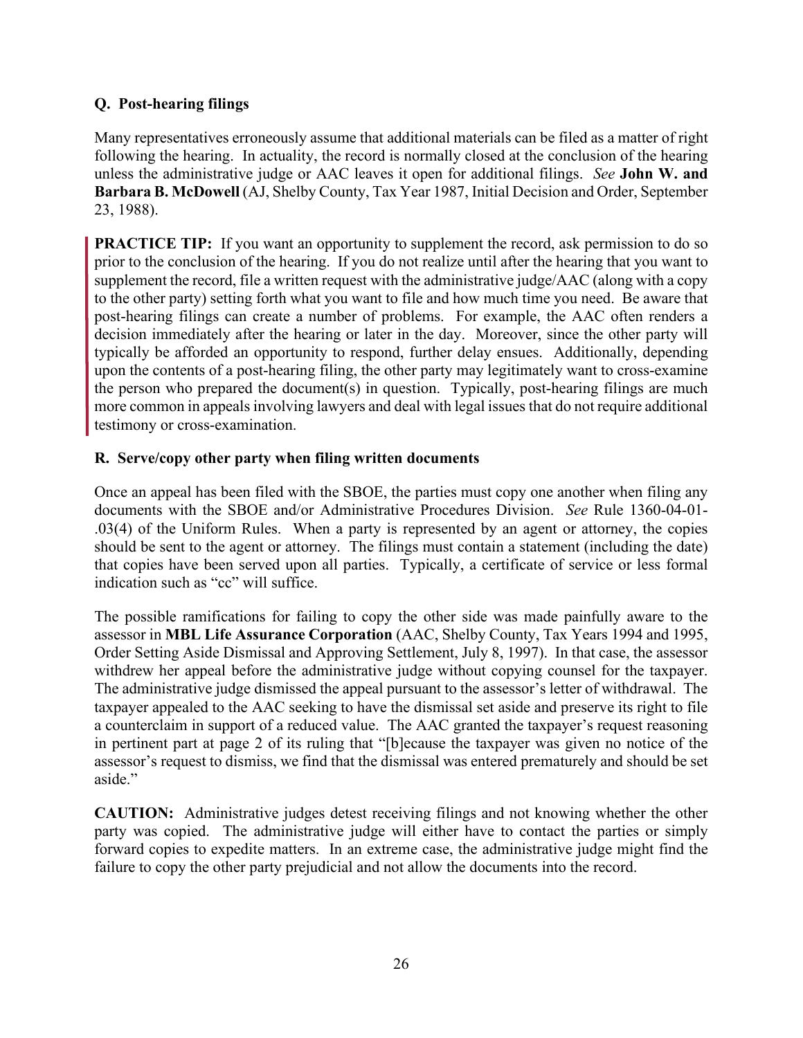### Q. Post-hearing filings

Many representatives erroneously assume that additional materials can be filed as a matter of right following the hearing. In actuality, the record is normally closed at the conclusion of the hearing unless the administrative judge or AAC leaves it open for additional filings. *See* **John W. and Barbara B. McDowell** (AJ, Shelby County, Tax Year 1987, Initial Decision and Order, September 23, 1988).

**PRACTICE TIP:** If you want an opportunity to supplement the record, ask permission to do so prior to the conclusion of the hearing. If you do not realize until after the hearing that you want to supplement the record, file a written request with the administrative judge/AAC (along with a copy to the other party) setting forth what you want to file and how much time you need. Be aware that post-hearing filings can create a number of problems. For example, the AAC often renders a decision immediately after the hearing or later in the day. Moreover, since the other party will typically be afforded an opportunity to respond, further delay ensues. Additionally, depending upon the contents of a post-hearing filing, the other party may legitimately want to cross-examine the person who prepared the document(s) in question. Typically, post-hearing filings are much more common in appeals involving lawyers and deal with legal issues that do not require additional testimony or cross-examination.

### R. Serve/copy other party when filing written documents

Once an appeal has been filed with the SBOE, the parties must copy one another when filing any documents with the SBOE and/or Administrative Procedures Division. *See* Rule 1360-04-01-.03(4) of the Uniform Rules. When a party is represented by an agent or attorney, the copies should be sent to the agent or attorney. The filings must contain a statement (including the date) that copies have been served upon all parties. Typically, a certificate of service or less formal indication such as "cc" will suffice.

The possible ramifications for failing to copy the other side was made painfully aware to the assessor in **MBL Life Assurance Corporation** (AAC, Shelby County, Tax Years 1994 and 1995, Order Setting Aside Dismissal and Approving Settlement, July 8, 1997). In that case, the assessor withdrew her appeal before the administrative judge without copying counsel for the taxpayer. The administrative judge dismissed the appeal pursuant to the assessor's letter of withdrawal. The taxpayer appealed to the AAC seeking to have the dismissal set aside and preserve its right to file a counterclaim in support of a reduced value. The AAC granted the taxpayer's request reasoning in pertinent part at page 2 of its ruling that "[b]ecause the taxpayer was given no notice of the assessor's request to dismiss, we find that the dismissal was entered prematurely and should be set aside."

**CAUTION:** Administrative judges detest receiving filings and not knowing whether the other party was copied. The administrative judge will either have to contact the parties or simply forward copies to expedite matters. In an extreme case, the administrative judge might find the failure to copy the other party prejudicial and not allow the documents into the record.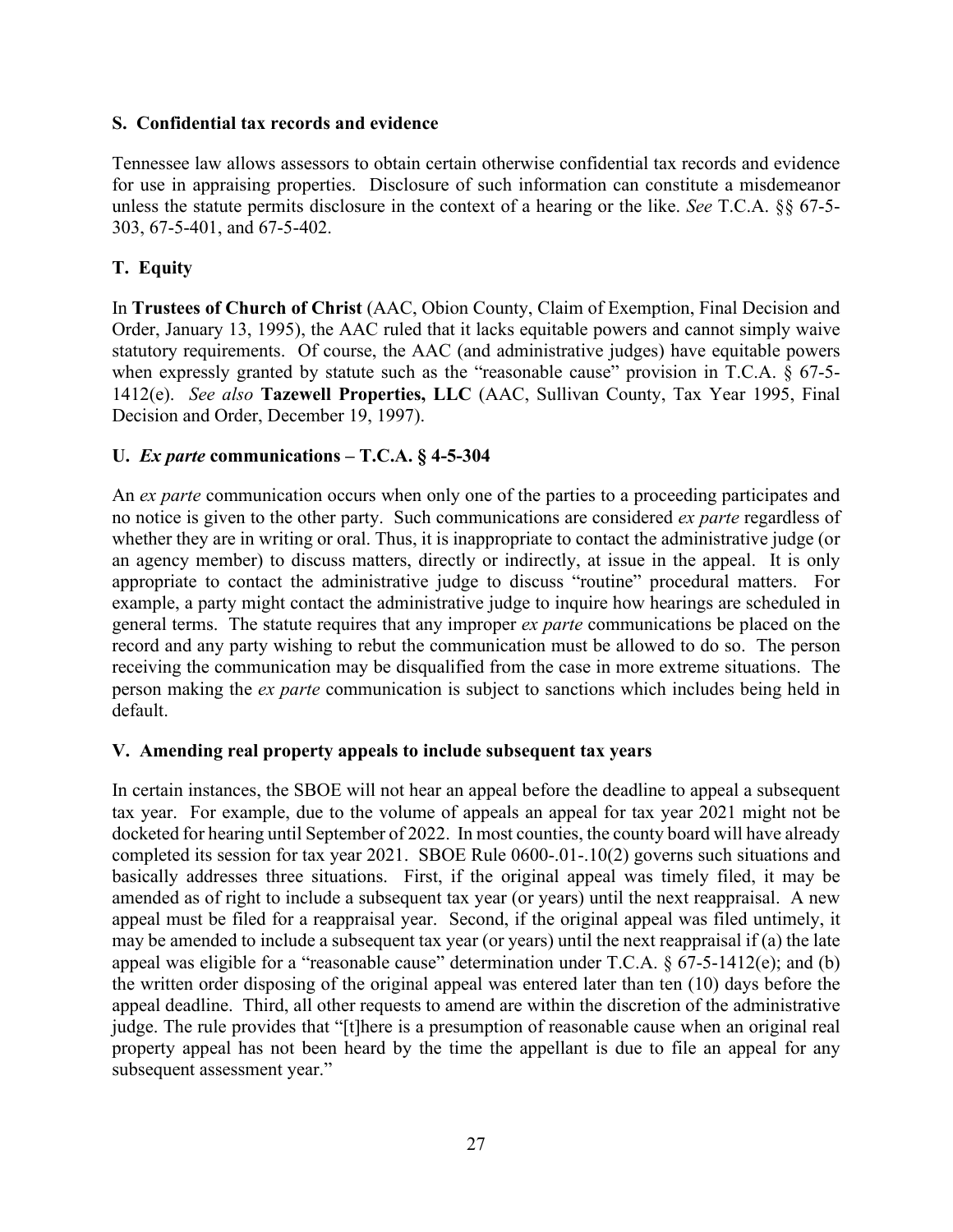### S. Confidential tax records and evidence

Tennessee law allows assessors to obtain certain otherwise confidential tax records and evidence for use in appraising properties. Disclosure of such information can constitute a misdemeanor unless the statute permits disclosure in the context of a hearing or the like. *See* T.C.A. §§ 67-5-303, 67-5-401, and 67-5-402.

### T. Equity

In **Trustees of Church of Christ** (AAC, Obion County, Claim of Exemption, Final Decision and Order, January 13, 1995), the AAC ruled that it lacks equitable powers and cannot simply waive statutory requirements. Of course, the AAC (and administrative judges) have equitable powers when expressly granted by statute such as the "reasonable cause" provision in T.C.A. § 67-5-1412(e). *See also* **Tazewell Properties, LLC** (AAC, Sullivan County, Tax Year 1995, Final Decision and Order, December 19, 1997).

### U. *Ex parte* communications – T.C.A. § 4-5-304

An *ex parte* communication occurs when only one of the parties to a proceeding participates and no notice is given to the other party. Such communications are considered *ex parte* regardless of whether they are in writing or oral. Thus, it is inappropriate to contact the administrative judge (or an agency member) to discuss matters, directly or indirectly, at issue in the appeal. It is only appropriate to contact the administrative judge to discuss "routine" procedural matters. For example, a party might contact the administrative judge to inquire how hearings are scheduled in general terms. The statute requires that any improper *ex parte* communications be placed on the record and any party wishing to rebut the communication must be allowed to do so. The person receiving the communication may be disqualified from the case in more extreme situations. The person making the *ex parte* communication is subject to sanctions which includes being held in default.

### V. Amending real property appeals to include subsequent tax years

In certain instances, the SBOE will not hear an appeal before the deadline to appeal a subsequent tax year. For example, due to the volume of appeals an appeal for tax year 2021 might not be docketed for hearing until September of 2022. In most counties, the county board will have already completed its session for tax year 2021. SBOE Rule 0600-.01-.10(2) governs such situations and basically addresses three situations. First, if the original appeal was timely filed, it may be amended as of right to include a subsequent tax year (or years) until the next reappraisal. A new appeal must be filed for a reappraisal year. Second, if the original appeal was filed untimely, it may be amended to include a subsequent tax year (or years) until the next reappraisal if (a) the late appeal was eligible for a "reasonable cause" determination under T.C.A. § 67-5-1412(e); and (b) the written order disposing of the original appeal was entered later than ten (10) days before the appeal deadline. Third, all other requests to amend are within the discretion of the administrative judge. The rule provides that "[t]here is a presumption of reasonable cause when an original real property appeal has not been heard by the time the appellant is due to file an appeal for any subsequent assessment year."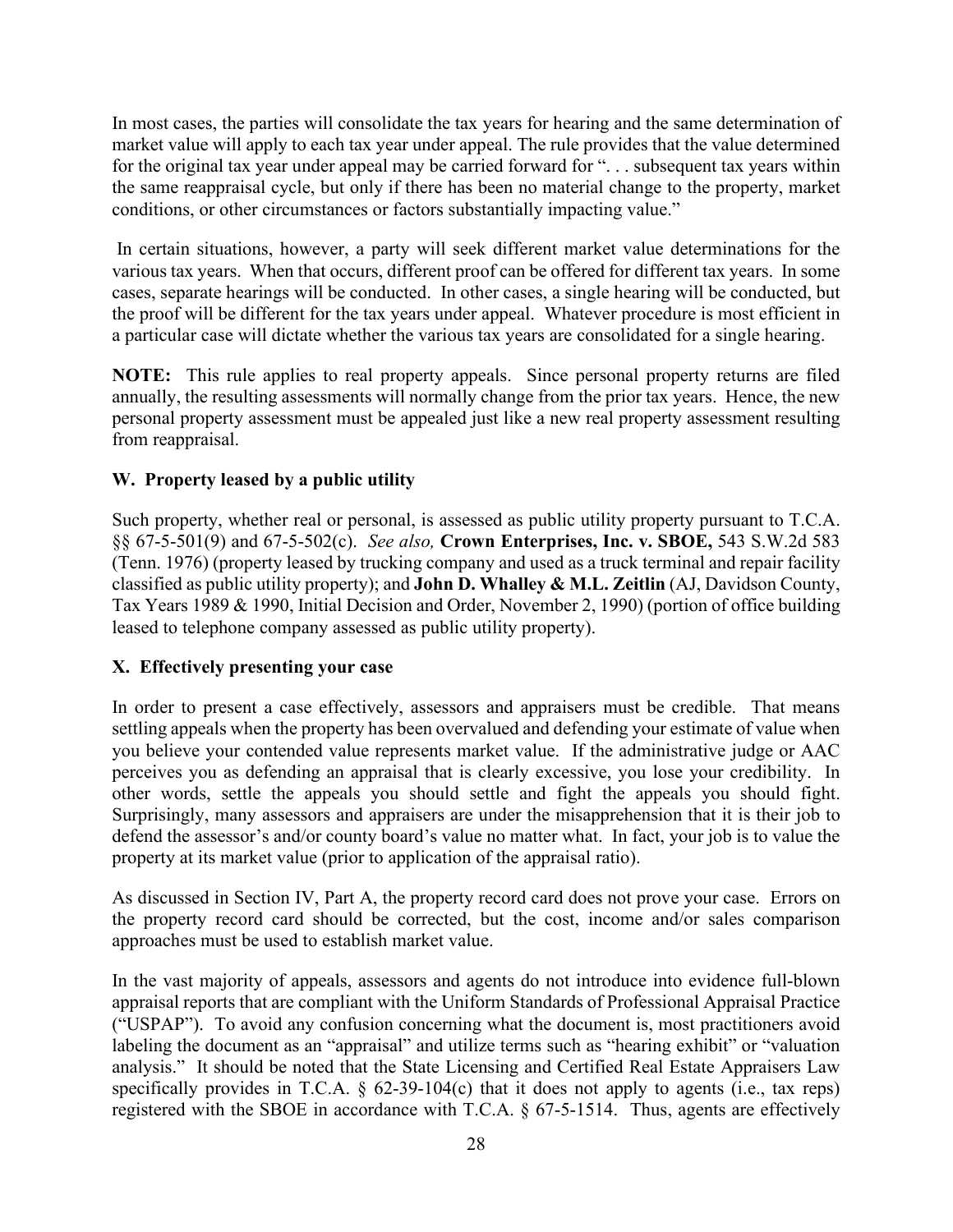In most cases, the parties will consolidate the tax years for hearing and the same determination of market value will apply to each tax year under appeal. The rule provides that the value determined for the original tax year under appeal may be carried forward for ". . . subsequent tax years within the same reappraisal cycle, but only if there has been no material change to the property, market conditions, or other circumstances or factors substantially impacting value."

In certain situations, however, a party will seek different market value determinations for the various tax years. When that occurs, different proof can be offered for different tax years. In some cases, separate hearings will be conducted. In other cases, a single hearing will be conducted, but the proof will be different for the tax years under appeal. Whatever procedure is most efficient in a particular case will dictate whether the various tax years are consolidated for a single hearing.

**NOTE:** This rule applies to real property appeals. Since personal property returns are filed annually, the resulting assessments will normally change from the prior tax years. Hence, the new personal property assessment must be appealed just like a new real property assessment resulting from reappraisal.

### W. Property leased by a public utility

Such property, whether real or personal, is assessed as public utility property pursuant to T.C.A. §§ 67-5-501(9) and 67-5-502(c). *See also,* **Crown Enterprises, Inc. v. SBOE,** 543 S.W.2d 583 (Tenn. 1976) (property leased by trucking company and used as a truck terminal and repair facility classified as public utility property); and **John D. Whalley & M.L. Zeitlin** (AJ, Davidson County, Tax Years 1989 & 1990, Initial Decision and Order, November 2, 1990) (portion of office building leased to telephone company assessed as public utility property).

### X. Effectively presenting your case

In order to present a case effectively, assessors and appraisers must be credible. That means settling appeals when the property has been overvalued and defending your estimate of value when you believe your contended value represents market value. If the administrative judge or AAC perceives you as defending an appraisal that is clearly excessive, you lose your credibility. In other words, settle the appeals you should settle and fight the appeals you should fight. Surprisingly, many assessors and appraisers are under the misapprehension that it is their job to defend the assessor's and/or county board's value no matter what. In fact, your job is to value the property at its market value (prior to application of the appraisal ratio).

As discussed in Section IV, Part A, the property record card does not prove your case. Errors on the property record card should be corrected, but the cost, income and/or sales comparison approaches must be used to establish market value.

In the vast majority of appeals, assessors and agents do not introduce into evidence full-blown appraisal reports that are compliant with the Uniform Standards of Professional Appraisal Practice ("USPAP"). To avoid any confusion concerning what the document is, most practitioners avoid labeling the document as an "appraisal" and utilize terms such as "hearing exhibit" or "valuation analysis." It should be noted that the State Licensing and Certified Real Estate Appraisers Law specifically provides in T.C.A. § 62-39-104(c) that it does not apply to agents (i.e., tax reps) registered with the SBOE in accordance with T.C.A. § 67-5-1514. Thus, agents are effectively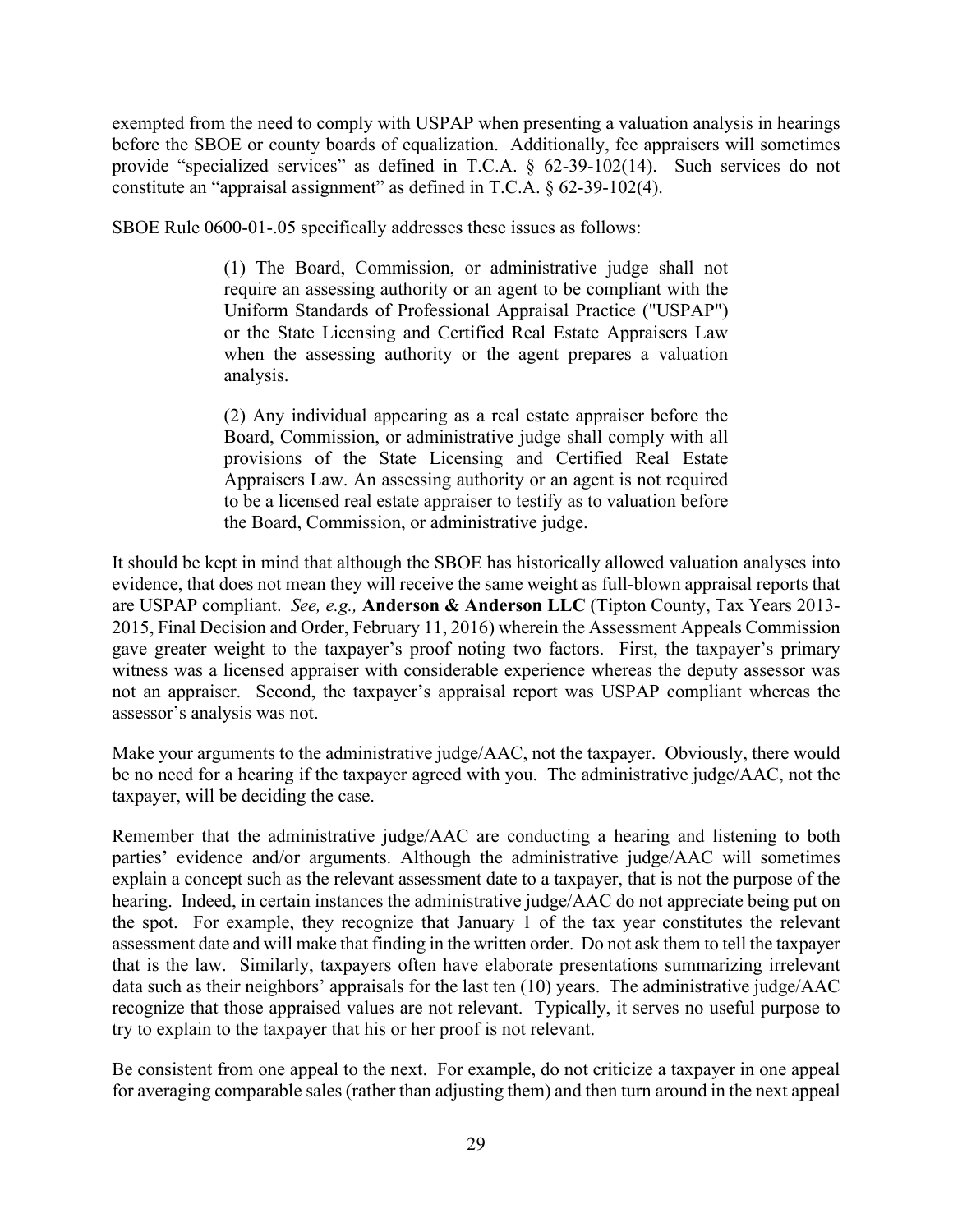exempted from the need to comply with USPAP when presenting a valuation analysis in hearings before the SBOE or county boards of equalization. Additionally, fee appraisers will sometimes provide "specialized services" as defined in T.C.A. § 62-39-102(14). Such services do not constitute an "appraisal assignment" as defined in T.C.A. § 62-39-102(4).

SBOE Rule 0600-01-.05 specifically addresses these issues as follows:

> (1) The Board, Commission, or administrative judge shall not require an assessing authority or an agent to be compliant with the Uniform Standards of Professional Appraisal Practice ("USPAP") or the State Licensing and Certified Real Estate Appraisers Law when the assessing authority or the agent prepares a valuation analysis.
>
> (2) Any individual appearing as a real estate appraiser before the Board, Commission, or administrative judge shall comply with all provisions of the State Licensing and Certified Real Estate Appraisers Law. An assessing authority or an agent is not required to be a licensed real estate appraiser to testify as to valuation before the Board, Commission, or administrative judge.

It should be kept in mind that although the SBOE has historically allowed valuation analyses into evidence, that does not mean they will receive the same weight as full-blown appraisal reports that are USPAP compliant. *See, e.g.,* **Anderson & Anderson LLC** (Tipton County, Tax Years 2013-2015, Final Decision and Order, February 11, 2016) wherein the Assessment Appeals Commission gave greater weight to the taxpayer's proof noting two factors. First, the taxpayer's primary witness was a licensed appraiser with considerable experience whereas the deputy assessor was not an appraiser. Second, the taxpayer's appraisal report was USPAP compliant whereas the assessor's analysis was not.

Make your arguments to the administrative judge/AAC, not the taxpayer. Obviously, there would be no need for a hearing if the taxpayer agreed with you. The administrative judge/AAC, not the taxpayer, will be deciding the case.

Remember that the administrative judge/AAC are conducting a hearing and listening to both parties' evidence and/or arguments. Although the administrative judge/AAC will sometimes explain a concept such as the relevant assessment date to a taxpayer, that is not the purpose of the hearing. Indeed, in certain instances the administrative judge/AAC do not appreciate being put on the spot. For example, they recognize that January 1 of the tax year constitutes the relevant assessment date and will make that finding in the written order. Do not ask them to tell the taxpayer that is the law. Similarly, taxpayers often have elaborate presentations summarizing irrelevant data such as their neighbors' appraisals for the last ten (10) years. The administrative judge/AAC recognize that those appraised values are not relevant. Typically, it serves no useful purpose to try to explain to the taxpayer that his or her proof is not relevant.

Be consistent from one appeal to the next. For example, do not criticize a taxpayer in one appeal for averaging comparable sales (rather than adjusting them) and then turn around in the next appeal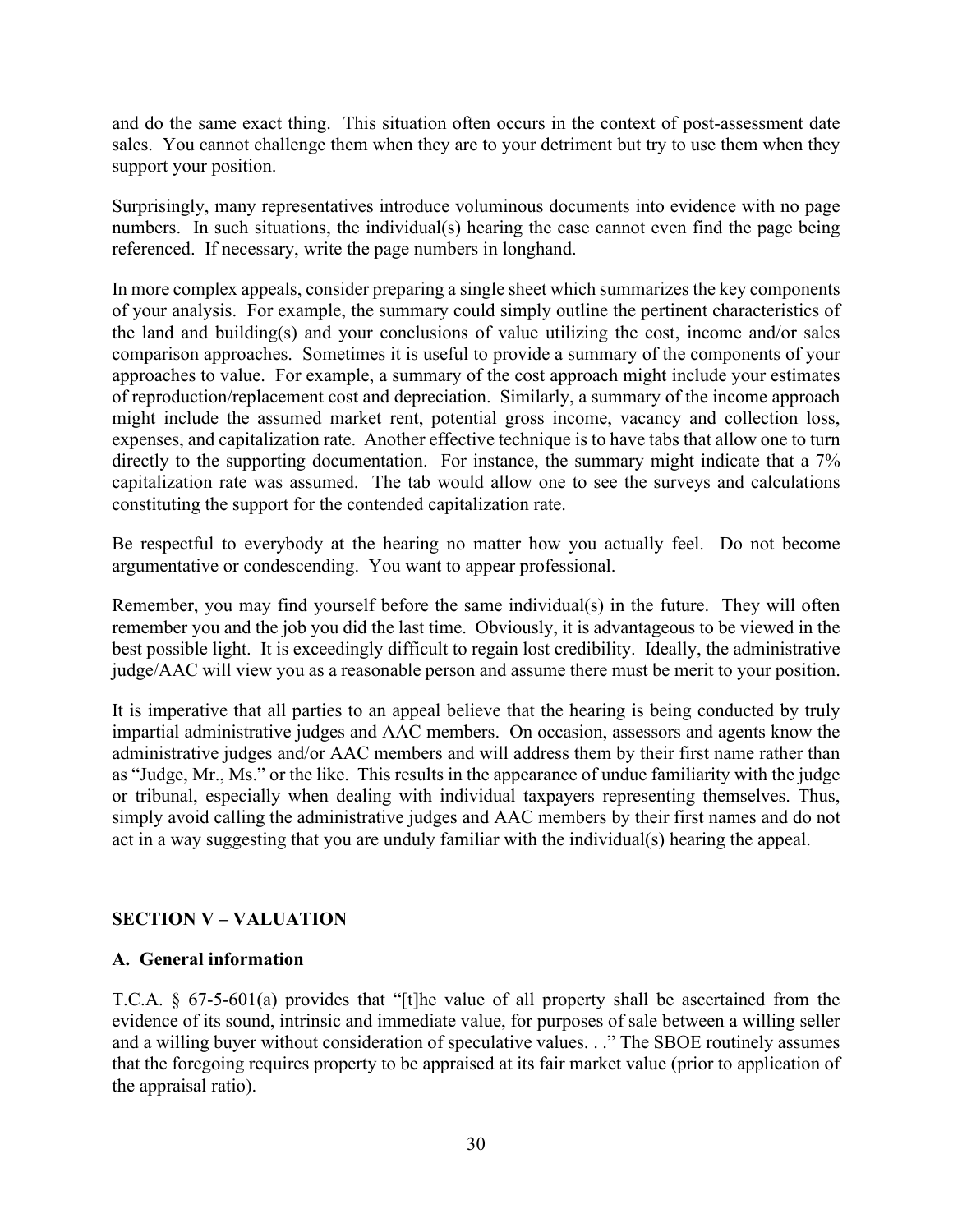and do the same exact thing. This situation often occurs in the context of post-assessment date sales. You cannot challenge them when they are to your detriment but try to use them when they support your position.

Surprisingly, many representatives introduce voluminous documents into evidence with no page numbers. In such situations, the individual(s) hearing the case cannot even find the page being referenced. If necessary, write the page numbers in longhand.

In more complex appeals, consider preparing a single sheet which summarizes the key components of your analysis. For example, the summary could simply outline the pertinent characteristics of the land and building(s) and your conclusions of value utilizing the cost, income and/or sales comparison approaches. Sometimes it is useful to provide a summary of the components of your approaches to value. For example, a summary of the cost approach might include your estimates of reproduction/replacement cost and depreciation. Similarly, a summary of the income approach might include the assumed market rent, potential gross income, vacancy and collection loss, expenses, and capitalization rate. Another effective technique is to have tabs that allow one to turn directly to the supporting documentation. For instance, the summary might indicate that a 7% capitalization rate was assumed. The tab would allow one to see the surveys and calculations constituting the support for the contended capitalization rate.

Be respectful to everybody at the hearing no matter how you actually feel. Do not become argumentative or condescending. You want to appear professional.

Remember, you may find yourself before the same individual(s) in the future. They will often remember you and the job you did the last time. Obviously, it is advantageous to be viewed in the best possible light. It is exceedingly difficult to regain lost credibility. Ideally, the administrative judge/AAC will view you as a reasonable person and assume there must be merit to your position.

It is imperative that all parties to an appeal believe that the hearing is being conducted by truly impartial administrative judges and AAC members. On occasion, assessors and agents know the administrative judges and/or AAC members and will address them by their first name rather than as "Judge, Mr., Ms." or the like. This results in the appearance of undue familiarity with the judge or tribunal, especially when dealing with individual taxpayers representing themselves. Thus, simply avoid calling the administrative judges and AAC members by their first names and do not act in a way suggesting that you are unduly familiar with the individual(s) hearing the appeal.

## SECTION V – VALUATION

### A. General information

T.C.A. § 67-5-601(a) provides that "[t]he value of all property shall be ascertained from the evidence of its sound, intrinsic and immediate value, for purposes of sale between a willing seller and a willing buyer without consideration of speculative values. . ." The SBOE routinely assumes that the foregoing requires property to be appraised at its fair market value (prior to application of the appraisal ratio).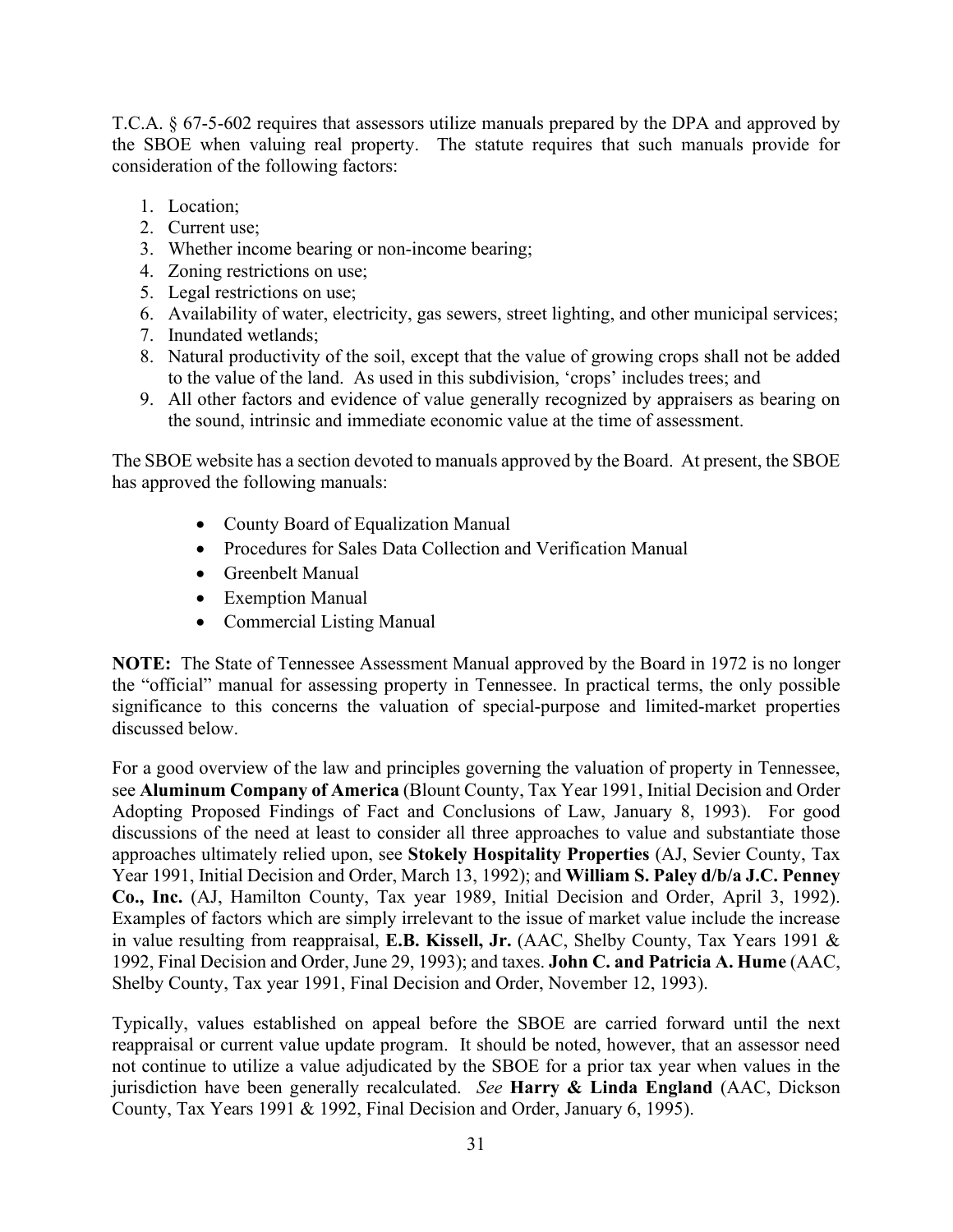T.C.A. § 67-5-602 requires that assessors utilize manuals prepared by the DPA and approved by the SBOE when valuing real property. The statute requires that such manuals provide for consideration of the following factors:

1. Location;
2. Current use;
3. Whether income bearing or non-income bearing;
4. Zoning restrictions on use;
5. Legal restrictions on use;
6. Availability of water, electricity, gas sewers, street lighting, and other municipal services;
7. Inundated wetlands;
8. Natural productivity of the soil, except that the value of growing crops shall not be added to the value of the land. As used in this subdivision, 'crops' includes trees; and
9. All other factors and evidence of value generally recognized by appraisers as bearing on the sound, intrinsic and immediate economic value at the time of assessment.

The SBOE website has a section devoted to manuals approved by the Board. At present, the SBOE has approved the following manuals:

- County Board of Equalization Manual
- Procedures for Sales Data Collection and Verification Manual
- Greenbelt Manual
- Exemption Manual
- Commercial Listing Manual

**NOTE:** The State of Tennessee Assessment Manual approved by the Board in 1972 is no longer the "official" manual for assessing property in Tennessee. In practical terms, the only possible significance to this concerns the valuation of special-purpose and limited-market properties discussed below.

For a good overview of the law and principles governing the valuation of property in Tennessee, see **Aluminum Company of America** (Blount County, Tax Year 1991, Initial Decision and Order Adopting Proposed Findings of Fact and Conclusions of Law, January 8, 1993). For good discussions of the need at least to consider all three approaches to value and substantiate those approaches ultimately relied upon, see **Stokely Hospitality Properties** (AJ, Sevier County, Tax Year 1991, Initial Decision and Order, March 13, 1992); and **William S. Paley d/b/a J.C. Penney Co., Inc.** (AJ, Hamilton County, Tax year 1989, Initial Decision and Order, April 3, 1992). Examples of factors which are simply irrelevant to the issue of market value include the increase in value resulting from reappraisal, **E.B. Kissell, Jr.** (AAC, Shelby County, Tax Years 1991 & 1992, Final Decision and Order, June 29, 1993); and taxes. **John C. and Patricia A. Hume** (AAC, Shelby County, Tax year 1991, Final Decision and Order, November 12, 1993).

Typically, values established on appeal before the SBOE are carried forward until the next reappraisal or current value update program. It should be noted, however, that an assessor need not continue to utilize a value adjudicated by the SBOE for a prior tax year when values in the jurisdiction have been generally recalculated. *See* **Harry & Linda England** (AAC, Dickson County, Tax Years 1991 & 1992, Final Decision and Order, January 6, 1995).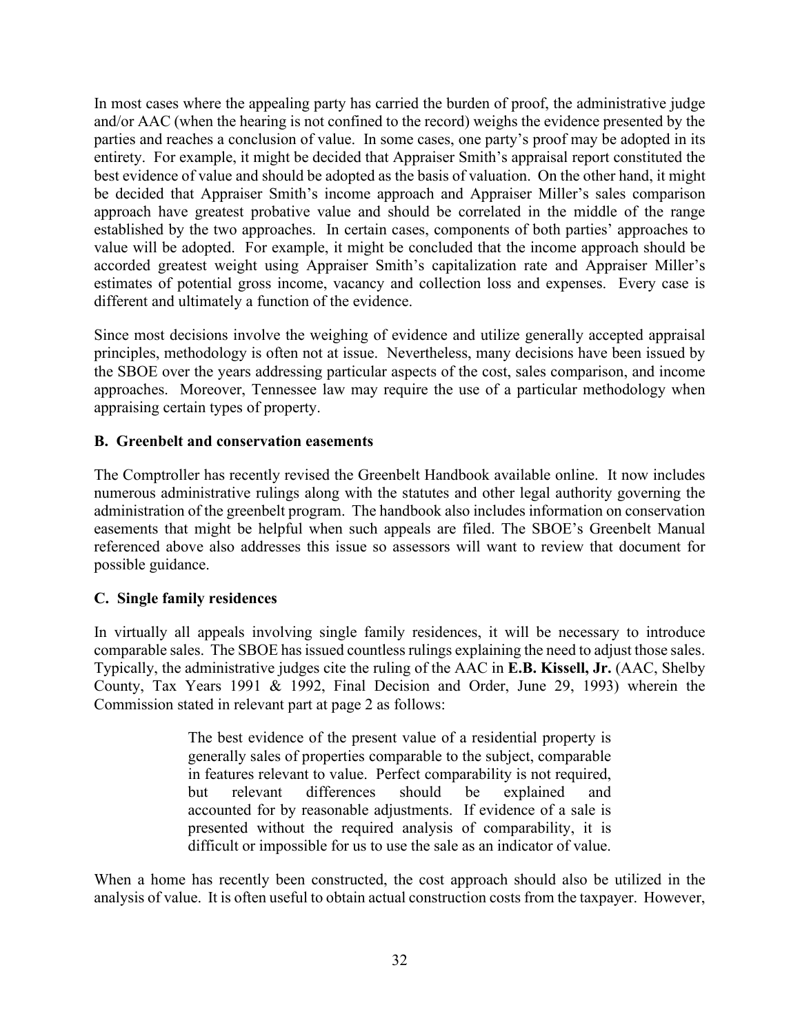In most cases where the appealing party has carried the burden of proof, the administrative judge and/or AAC (when the hearing is not confined to the record) weighs the evidence presented by the parties and reaches a conclusion of value. In some cases, one party's proof may be adopted in its entirety. For example, it might be decided that Appraiser Smith's appraisal report constituted the best evidence of value and should be adopted as the basis of valuation. On the other hand, it might be decided that Appraiser Smith's income approach and Appraiser Miller's sales comparison approach have greatest probative value and should be correlated in the middle of the range established by the two approaches. In certain cases, components of both parties' approaches to value will be adopted. For example, it might be concluded that the income approach should be accorded greatest weight using Appraiser Smith's capitalization rate and Appraiser Miller's estimates of potential gross income, vacancy and collection loss and expenses. Every case is different and ultimately a function of the evidence.

Since most decisions involve the weighing of evidence and utilize generally accepted appraisal principles, methodology is often not at issue. Nevertheless, many decisions have been issued by the SBOE over the years addressing particular aspects of the cost, sales comparison, and income approaches. Moreover, Tennessee law may require the use of a particular methodology when appraising certain types of property.

### B. Greenbelt and conservation easements

The Comptroller has recently revised the Greenbelt Handbook available online. It now includes numerous administrative rulings along with the statutes and other legal authority governing the administration of the greenbelt program. The handbook also includes information on conservation easements that might be helpful when such appeals are filed. The SBOE's Greenbelt Manual referenced above also addresses this issue so assessors will want to review that document for possible guidance.

### C. Single family residences

In virtually all appeals involving single family residences, it will be necessary to introduce comparable sales. The SBOE has issued countless rulings explaining the need to adjust those sales. Typically, the administrative judges cite the ruling of the AAC in **E.B. Kissell, Jr.** (AAC, Shelby County, Tax Years 1991 & 1992, Final Decision and Order, June 29, 1993) wherein the Commission stated in relevant part at page 2 as follows:

> The best evidence of the present value of a residential property is generally sales of properties comparable to the subject, comparable in features relevant to value. Perfect comparability is not required, but relevant differences should be explained and accounted for by reasonable adjustments. If evidence of a sale is presented without the required analysis of comparability, it is difficult or impossible for us to use the sale as an indicator of value.

When a home has recently been constructed, the cost approach should also be utilized in the analysis of value. It is often useful to obtain actual construction costs from the taxpayer. However,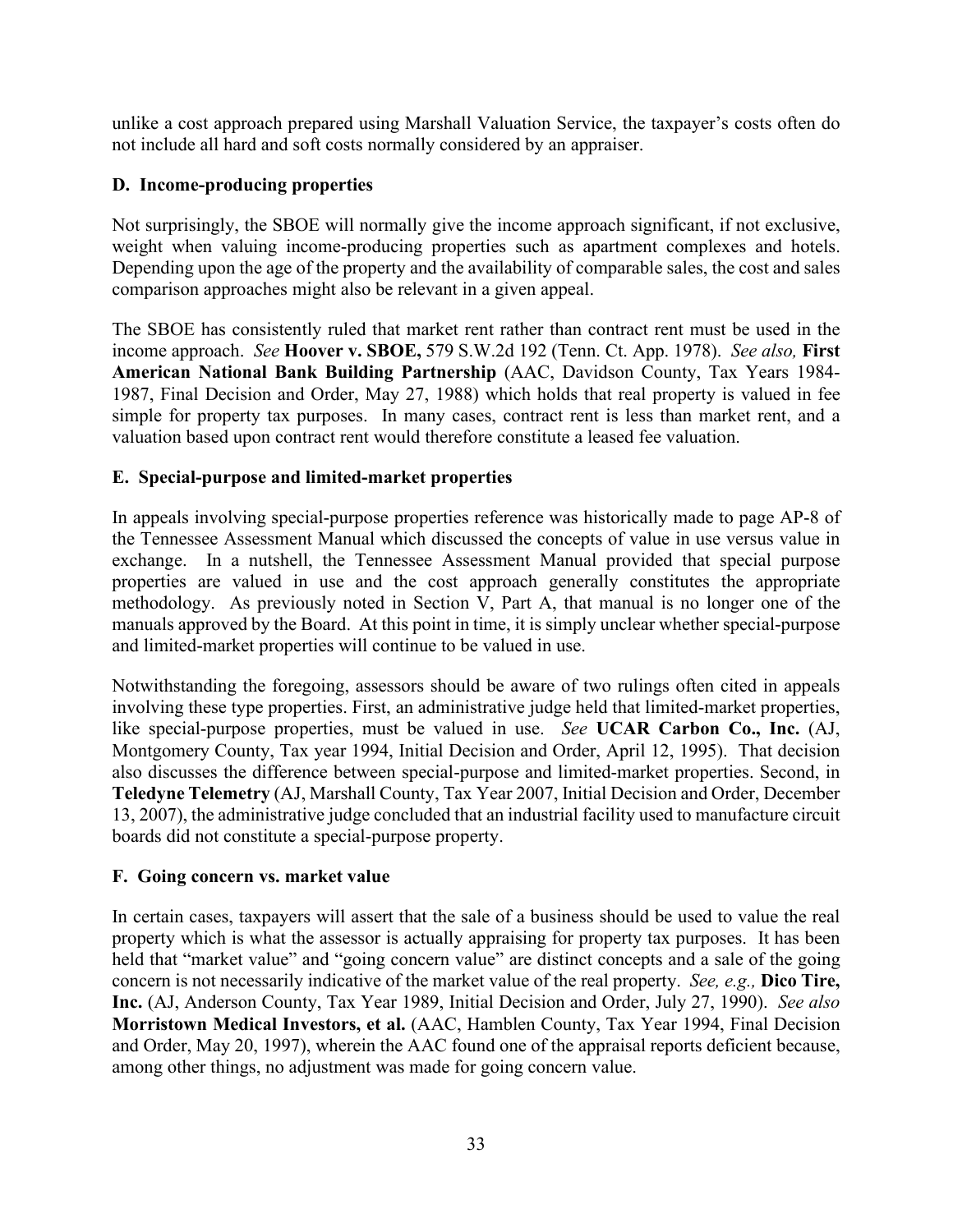unlike a cost approach prepared using Marshall Valuation Service, the taxpayer's costs often do not include all hard and soft costs normally considered by an appraiser.

### D. Income-producing properties

Not surprisingly, the SBOE will normally give the income approach significant, if not exclusive, weight when valuing income-producing properties such as apartment complexes and hotels. Depending upon the age of the property and the availability of comparable sales, the cost and sales comparison approaches might also be relevant in a given appeal.

The SBOE has consistently ruled that market rent rather than contract rent must be used in the income approach. *See* **Hoover v. SBOE,** 579 S.W.2d 192 (Tenn. Ct. App. 1978). *See also,* **First American National Bank Building Partnership** (AAC, Davidson County, Tax Years 1984-1987, Final Decision and Order, May 27, 1988) which holds that real property is valued in fee simple for property tax purposes. In many cases, contract rent is less than market rent, and a valuation based upon contract rent would therefore constitute a leased fee valuation.

### E. Special-purpose and limited-market properties

In appeals involving special-purpose properties reference was historically made to page AP-8 of the Tennessee Assessment Manual which discussed the concepts of value in use versus value in exchange. In a nutshell, the Tennessee Assessment Manual provided that special purpose properties are valued in use and the cost approach generally constitutes the appropriate methodology. As previously noted in Section V, Part A, that manual is no longer one of the manuals approved by the Board. At this point in time, it is simply unclear whether special-purpose and limited-market properties will continue to be valued in use.

Notwithstanding the foregoing, assessors should be aware of two rulings often cited in appeals involving these type properties. First, an administrative judge held that limited-market properties, like special-purpose properties, must be valued in use. *See* **UCAR Carbon Co., Inc.** (AJ, Montgomery County, Tax year 1994, Initial Decision and Order, April 12, 1995). That decision also discusses the difference between special-purpose and limited-market properties. Second, in **Teledyne Telemetry** (AJ, Marshall County, Tax Year 2007, Initial Decision and Order, December 13, 2007), the administrative judge concluded that an industrial facility used to manufacture circuit boards did not constitute a special-purpose property.

### F. Going concern vs. market value

In certain cases, taxpayers will assert that the sale of a business should be used to value the real property which is what the assessor is actually appraising for property tax purposes. It has been held that "market value" and "going concern value" are distinct concepts and a sale of the going concern is not necessarily indicative of the market value of the real property. *See, e.g.,* **Dico Tire, Inc.** (AJ, Anderson County, Tax Year 1989, Initial Decision and Order, July 27, 1990). *See also* **Morristown Medical Investors, et al.** (AAC, Hamblen County, Tax Year 1994, Final Decision and Order, May 20, 1997), wherein the AAC found one of the appraisal reports deficient because, among other things, no adjustment was made for going concern value.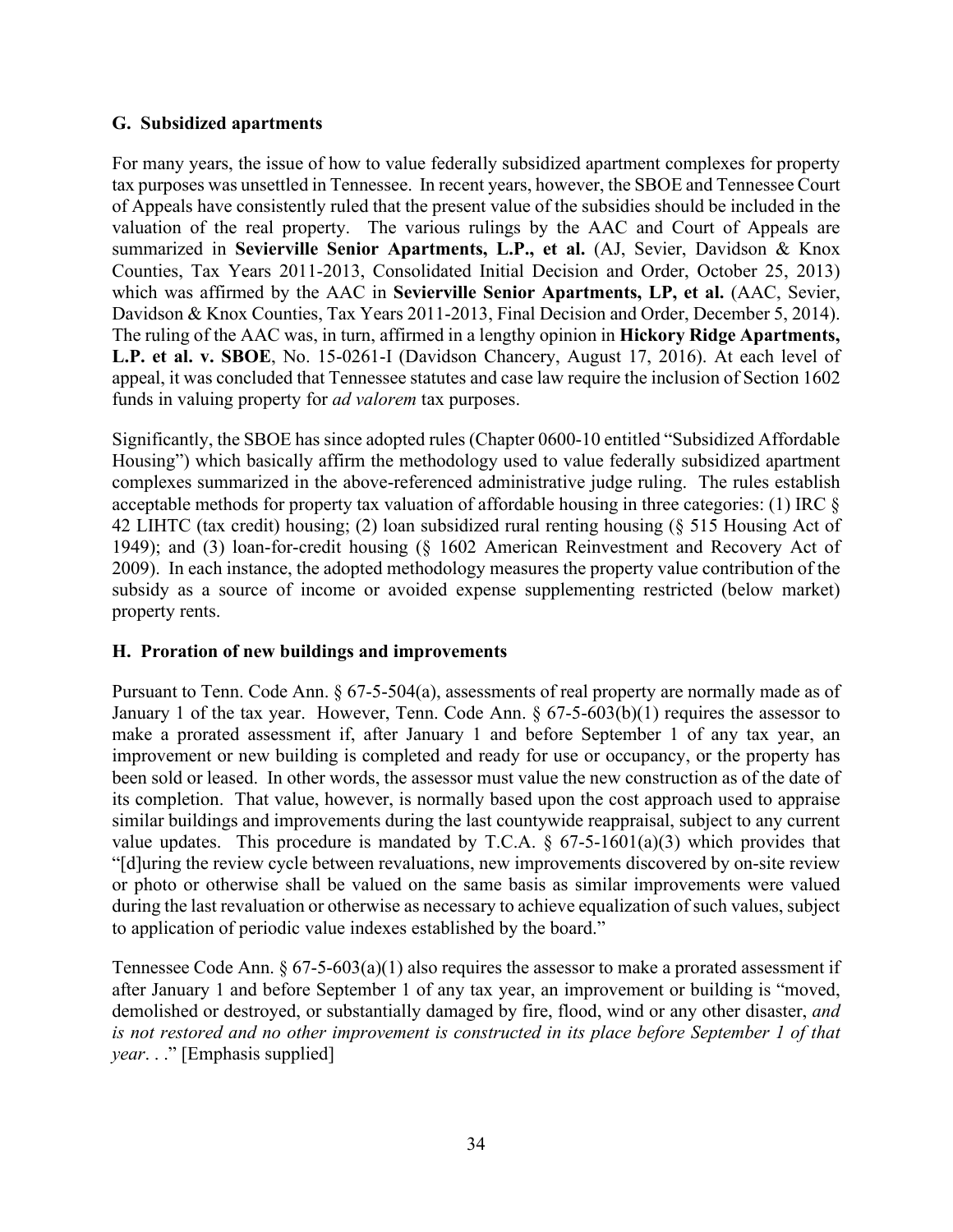### G. Subsidized apartments

For many years, the issue of how to value federally subsidized apartment complexes for property tax purposes was unsettled in Tennessee. In recent years, however, the SBOE and Tennessee Court of Appeals have consistently ruled that the present value of the subsidies should be included in the valuation of the real property. The various rulings by the AAC and Court of Appeals are summarized in **Sevierville Senior Apartments, L.P., et al.** (AJ, Sevier, Davidson & Knox Counties, Tax Years 2011-2013, Consolidated Initial Decision and Order, October 25, 2013) which was affirmed by the AAC in **Sevierville Senior Apartments, LP, et al.** (AAC, Sevier, Davidson & Knox Counties, Tax Years 2011-2013, Final Decision and Order, December 5, 2014). The ruling of the AAC was, in turn, affirmed in a lengthy opinion in **Hickory Ridge Apartments, L.P. et al. v. SBOE**, No. 15-0261-I (Davidson Chancery, August 17, 2016). At each level of appeal, it was concluded that Tennessee statutes and case law require the inclusion of Section 1602 funds in valuing property for *ad valorem* tax purposes.

Significantly, the SBOE has since adopted rules (Chapter 0600-10 entitled "Subsidized Affordable Housing") which basically affirm the methodology used to value federally subsidized apartment complexes summarized in the above-referenced administrative judge ruling. The rules establish acceptable methods for property tax valuation of affordable housing in three categories: (1) IRC § 42 LIHTC (tax credit) housing; (2) loan subsidized rural renting housing (§ 515 Housing Act of 1949); and (3) loan-for-credit housing (§ 1602 American Reinvestment and Recovery Act of 2009). In each instance, the adopted methodology measures the property value contribution of the subsidy as a source of income or avoided expense supplementing restricted (below market) property rents.

### H. Proration of new buildings and improvements

Pursuant to Tenn. Code Ann. § 67-5-504(a), assessments of real property are normally made as of January 1 of the tax year. However, Tenn. Code Ann. § 67-5-603(b)(1) requires the assessor to make a prorated assessment if, after January 1 and before September 1 of any tax year, an improvement or new building is completed and ready for use or occupancy, or the property has been sold or leased. In other words, the assessor must value the new construction as of the date of its completion. That value, however, is normally based upon the cost approach used to appraise similar buildings and improvements during the last countywide reappraisal, subject to any current value updates. This procedure is mandated by T.C.A. § 67-5-1601(a)(3) which provides that "[d]uring the review cycle between revaluations, new improvements discovered by on-site review or photo or otherwise shall be valued on the same basis as similar improvements were valued during the last revaluation or otherwise as necessary to achieve equalization of such values, subject to application of periodic value indexes established by the board."

Tennessee Code Ann. § 67-5-603(a)(1) also requires the assessor to make a prorated assessment if after January 1 and before September 1 of any tax year, an improvement or building is "moved, demolished or destroyed, or substantially damaged by fire, flood, wind or any other disaster, *and is not restored and no other improvement is constructed in its place before September 1 of that year*. . ." [Emphasis supplied]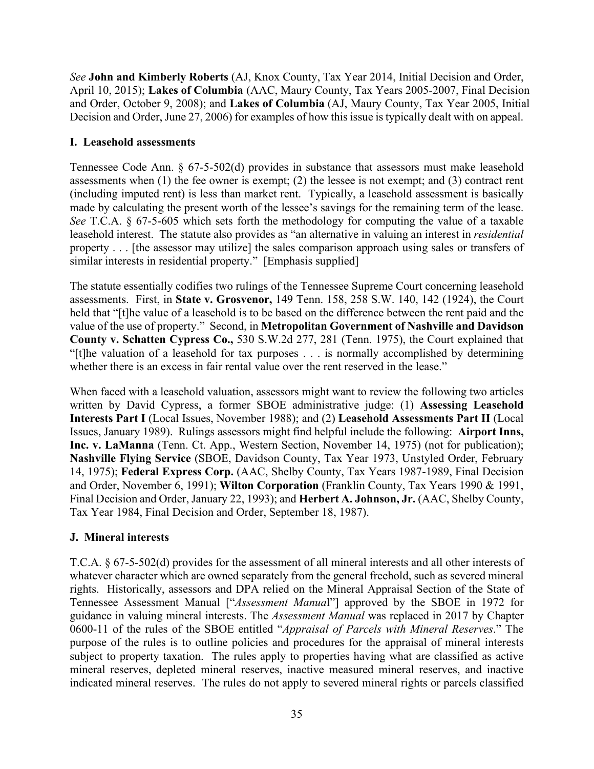*See* **John and Kimberly Roberts** (AJ, Knox County, Tax Year 2014, Initial Decision and Order, April 10, 2015); **Lakes of Columbia** (AAC, Maury County, Tax Years 2005-2007, Final Decision and Order, October 9, 2008); and **Lakes of Columbia** (AJ, Maury County, Tax Year 2005, Initial Decision and Order, June 27, 2006) for examples of how this issue is typically dealt with on appeal.

### I. Leasehold assessments

Tennessee Code Ann. § 67-5-502(d) provides in substance that assessors must make leasehold assessments when (1) the fee owner is exempt; (2) the lessee is not exempt; and (3) contract rent (including imputed rent) is less than market rent. Typically, a leasehold assessment is basically made by calculating the present worth of the lessee's savings for the remaining term of the lease. *See* T.C.A. § 67-5-605 which sets forth the methodology for computing the value of a taxable leasehold interest. The statute also provides as "an alternative in valuing an interest in *residential* property . . . [the assessor may utilize] the sales comparison approach using sales or transfers of similar interests in residential property." [Emphasis supplied]

The statute essentially codifies two rulings of the Tennessee Supreme Court concerning leasehold assessments. First, in **State v. Grosvenor,** 149 Tenn. 158, 258 S.W. 140, 142 (1924), the Court held that "[t]he value of a leasehold is to be based on the difference between the rent paid and the value of the use of property." Second, in **Metropolitan Government of Nashville and Davidson County v. Schatten Cypress Co.,** 530 S.W.2d 277, 281 (Tenn. 1975), the Court explained that "[t]he valuation of a leasehold for tax purposes . . . is normally accomplished by determining whether there is an excess in fair rental value over the rent reserved in the lease."

When faced with a leasehold valuation, assessors might want to review the following two articles written by David Cypress, a former SBOE administrative judge: (1) **Assessing Leasehold Interests Part I** (Local Issues, November 1988); and (2) **Leasehold Assessments Part II** (Local Issues, January 1989). Rulings assessors might find helpful include the following: **Airport Inns, Inc. v. LaManna** (Tenn. Ct. App., Western Section, November 14, 1975) (not for publication); **Nashville Flying Service** (SBOE, Davidson County, Tax Year 1973, Unstyled Order, February 14, 1975); **Federal Express Corp.** (AAC, Shelby County, Tax Years 1987-1989, Final Decision and Order, November 6, 1991); **Wilton Corporation** (Franklin County, Tax Years 1990 & 1991, Final Decision and Order, January 22, 1993); and **Herbert A. Johnson, Jr.** (AAC, Shelby County, Tax Year 1984, Final Decision and Order, September 18, 1987).

### J. Mineral interests

T.C.A. § 67-5-502(d) provides for the assessment of all mineral interests and all other interests of whatever character which are owned separately from the general freehold, such as severed mineral rights. Historically, assessors and DPA relied on the Mineral Appraisal Section of the State of Tennessee Assessment Manual ["*Assessment Manual*"] approved by the SBOE in 1972 for guidance in valuing mineral interests. The *Assessment Manual* was replaced in 2017 by Chapter 0600-11 of the rules of the SBOE entitled "*Appraisal of Parcels with Mineral Reserves*." The purpose of the rules is to outline policies and procedures for the appraisal of mineral interests subject to property taxation. The rules apply to properties having what are classified as active mineral reserves, depleted mineral reserves, inactive measured mineral reserves, and inactive indicated mineral reserves. The rules do not apply to severed mineral rights or parcels classified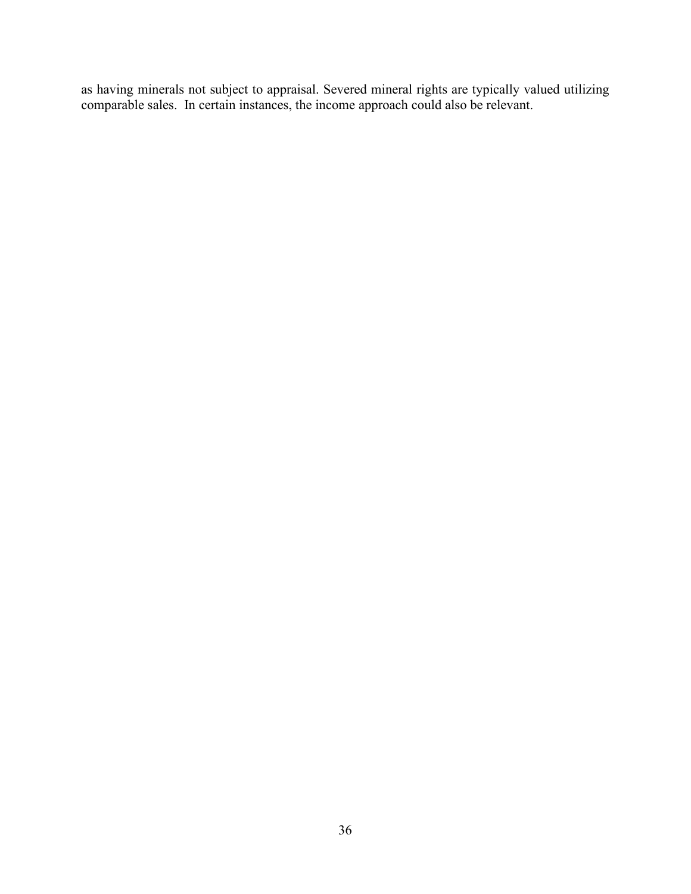as having minerals not subject to appraisal. Severed mineral rights are typically valued utilizing comparable sales. In certain instances, the income approach could also be relevant.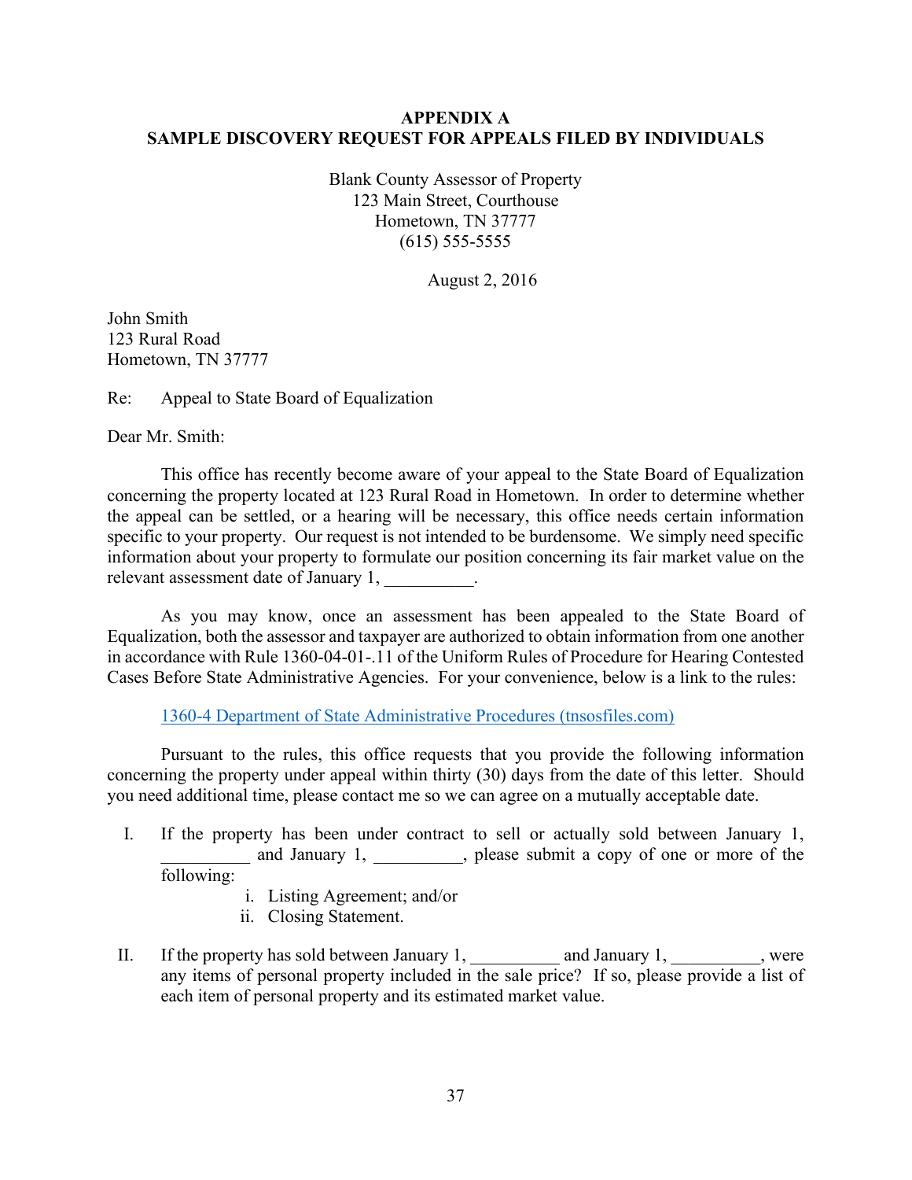## APPENDIX A
## SAMPLE DISCOVERY REQUEST FOR APPEALS FILED BY INDIVIDUALS

Blank County Assessor of Property
123 Main Street, Courthouse
Hometown, TN 37777
(615) 555-5555

August 2, 2016

John Smith
123 Rural Road
Hometown, TN 37777

Re: Appeal to State Board of Equalization

Dear Mr. Smith:

This office has recently become aware of your appeal to the State Board of Equalization concerning the property located at 123 Rural Road in Hometown. In order to determine whether the appeal can be settled, or a hearing will be necessary, this office needs certain information specific to your property. Our request is not intended to be burdensome. We simply need specific information about your property to formulate our position concerning its fair market value on the relevant assessment date of January 1, __________.

As you may know, once an assessment has been appealed to the State Board of Equalization, both the assessor and taxpayer are authorized to obtain information from one another in accordance with Rule 1360-04-01-.11 of the Uniform Rules of Procedure for Hearing Contested Cases Before State Administrative Agencies. For your convenience, below is a link to the rules:

1360-4 Department of State Administrative Procedures (tnsosfiles.com)

Pursuant to the rules, this office requests that you provide the following information concerning the property under appeal within thirty (30) days from the date of this letter. Should you need additional time, please contact me so we can agree on a mutually acceptable date.

I. If the property has been under contract to sell or actually sold between January 1, __________ and January 1, __________, please submit a copy of one or more of the following:
   i. Listing Agreement; and/or
   ii. Closing Statement.

II. If the property has sold between January 1, __________ and January 1, __________, were any items of personal property included in the sale price? If so, please provide a list of each item of personal property and its estimated market value.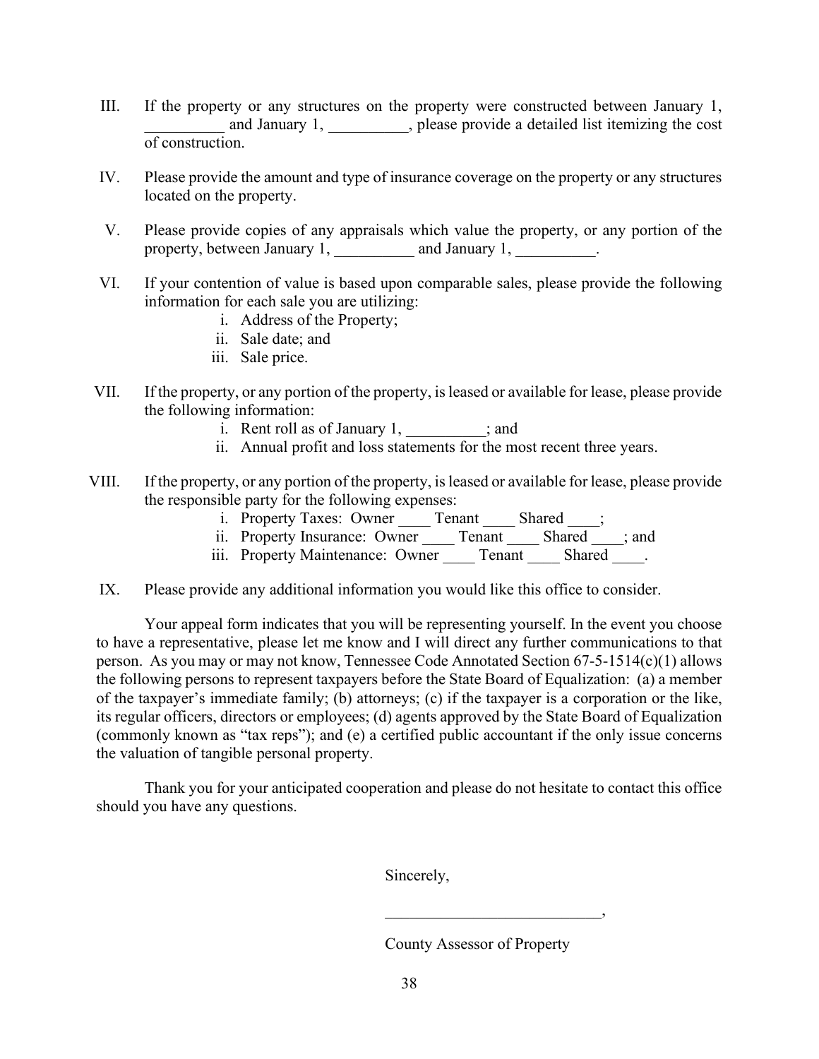III. If the property or any structures on the property were constructed between January 1, __________ and January 1, __________, please provide a detailed list itemizing the cost of construction.

IV. Please provide the amount and type of insurance coverage on the property or any structures located on the property.

V. Please provide copies of any appraisals which value the property, or any portion of the property, between January 1, __________ and January 1, __________.

VI. If your contention of value is based upon comparable sales, please provide the following information for each sale you are utilizing:
   i. Address of the Property;
   ii. Sale date; and
   iii. Sale price.

VII. If the property, or any portion of the property, is leased or available for lease, please provide the following information:
   i. Rent roll as of January 1, __________; and
   ii. Annual profit and loss statements for the most recent three years.

VIII. If the property, or any portion of the property, is leased or available for lease, please provide the responsible party for the following expenses:
   i. Property Taxes: Owner ____ Tenant ____ Shared ____;
   ii. Property Insurance: Owner ____ Tenant ____ Shared ____; and
   iii. Property Maintenance: Owner ____ Tenant ____ Shared ____.

IX. Please provide any additional information you would like this office to consider.

Your appeal form indicates that you will be representing yourself. In the event you choose to have a representative, please let me know and I will direct any further communications to that person. As you may or may not know, Tennessee Code Annotated Section 67-5-1514(c)(1) allows the following persons to represent taxpayers before the State Board of Equalization: (a) a member of the taxpayer's immediate family; (b) attorneys; (c) if the taxpayer is a corporation or the like, its regular officers, directors or employees; (d) agents approved by the State Board of Equalization (commonly known as "tax reps"); and (e) a certified public accountant if the only issue concerns the valuation of tangible personal property.

Thank you for your anticipated cooperation and please do not hesitate to contact this office should you have any questions.

Sincerely,

___________________________,

County Assessor of Property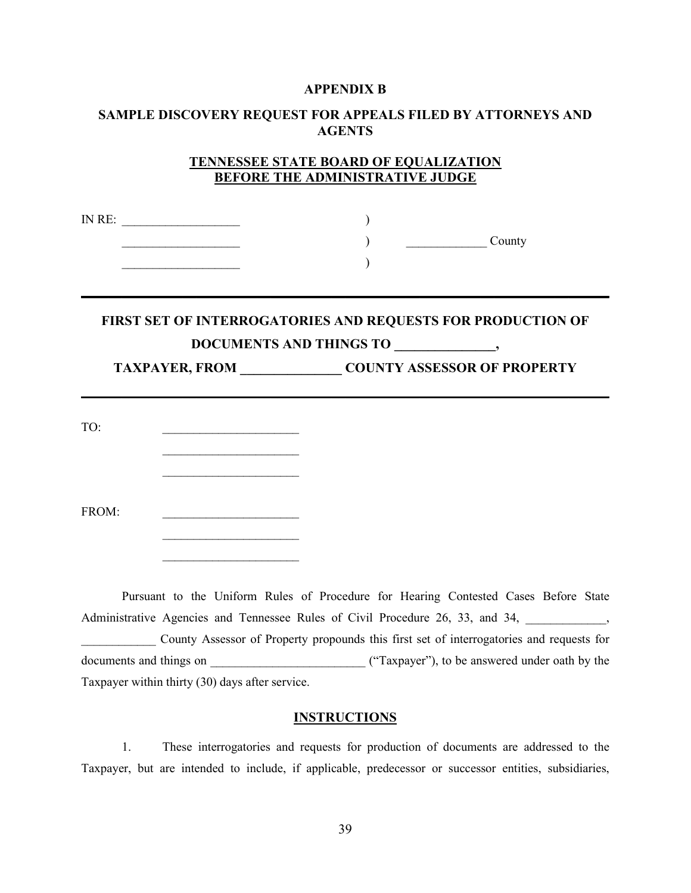**APPENDIX B**

**SAMPLE DISCOVERY REQUEST FOR APPEALS FILED BY ATTORNEYS AND AGENTS**

**TENNESSEE STATE BOARD OF EQUALIZATION**
**BEFORE THE ADMINISTRATIVE JUDGE**

IN RE: ___________________ )
___________________ ) _____________ County
___________________ )

---

**FIRST SET OF INTERROGATORIES AND REQUESTS FOR PRODUCTION OF DOCUMENTS AND THINGS TO _______________, TAXPAYER, FROM _______________ COUNTY ASSESSOR OF PROPERTY**

---

TO: ______________________
______________________
______________________

FROM: ______________________
______________________
______________________

Pursuant to the Uniform Rules of Procedure for Hearing Contested Cases Before State Administrative Agencies and Tennessee Rules of Civil Procedure 26, 33, and 34, _____________, ____________ County Assessor of Property propounds this first set of interrogatories and requests for documents and things on _________________________ ("Taxpayer"), to be answered under oath by the Taxpayer within thirty (30) days after service.

**INSTRUCTIONS**

1. These interrogatories and requests for production of documents are addressed to the Taxpayer, but are intended to include, if applicable, predecessor or successor entities, subsidiaries,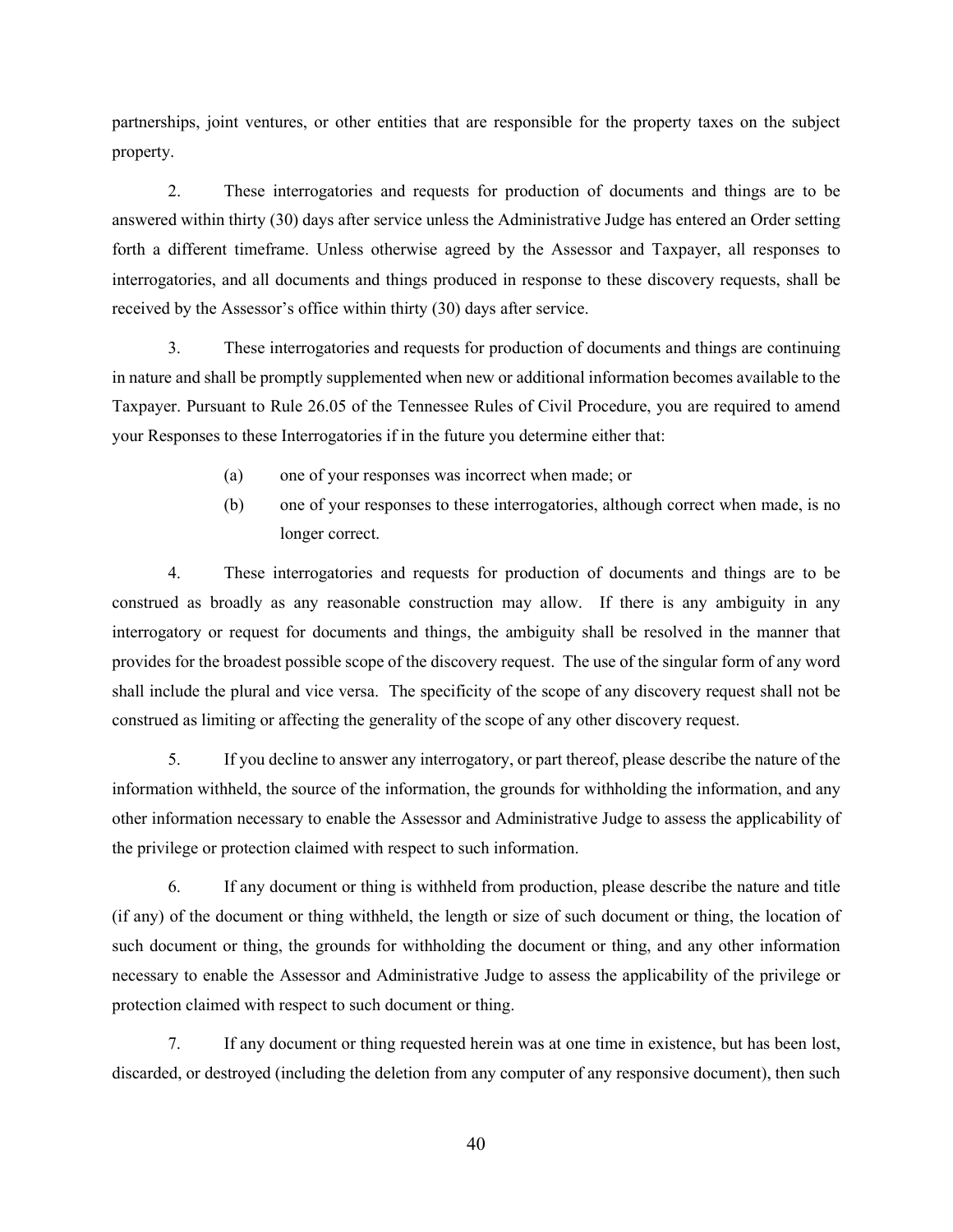partnerships, joint ventures, or other entities that are responsible for the property taxes on the subject property.

2. These interrogatories and requests for production of documents and things are to be answered within thirty (30) days after service unless the Administrative Judge has entered an Order setting forth a different timeframe. Unless otherwise agreed by the Assessor and Taxpayer, all responses to interrogatories, and all documents and things produced in response to these discovery requests, shall be received by the Assessor's office within thirty (30) days after service.

3. These interrogatories and requests for production of documents and things are continuing in nature and shall be promptly supplemented when new or additional information becomes available to the Taxpayer. Pursuant to Rule 26.05 of the Tennessee Rules of Civil Procedure, you are required to amend your Responses to these Interrogatories if in the future you determine either that:

   (a) one of your responses was incorrect when made; or

   (b) one of your responses to these interrogatories, although correct when made, is no longer correct.

4. These interrogatories and requests for production of documents and things are to be construed as broadly as any reasonable construction may allow. If there is any ambiguity in any interrogatory or request for documents and things, the ambiguity shall be resolved in the manner that provides for the broadest possible scope of the discovery request. The use of the singular form of any word shall include the plural and vice versa. The specificity of the scope of any discovery request shall not be construed as limiting or affecting the generality of the scope of any other discovery request.

5. If you decline to answer any interrogatory, or part thereof, please describe the nature of the information withheld, the source of the information, the grounds for withholding the information, and any other information necessary to enable the Assessor and Administrative Judge to assess the applicability of the privilege or protection claimed with respect to such information.

6. If any document or thing is withheld from production, please describe the nature and title (if any) of the document or thing withheld, the length or size of such document or thing, the location of such document or thing, the grounds for withholding the document or thing, and any other information necessary to enable the Assessor and Administrative Judge to assess the applicability of the privilege or protection claimed with respect to such document or thing.

7. If any document or thing requested herein was at one time in existence, but has been lost, discarded, or destroyed (including the deletion from any computer of any responsive document), then such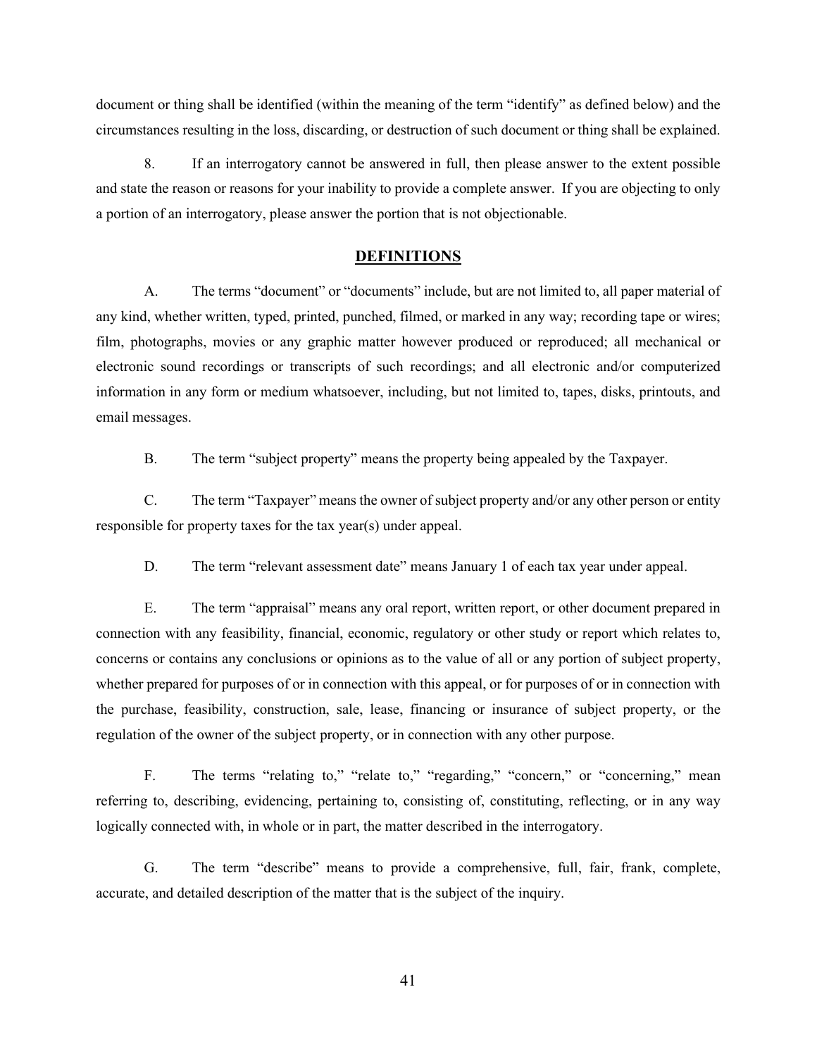document or thing shall be identified (within the meaning of the term "identify" as defined below) and the circumstances resulting in the loss, discarding, or destruction of such document or thing shall be explained.

8. If an interrogatory cannot be answered in full, then please answer to the extent possible and state the reason or reasons for your inability to provide a complete answer. If you are objecting to only a portion of an interrogatory, please answer the portion that is not objectionable.

## DEFINITIONS

A. The terms "document" or "documents" include, but are not limited to, all paper material of any kind, whether written, typed, printed, punched, filmed, or marked in any way; recording tape or wires; film, photographs, movies or any graphic matter however produced or reproduced; all mechanical or electronic sound recordings or transcripts of such recordings; and all electronic and/or computerized information in any form or medium whatsoever, including, but not limited to, tapes, disks, printouts, and email messages.

B. The term "subject property" means the property being appealed by the Taxpayer.

C. The term "Taxpayer" means the owner of subject property and/or any other person or entity responsible for property taxes for the tax year(s) under appeal.

D. The term "relevant assessment date" means January 1 of each tax year under appeal.

E. The term "appraisal" means any oral report, written report, or other document prepared in connection with any feasibility, financial, economic, regulatory or other study or report which relates to, concerns or contains any conclusions or opinions as to the value of all or any portion of subject property, whether prepared for purposes of or in connection with this appeal, or for purposes of or in connection with the purchase, feasibility, construction, sale, lease, financing or insurance of subject property, or the regulation of the owner of the subject property, or in connection with any other purpose.

F. The terms "relating to," "relate to," "regarding," "concern," or "concerning," mean referring to, describing, evidencing, pertaining to, consisting of, constituting, reflecting, or in any way logically connected with, in whole or in part, the matter described in the interrogatory.

G. The term "describe" means to provide a comprehensive, full, fair, frank, complete, accurate, and detailed description of the matter that is the subject of the inquiry.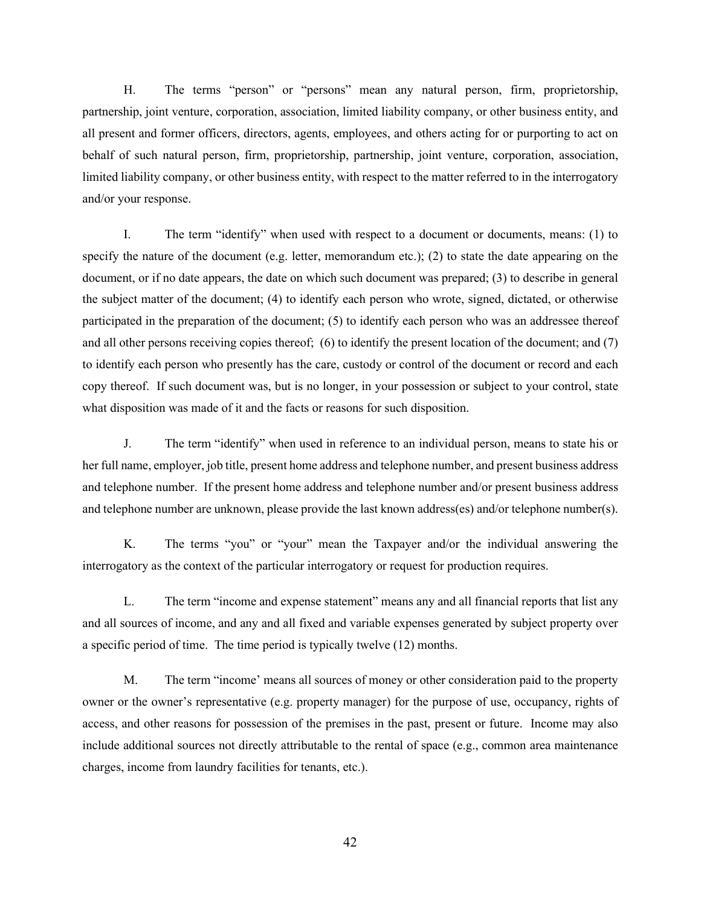H. The terms "person" or "persons" mean any natural person, firm, proprietorship, partnership, joint venture, corporation, association, limited liability company, or other business entity, and all present and former officers, directors, agents, employees, and others acting for or purporting to act on behalf of such natural person, firm, proprietorship, partnership, joint venture, corporation, association, limited liability company, or other business entity, with respect to the matter referred to in the interrogatory and/or your response.

I. The term "identify" when used with respect to a document or documents, means: (1) to specify the nature of the document (e.g. letter, memorandum etc.); (2) to state the date appearing on the document, or if no date appears, the date on which such document was prepared; (3) to describe in general the subject matter of the document; (4) to identify each person who wrote, signed, dictated, or otherwise participated in the preparation of the document; (5) to identify each person who was an addressee thereof and all other persons receiving copies thereof; (6) to identify the present location of the document; and (7) to identify each person who presently has the care, custody or control of the document or record and each copy thereof. If such document was, but is no longer, in your possession or subject to your control, state what disposition was made of it and the facts or reasons for such disposition.

J. The term "identify" when used in reference to an individual person, means to state his or her full name, employer, job title, present home address and telephone number, and present business address and telephone number. If the present home address and telephone number and/or present business address and telephone number are unknown, please provide the last known address(es) and/or telephone number(s).

K. The terms "you" or "your" mean the Taxpayer and/or the individual answering the interrogatory as the context of the particular interrogatory or request for production requires.

L. The term "income and expense statement" means any and all financial reports that list any and all sources of income, and any and all fixed and variable expenses generated by subject property over a specific period of time. The time period is typically twelve (12) months.

M. The term "income' means all sources of money or other consideration paid to the property owner or the owner's representative (e.g. property manager) for the purpose of use, occupancy, rights of access, and other reasons for possession of the premises in the past, present or future. Income may also include additional sources not directly attributable to the rental of space (e.g., common area maintenance charges, income from laundry facilities for tenants, etc.).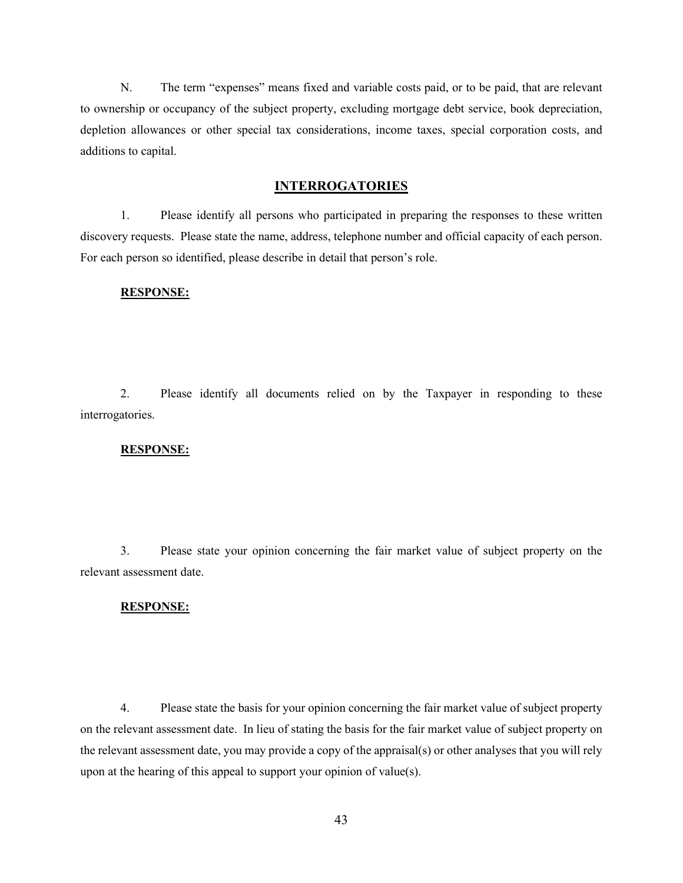N. The term "expenses" means fixed and variable costs paid, or to be paid, that are relevant to ownership or occupancy of the subject property, excluding mortgage debt service, book depreciation, depletion allowances or other special tax considerations, income taxes, special corporation costs, and additions to capital.

## INTERROGATORIES

1. Please identify all persons who participated in preparing the responses to these written discovery requests. Please state the name, address, telephone number and official capacity of each person. For each person so identified, please describe in detail that person's role.

**RESPONSE:**

2. Please identify all documents relied on by the Taxpayer in responding to these interrogatories.

**RESPONSE:**

3. Please state your opinion concerning the fair market value of subject property on the relevant assessment date.

**RESPONSE:**

4. Please state the basis for your opinion concerning the fair market value of subject property on the relevant assessment date. In lieu of stating the basis for the fair market value of subject property on the relevant assessment date, you may provide a copy of the appraisal(s) or other analyses that you will rely upon at the hearing of this appeal to support your opinion of value(s).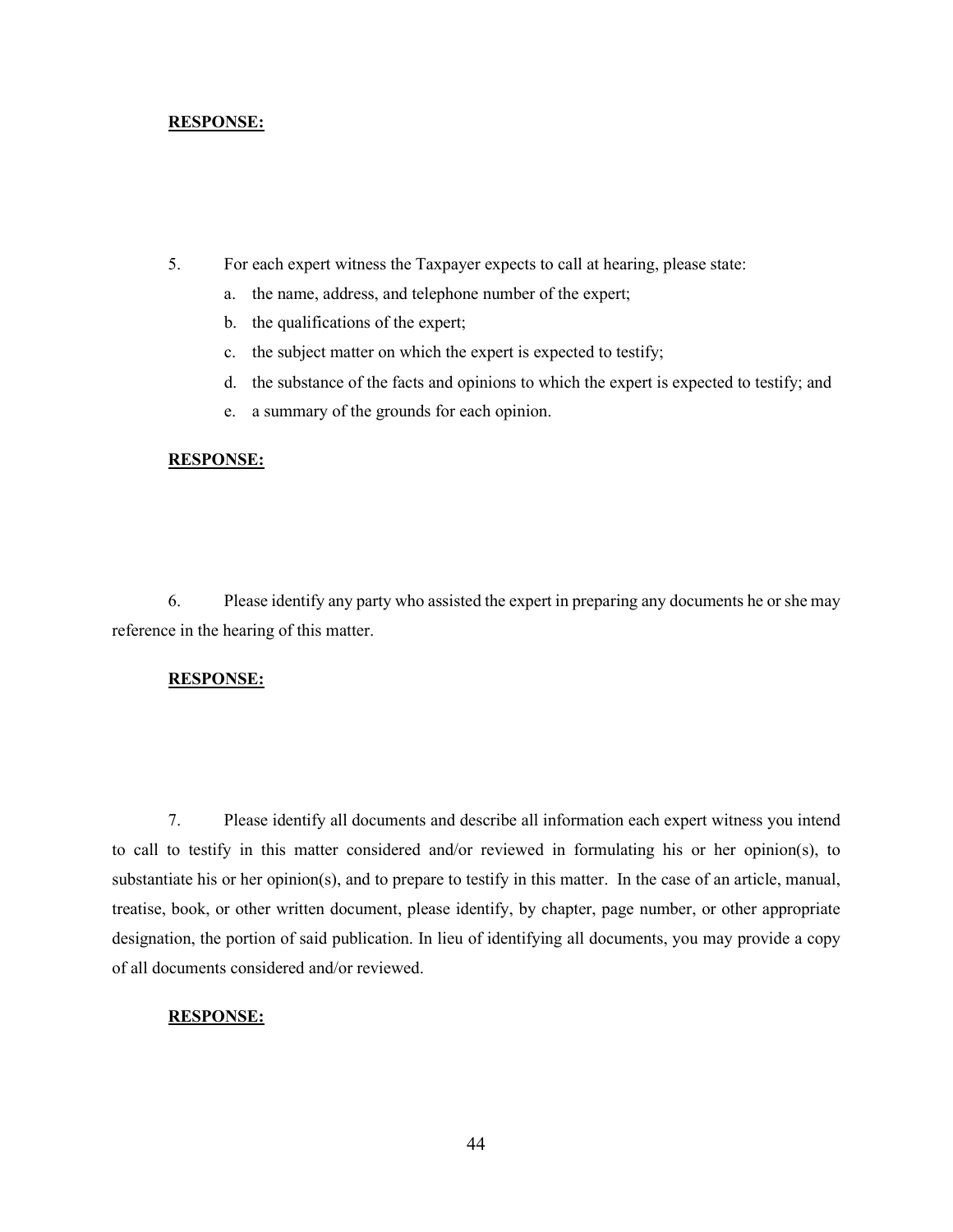**RESPONSE:**

5. For each expert witness the Taxpayer expects to call at hearing, please state:

   a. the name, address, and telephone number of the expert;

   b. the qualifications of the expert;

   c. the subject matter on which the expert is expected to testify;

   d. the substance of the facts and opinions to which the expert is expected to testify; and

   e. a summary of the grounds for each opinion.

**RESPONSE:**

6. Please identify any party who assisted the expert in preparing any documents he or she may reference in the hearing of this matter.

**RESPONSE:**

7. Please identify all documents and describe all information each expert witness you intend to call to testify in this matter considered and/or reviewed in formulating his or her opinion(s), to substantiate his or her opinion(s), and to prepare to testify in this matter. In the case of an article, manual, treatise, book, or other written document, please identify, by chapter, page number, or other appropriate designation, the portion of said publication. In lieu of identifying all documents, you may provide a copy of all documents considered and/or reviewed.

**RESPONSE:**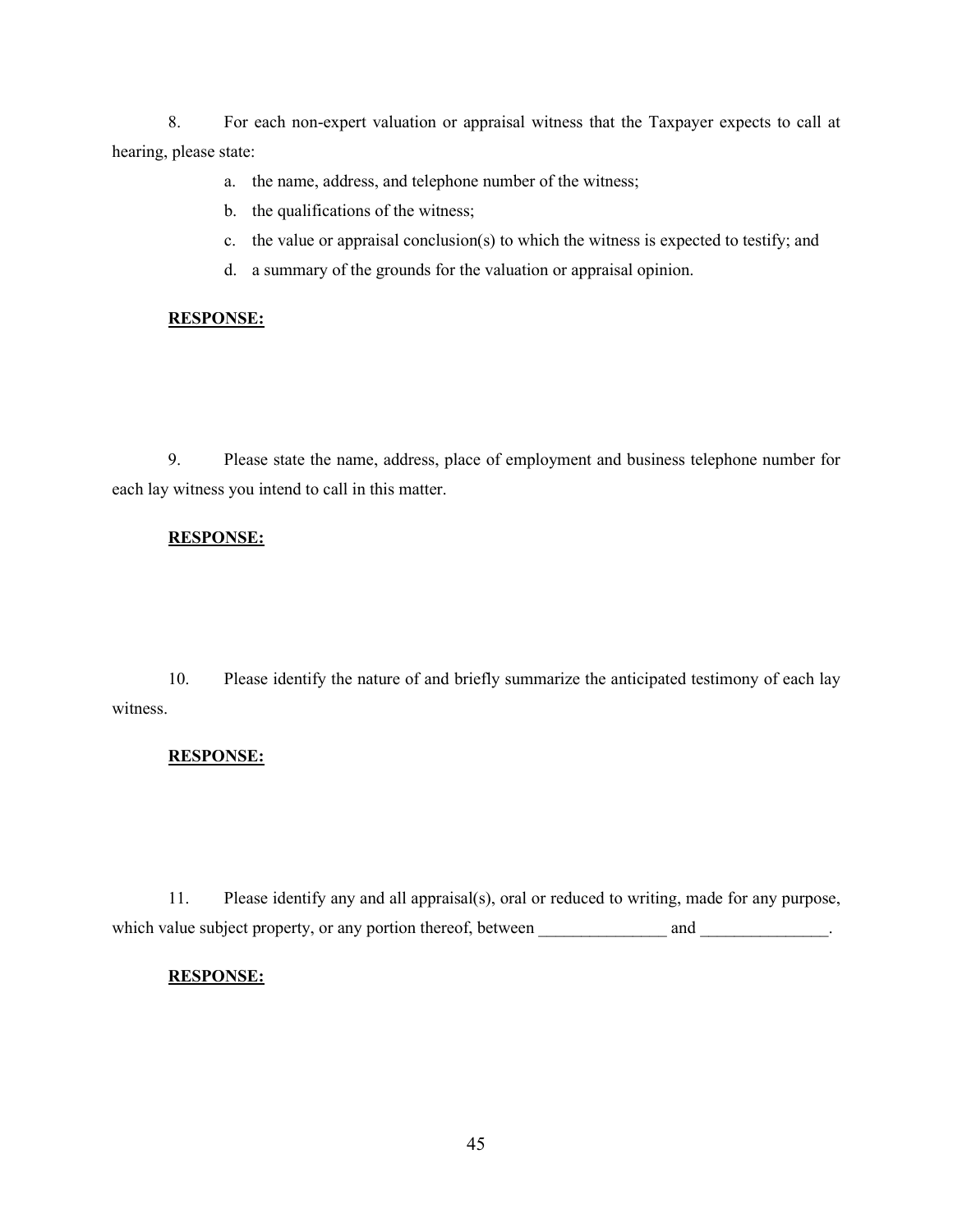8. For each non-expert valuation or appraisal witness that the Taxpayer expects to call at hearing, please state:

a. the name, address, and telephone number of the witness;
b. the qualifications of the witness;
c. the value or appraisal conclusion(s) to which the witness is expected to testify; and
d. a summary of the grounds for the valuation or appraisal opinion.

**RESPONSE:**

9. Please state the name, address, place of employment and business telephone number for each lay witness you intend to call in this matter.

**RESPONSE:**

10. Please identify the nature of and briefly summarize the anticipated testimony of each lay witness.

**RESPONSE:**

11. Please identify any and all appraisal(s), oral or reduced to writing, made for any purpose, which value subject property, or any portion thereof, between _______________ and _______________.

**RESPONSE:**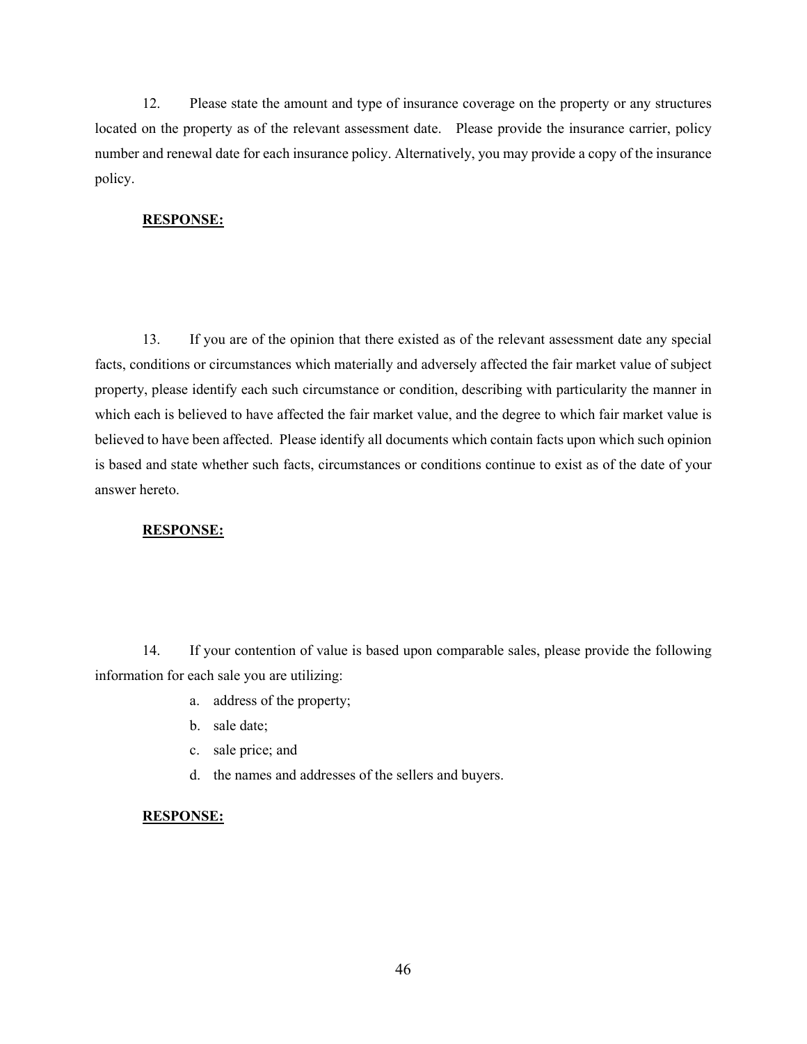12. Please state the amount and type of insurance coverage on the property or any structures located on the property as of the relevant assessment date. Please provide the insurance carrier, policy number and renewal date for each insurance policy. Alternatively, you may provide a copy of the insurance policy.

**RESPONSE:**

13. If you are of the opinion that there existed as of the relevant assessment date any special facts, conditions or circumstances which materially and adversely affected the fair market value of subject property, please identify each such circumstance or condition, describing with particularity the manner in which each is believed to have affected the fair market value, and the degree to which fair market value is believed to have been affected. Please identify all documents which contain facts upon which such opinion is based and state whether such facts, circumstances or conditions continue to exist as of the date of your answer hereto.

**RESPONSE:**

14. If your contention of value is based upon comparable sales, please provide the following information for each sale you are utilizing:

a. address of the property;
b. sale date;
c. sale price; and
d. the names and addresses of the sellers and buyers.

**RESPONSE:**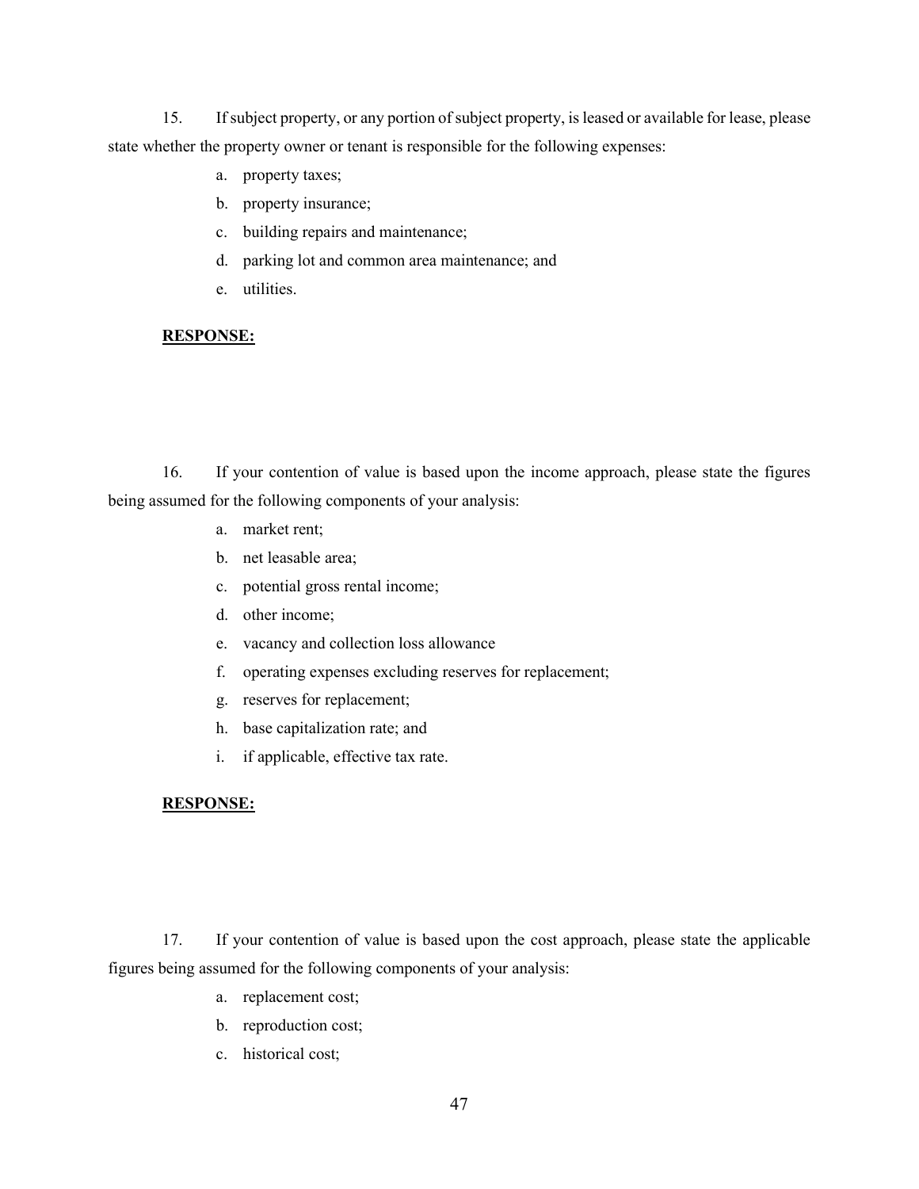15. If subject property, or any portion of subject property, is leased or available for lease, please state whether the property owner or tenant is responsible for the following expenses:

a. property taxes;
b. property insurance;
c. building repairs and maintenance;
d. parking lot and common area maintenance; and
e. utilities.

**<u>RESPONSE:</u>**

16. If your contention of value is based upon the income approach, please state the figures being assumed for the following components of your analysis:

a. market rent;
b. net leasable area;
c. potential gross rental income;
d. other income;
e. vacancy and collection loss allowance
f. operating expenses excluding reserves for replacement;
g. reserves for replacement;
h. base capitalization rate; and
i. if applicable, effective tax rate.

**<u>RESPONSE:</u>**

17. If your contention of value is based upon the cost approach, please state the applicable figures being assumed for the following components of your analysis:

a. replacement cost;
b. reproduction cost;
c. historical cost;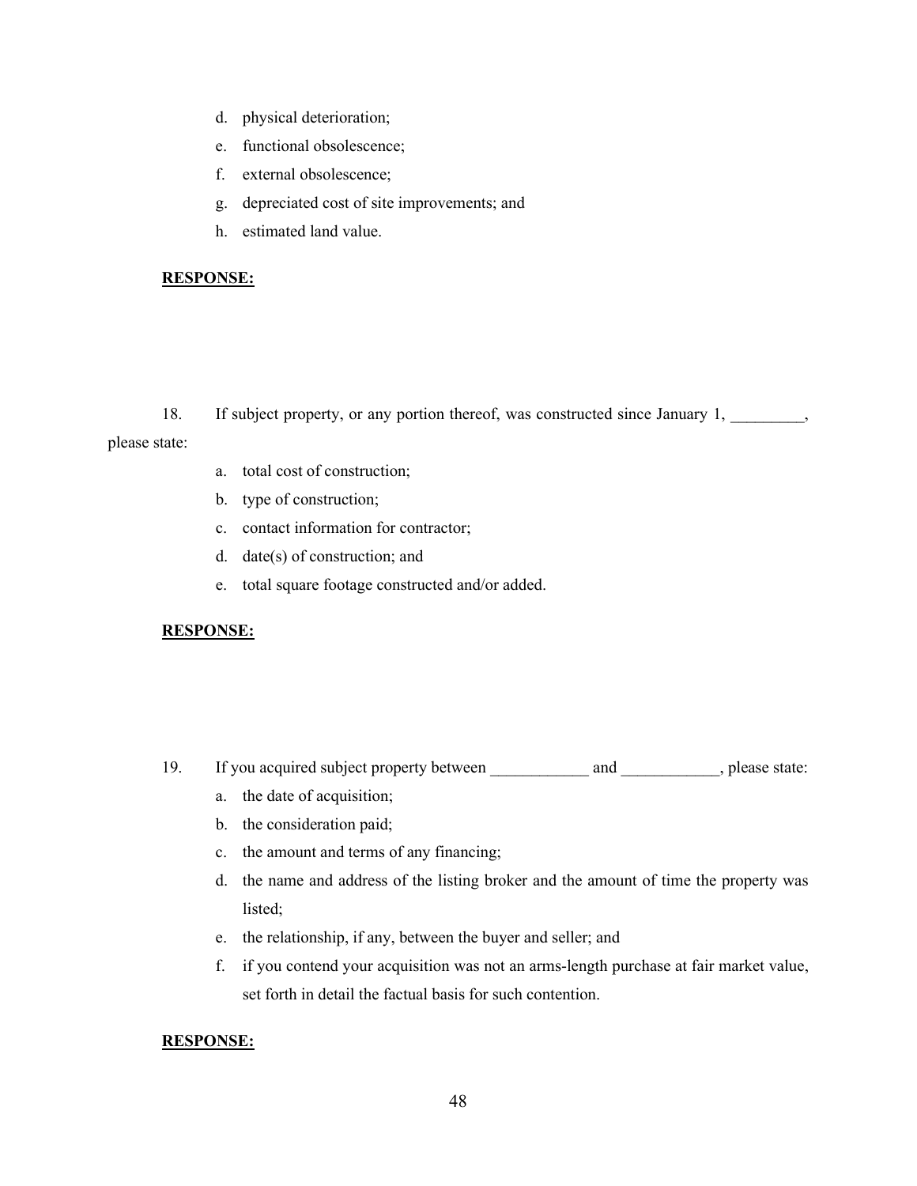d. physical deterioration;
e. functional obsolescence;
f. external obsolescence;
g. depreciated cost of site improvements; and
h. estimated land value.

**RESPONSE:**

18. If subject property, or any portion thereof, was constructed since January 1, _________, please state:

a. total cost of construction;
b. type of construction;
c. contact information for contractor;
d. date(s) of construction; and
e. total square footage constructed and/or added.

**RESPONSE:**

19. If you acquired subject property between ____________ and ____________, please state:

a. the date of acquisition;
b. the consideration paid;
c. the amount and terms of any financing;
d. the name and address of the listing broker and the amount of time the property was listed;
e. the relationship, if any, between the buyer and seller; and
f. if you contend your acquisition was not an arms-length purchase at fair market value, set forth in detail the factual basis for such contention.

**RESPONSE:**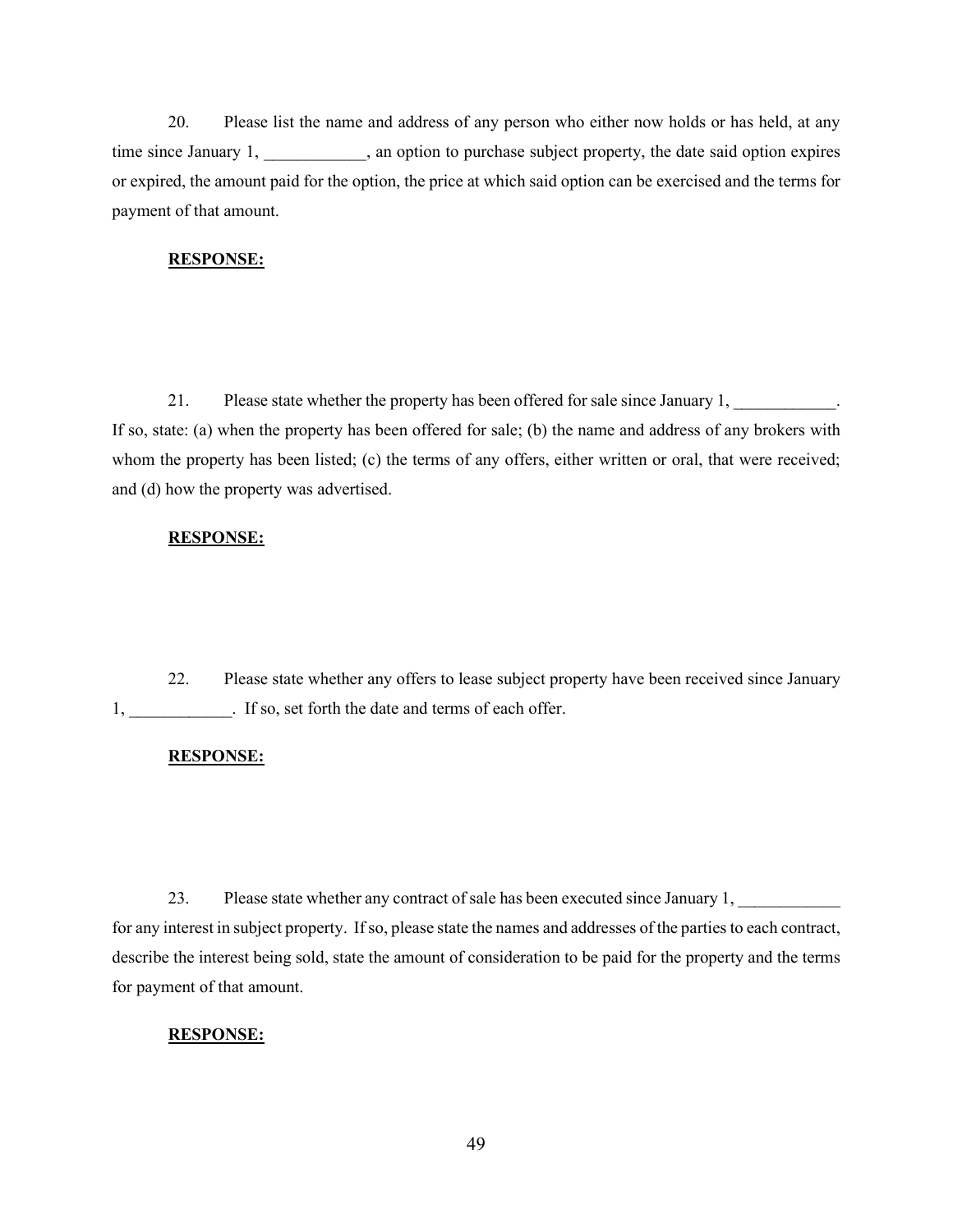20. Please list the name and address of any person who either now holds or has held, at any time since January 1, ____________, an option to purchase subject property, the date said option expires or expired, the amount paid for the option, the price at which said option can be exercised and the terms for payment of that amount.

**RESPONSE:**

21. Please state whether the property has been offered for sale since January 1, ____________. If so, state: (a) when the property has been offered for sale; (b) the name and address of any brokers with whom the property has been listed; (c) the terms of any offers, either written or oral, that were received; and (d) how the property was advertised.

**RESPONSE:**

22. Please state whether any offers to lease subject property have been received since January 1, ____________. If so, set forth the date and terms of each offer.

**RESPONSE:**

23. Please state whether any contract of sale has been executed since January 1, ____________ for any interest in subject property. If so, please state the names and addresses of the parties to each contract, describe the interest being sold, state the amount of consideration to be paid for the property and the terms for payment of that amount.

**RESPONSE:**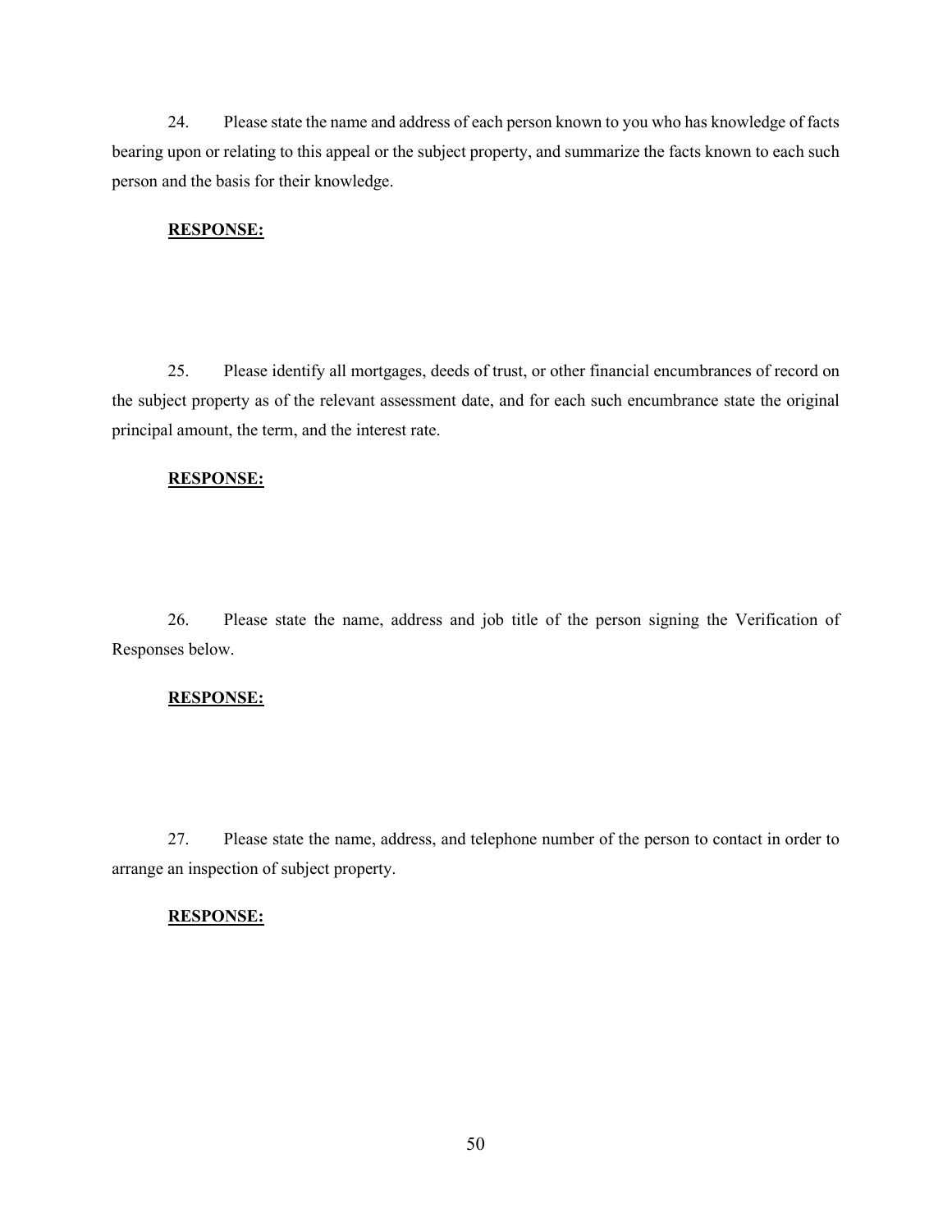24. Please state the name and address of each person known to you who has knowledge of facts bearing upon or relating to this appeal or the subject property, and summarize the facts known to each such person and the basis for their knowledge.

**RESPONSE:**

25. Please identify all mortgages, deeds of trust, or other financial encumbrances of record on the subject property as of the relevant assessment date, and for each such encumbrance state the original principal amount, the term, and the interest rate.

**RESPONSE:**

26. Please state the name, address and job title of the person signing the Verification of Responses below.

**RESPONSE:**

27. Please state the name, address, and telephone number of the person to contact in order to arrange an inspection of subject property.

**RESPONSE:**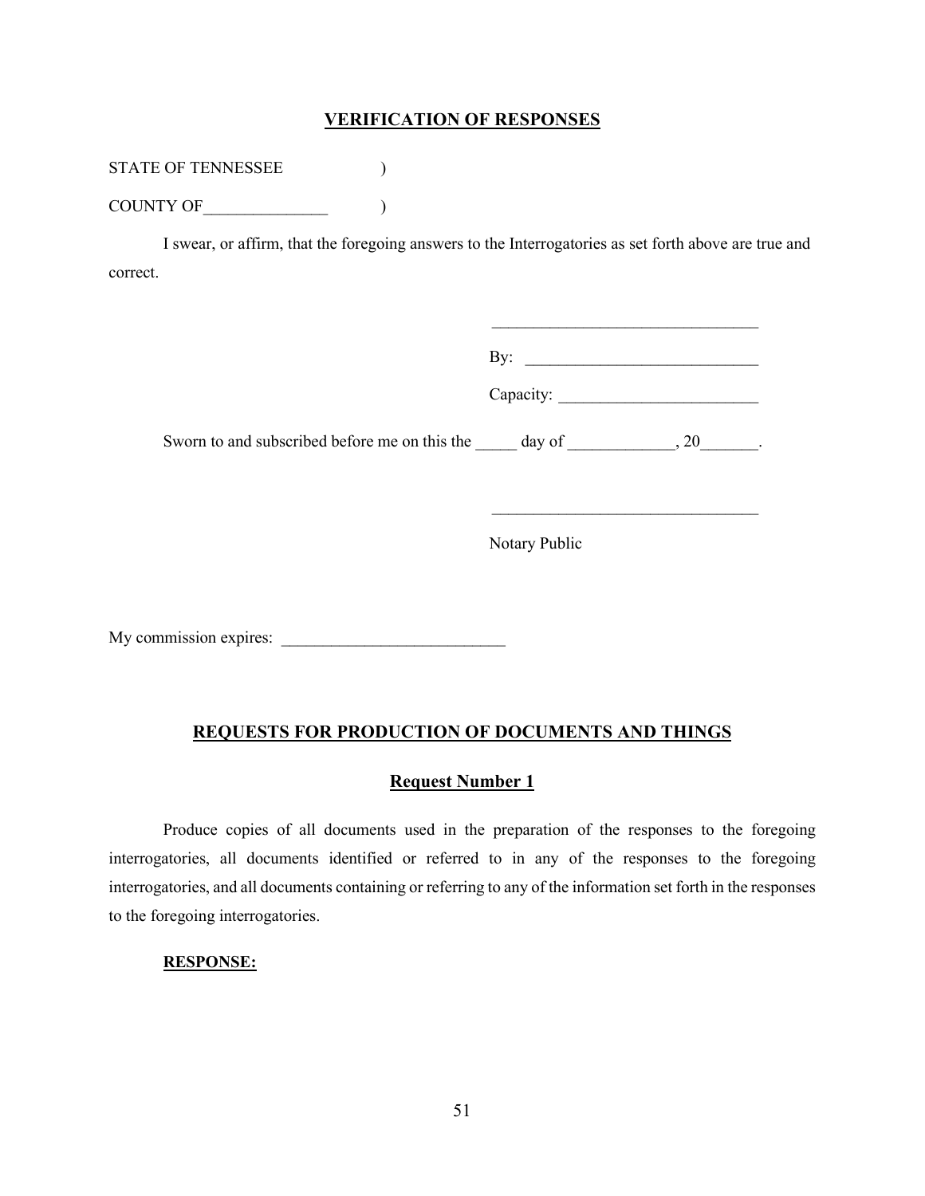## VERIFICATION OF RESPONSES

STATE OF TENNESSEE )

COUNTY OF_______________ )

I swear, or affirm, that the foregoing answers to the Interrogatories as set forth above are true and correct.

_________________________________

By: ____________________________

Capacity: ________________________

Sworn to and subscribed before me on this the _____ day of _____________, 20_______.

_________________________________

Notary Public

My commission expires: ___________________________

## REQUESTS FOR PRODUCTION OF DOCUMENTS AND THINGS

### Request Number 1

Produce copies of all documents used in the preparation of the responses to the foregoing interrogatories, all documents identified or referred to in any of the responses to the foregoing interrogatories, and all documents containing or referring to any of the information set forth in the responses to the foregoing interrogatories.

**RESPONSE:**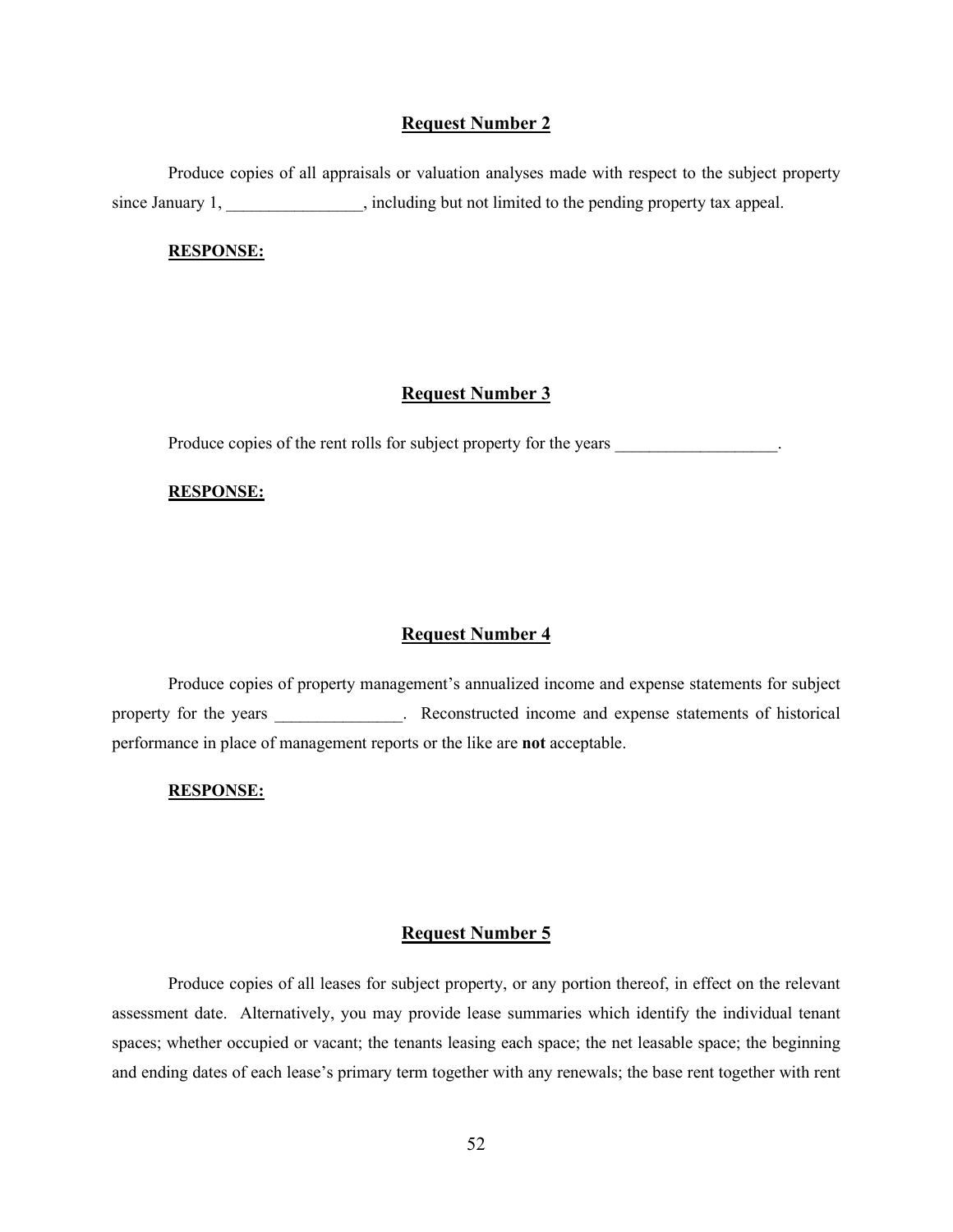**Request Number 2**

Produce copies of all appraisals or valuation analyses made with respect to the subject property since January 1, ________________, including but not limited to the pending property tax appeal.

**RESPONSE:**

**Request Number 3**

Produce copies of the rent rolls for subject property for the years ___________________.

**RESPONSE:**

**Request Number 4**

Produce copies of property management's annualized income and expense statements for subject property for the years _______________. Reconstructed income and expense statements of historical performance in place of management reports or the like are **not** acceptable.

**RESPONSE:**

**Request Number 5**

Produce copies of all leases for subject property, or any portion thereof, in effect on the relevant assessment date. Alternatively, you may provide lease summaries which identify the individual tenant spaces; whether occupied or vacant; the tenants leasing each space; the net leasable space; the beginning and ending dates of each lease's primary term together with any renewals; the base rent together with rent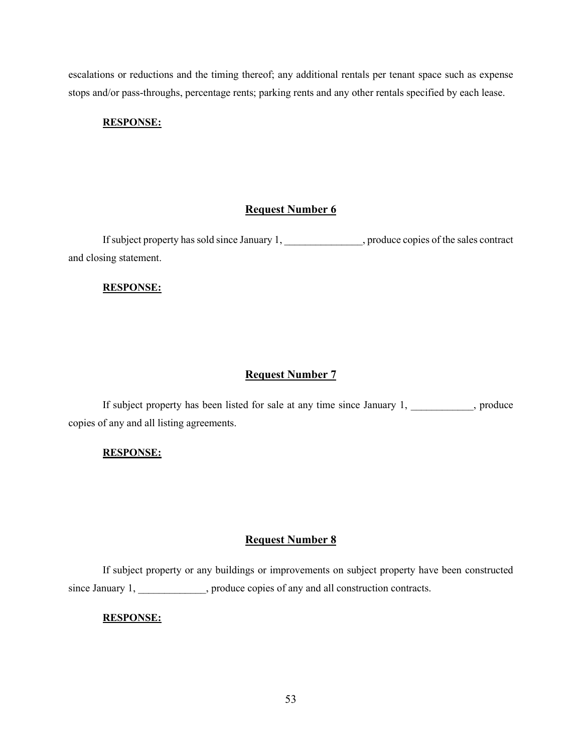escalations or reductions and the timing thereof; any additional rentals per tenant space such as expense stops and/or pass-throughs, percentage rents; parking rents and any other rentals specified by each lease.

**RESPONSE:**

## Request Number 6

If subject property has sold since January 1, _______________, produce copies of the sales contract and closing statement.

**RESPONSE:**

## Request Number 7

If subject property has been listed for sale at any time since January 1, ____________, produce copies of any and all listing agreements.

**RESPONSE:**

## Request Number 8

If subject property or any buildings or improvements on subject property have been constructed since January 1, _____________, produce copies of any and all construction contracts.

**RESPONSE:**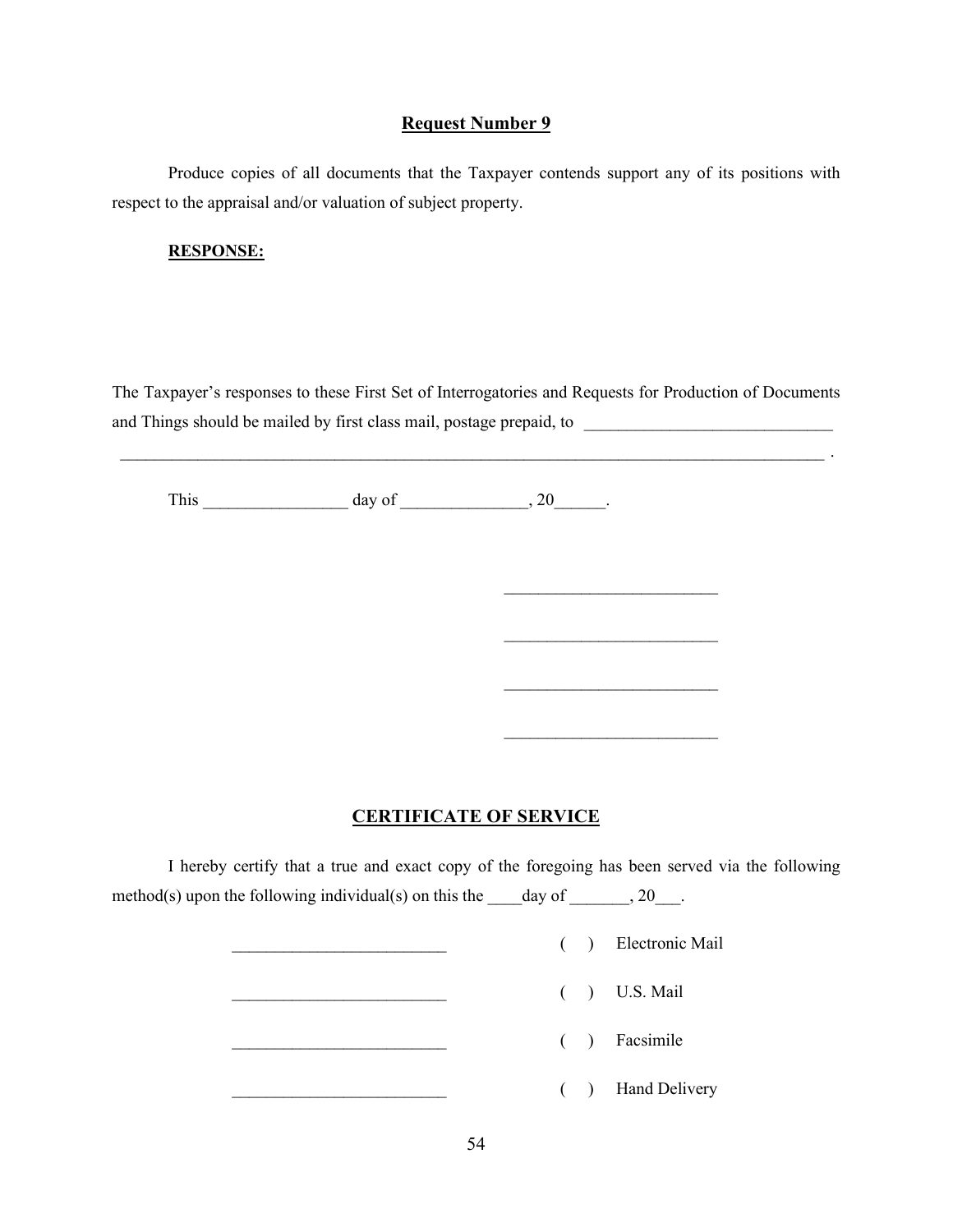## Request Number 9

Produce copies of all documents that the Taxpayer contends support any of its positions with respect to the appraisal and/or valuation of subject property.

**RESPONSE:**

The Taxpayer's responses to these First Set of Interrogatories and Requests for Production of Documents and Things should be mailed by first class mail, postage prepaid, to _____________________________ _______________________________________________________________________________________ .

This _________________ day of _______________, 20______.

_________________________

_________________________

_________________________

_________________________

## CERTIFICATE OF SERVICE

I hereby certify that a true and exact copy of the foregoing has been served via the following method(s) upon the following individual(s) on this the ____day of _______, 20___.

_________________________ ( ) Electronic Mail

_________________________ ( ) U.S. Mail

_________________________ ( ) Facsimile

_________________________ ( ) Hand Delivery